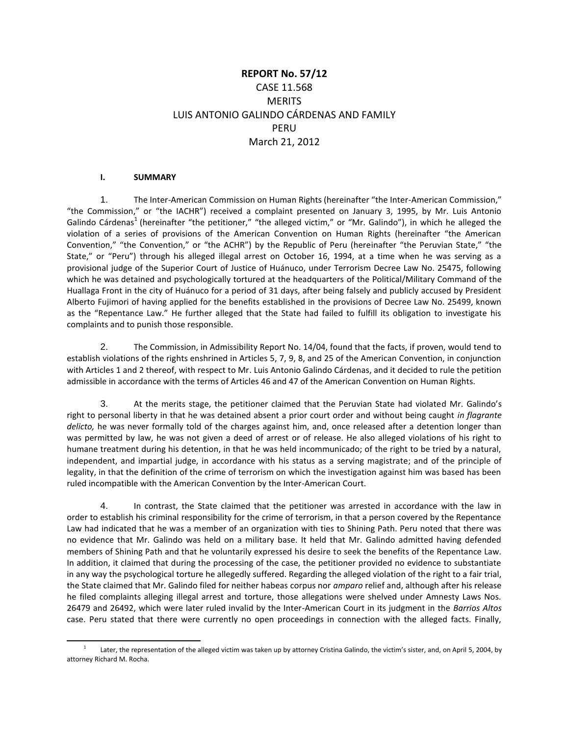# REPORT No. 57/12
## CASE 11.568
## MERITS
## LUIS ANTONIO GALINDO CÁRDENAS AND FAMILY
## PERU
## March 21, 2012

### I. SUMMARY

1. The Inter-American Commission on Human Rights (hereinafter "the Inter-American Commission," "the Commission," or "the IACHR") received a complaint presented on January 3, 1995, by Mr. Luis Antonio Galindo Cárdenas[1] (hereinafter "the petitioner," "the alleged victim," or "Mr. Galindo"), in which he alleged the violation of a series of provisions of the American Convention on Human Rights (hereinafter "the American Convention," "the Convention," or "the ACHR") by the Republic of Peru (hereinafter "the Peruvian State," "the State," or "Peru") through his alleged illegal arrest on October 16, 1994, at a time when he was serving as a provisional judge of the Superior Court of Justice of Huánuco, under Terrorism Decree Law No. 25475, following which he was detained and psychologically tortured at the headquarters of the Political/Military Command of the Huallaga Front in the city of Huánuco for a period of 31 days, after being falsely and publicly accused by President Alberto Fujimori of having applied for the benefits established in the provisions of Decree Law No. 25499, known as the "Repentance Law." He further alleged that the State had failed to fulfill its obligation to investigate his complaints and to punish those responsible.

2. The Commission, in Admissibility Report No. 14/04, found that the facts, if proven, would tend to establish violations of the rights enshrined in Articles 5, 7, 9, 8, and 25 of the American Convention, in conjunction with Articles 1 and 2 thereof, with respect to Mr. Luis Antonio Galindo Cárdenas, and it decided to rule the petition admissible in accordance with the terms of Articles 46 and 47 of the American Convention on Human Rights.

3. At the merits stage, the petitioner claimed that the Peruvian State had violated Mr. Galindo's right to personal liberty in that he was detained absent a prior court order and without being caught *in flagrante delicto,* he was never formally told of the charges against him, and, once released after a detention longer than was permitted by law, he was not given a deed of arrest or of release. He also alleged violations of his right to humane treatment during his detention, in that he was held incommunicado; of the right to be tried by a natural, independent, and impartial judge, in accordance with his status as a serving magistrate; and of the principle of legality, in that the definition of the crime of terrorism on which the investigation against him was based has been ruled incompatible with the American Convention by the Inter-American Court.

4. In contrast, the State claimed that the petitioner was arrested in accordance with the law in order to establish his criminal responsibility for the crime of terrorism, in that a person covered by the Repentance Law had indicated that he was a member of an organization with ties to Shining Path. Peru noted that there was no evidence that Mr. Galindo was held on a military base. It held that Mr. Galindo admitted having defended members of Shining Path and that he voluntarily expressed his desire to seek the benefits of the Repentance Law. In addition, it claimed that during the processing of the case, the petitioner provided no evidence to substantiate in any way the psychological torture he allegedly suffered. Regarding the alleged violation of the right to a fair trial, the State claimed that Mr. Galindo filed for neither habeas corpus nor *amparo* relief and, although after his release he filed complaints alleging illegal arrest and torture, those allegations were shelved under Amnesty Laws Nos. 26479 and 26492, which were later ruled invalid by the Inter-American Court in its judgment in the *Barrios Altos* case. Peru stated that there were currently no open proceedings in connection with the alleged facts. Finally,

[1] Later, the representation of the alleged victim was taken up by attorney Cristina Galindo, the victim's sister, and, on April 5, 2004, by attorney Richard M. Rocha.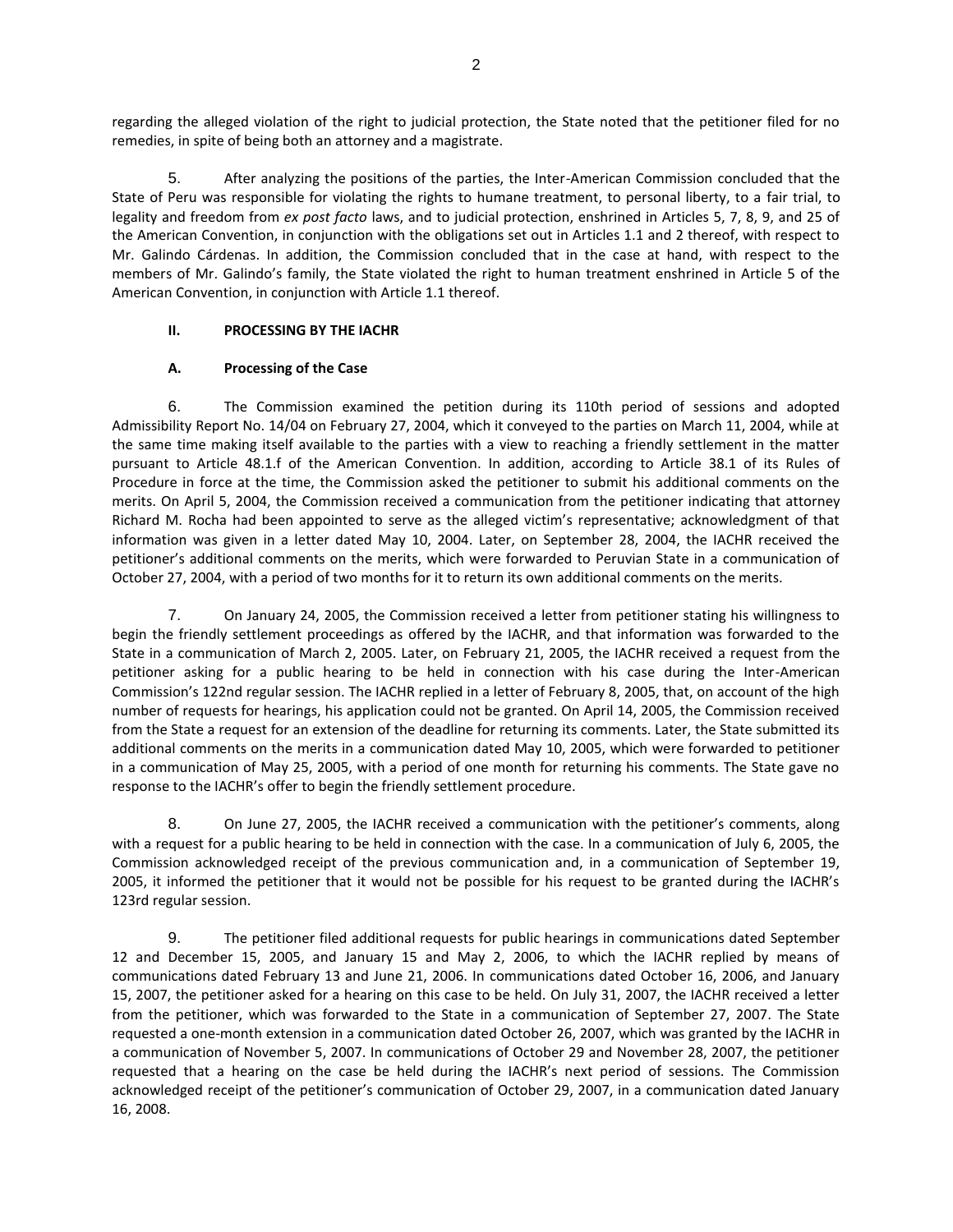regarding the alleged violation of the right to judicial protection, the State noted that the petitioner filed for no remedies, in spite of being both an attorney and a magistrate.

5. After analyzing the positions of the parties, the Inter-American Commission concluded that the State of Peru was responsible for violating the rights to humane treatment, to personal liberty, to a fair trial, to legality and freedom from *ex post facto* laws, and to judicial protection, enshrined in Articles 5, 7, 8, 9, and 25 of the American Convention, in conjunction with the obligations set out in Articles 1.1 and 2 thereof, with respect to Mr. Galindo Cárdenas. In addition, the Commission concluded that in the case at hand, with respect to the members of Mr. Galindo's family, the State violated the right to human treatment enshrined in Article 5 of the American Convention, in conjunction with Article 1.1 thereof.

## II. PROCESSING BY THE IACHR

### A. Processing of the Case

6. The Commission examined the petition during its 110th period of sessions and adopted Admissibility Report No. 14/04 on February 27, 2004, which it conveyed to the parties on March 11, 2004, while at the same time making itself available to the parties with a view to reaching a friendly settlement in the matter pursuant to Article 48.1.f of the American Convention. In addition, according to Article 38.1 of its Rules of Procedure in force at the time, the Commission asked the petitioner to submit his additional comments on the merits. On April 5, 2004, the Commission received a communication from the petitioner indicating that attorney Richard M. Rocha had been appointed to serve as the alleged victim's representative; acknowledgment of that information was given in a letter dated May 10, 2004. Later, on September 28, 2004, the IACHR received the petitioner's additional comments on the merits, which were forwarded to Peruvian State in a communication of October 27, 2004, with a period of two months for it to return its own additional comments on the merits.

7. On January 24, 2005, the Commission received a letter from petitioner stating his willingness to begin the friendly settlement proceedings as offered by the IACHR, and that information was forwarded to the State in a communication of March 2, 2005. Later, on February 21, 2005, the IACHR received a request from the petitioner asking for a public hearing to be held in connection with his case during the Inter-American Commission's 122nd regular session. The IACHR replied in a letter of February 8, 2005, that, on account of the high number of requests for hearings, his application could not be granted. On April 14, 2005, the Commission received from the State a request for an extension of the deadline for returning its comments. Later, the State submitted its additional comments on the merits in a communication dated May 10, 2005, which were forwarded to petitioner in a communication of May 25, 2005, with a period of one month for returning his comments. The State gave no response to the IACHR's offer to begin the friendly settlement procedure.

8. On June 27, 2005, the IACHR received a communication with the petitioner's comments, along with a request for a public hearing to be held in connection with the case. In a communication of July 6, 2005, the Commission acknowledged receipt of the previous communication and, in a communication of September 19, 2005, it informed the petitioner that it would not be possible for his request to be granted during the IACHR's 123rd regular session.

9. The petitioner filed additional requests for public hearings in communications dated September 12 and December 15, 2005, and January 15 and May 2, 2006, to which the IACHR replied by means of communications dated February 13 and June 21, 2006. In communications dated October 16, 2006, and January 15, 2007, the petitioner asked for a hearing on this case to be held. On July 31, 2007, the IACHR received a letter from the petitioner, which was forwarded to the State in a communication of September 27, 2007. The State requested a one-month extension in a communication dated October 26, 2007, which was granted by the IACHR in a communication of November 5, 2007. In communications of October 29 and November 28, 2007, the petitioner requested that a hearing on the case be held during the IACHR's next period of sessions. The Commission acknowledged receipt of the petitioner's communication of October 29, 2007, in a communication dated January 16, 2008.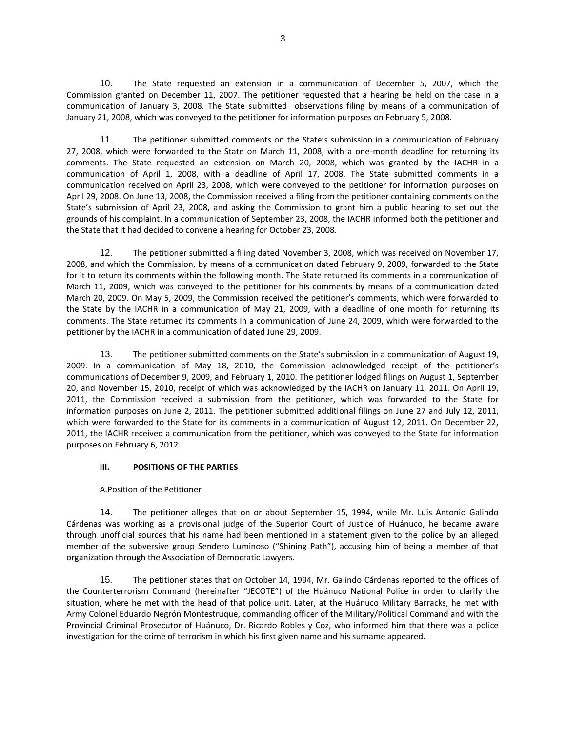10. The State requested an extension in a communication of December 5, 2007, which the Commission granted on December 11, 2007. The petitioner requested that a hearing be held on the case in a communication of January 3, 2008. The State submitted observations filing by means of a communication of January 21, 2008, which was conveyed to the petitioner for information purposes on February 5, 2008.

11. The petitioner submitted comments on the State's submission in a communication of February 27, 2008, which were forwarded to the State on March 11, 2008, with a one-month deadline for returning its comments. The State requested an extension on March 20, 2008, which was granted by the IACHR in a communication of April 1, 2008, with a deadline of April 17, 2008. The State submitted comments in a communication received on April 23, 2008, which were conveyed to the petitioner for information purposes on April 29, 2008. On June 13, 2008, the Commission received a filing from the petitioner containing comments on the State's submission of April 23, 2008, and asking the Commission to grant him a public hearing to set out the grounds of his complaint. In a communication of September 23, 2008, the IACHR informed both the petitioner and the State that it had decided to convene a hearing for October 23, 2008.

12. The petitioner submitted a filing dated November 3, 2008, which was received on November 17, 2008, and which the Commission, by means of a communication dated February 9, 2009, forwarded to the State for it to return its comments within the following month. The State returned its comments in a communication of March 11, 2009, which was conveyed to the petitioner for his comments by means of a communication dated March 20, 2009. On May 5, 2009, the Commission received the petitioner's comments, which were forwarded to the State by the IACHR in a communication of May 21, 2009, with a deadline of one month for returning its comments. The State returned its comments in a communication of June 24, 2009, which were forwarded to the petitioner by the IACHR in a communication of dated June 29, 2009.

13. The petitioner submitted comments on the State's submission in a communication of August 19, 2009. In a communication of May 18, 2010, the Commission acknowledged receipt of the petitioner's communications of December 9, 2009, and February 1, 2010. The petitioner lodged filings on August 1, September 20, and November 15, 2010, receipt of which was acknowledged by the IACHR on January 11, 2011. On April 19, 2011, the Commission received a submission from the petitioner, which was forwarded to the State for information purposes on June 2, 2011. The petitioner submitted additional filings on June 27 and July 12, 2011, which were forwarded to the State for its comments in a communication of August 12, 2011. On December 22, 2011, the IACHR received a communication from the petitioner, which was conveyed to the State for information purposes on February 6, 2012.

## III. POSITIONS OF THE PARTIES

### A. Position of the Petitioner

14. The petitioner alleges that on or about September 15, 1994, while Mr. Luis Antonio Galindo Cárdenas was working as a provisional judge of the Superior Court of Justice of Huánuco, he became aware through unofficial sources that his name had been mentioned in a statement given to the police by an alleged member of the subversive group Sendero Luminoso ("Shining Path"), accusing him of being a member of that organization through the Association of Democratic Lawyers.

15. The petitioner states that on October 14, 1994, Mr. Galindo Cárdenas reported to the offices of the Counterterrorism Command (hereinafter "JECOTE") of the Huánuco National Police in order to clarify the situation, where he met with the head of that police unit. Later, at the Huánuco Military Barracks, he met with Army Colonel Eduardo Negrón Montestruque, commanding officer of the Military/Political Command and with the Provincial Criminal Prosecutor of Huánuco, Dr. Ricardo Robles y Coz, who informed him that there was a police investigation for the crime of terrorism in which his first given name and his surname appeared.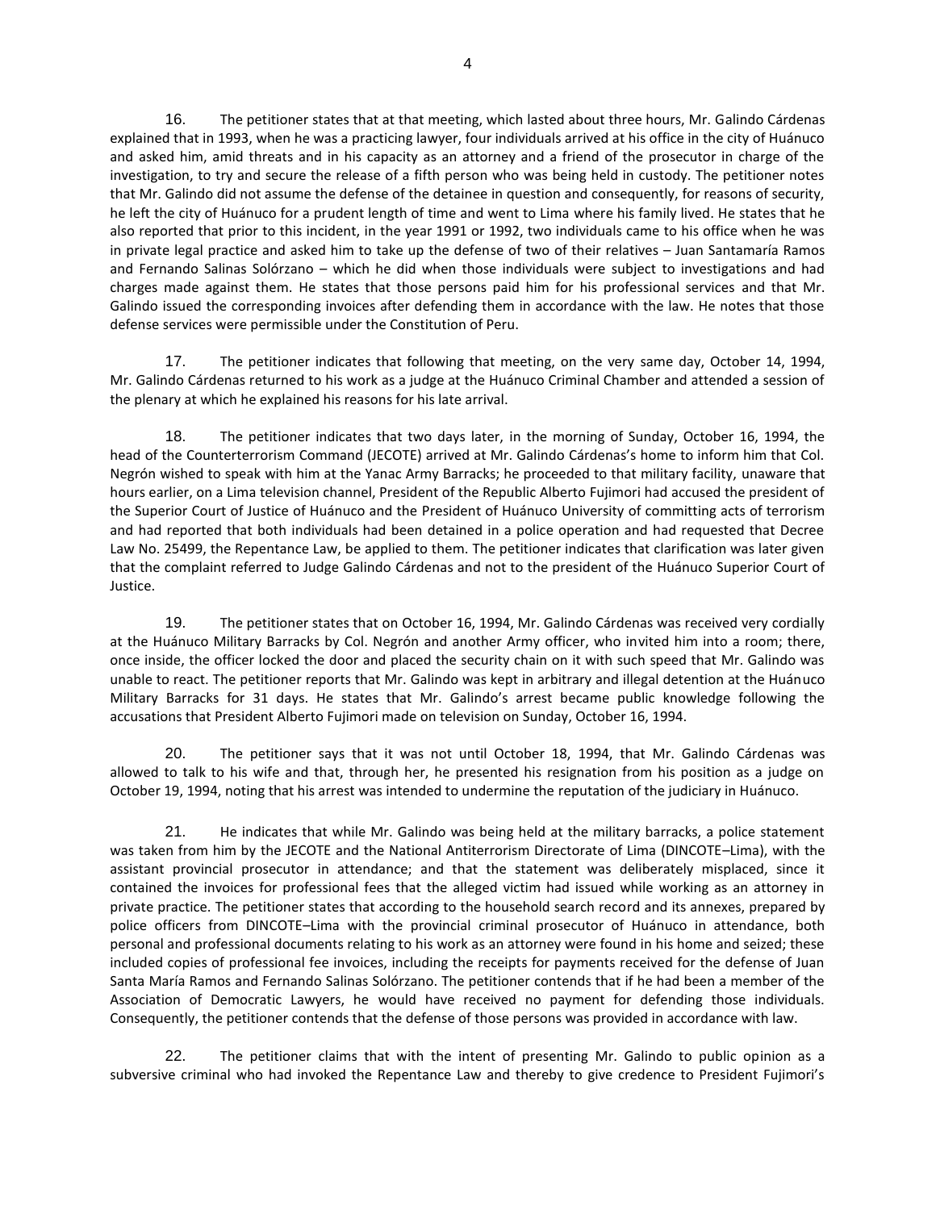16. The petitioner states that at that meeting, which lasted about three hours, Mr. Galindo Cárdenas explained that in 1993, when he was a practicing lawyer, four individuals arrived at his office in the city of Huánuco and asked him, amid threats and in his capacity as an attorney and a friend of the prosecutor in charge of the investigation, to try and secure the release of a fifth person who was being held in custody. The petitioner notes that Mr. Galindo did not assume the defense of the detainee in question and consequently, for reasons of security, he left the city of Huánuco for a prudent length of time and went to Lima where his family lived. He states that he also reported that prior to this incident, in the year 1991 or 1992, two individuals came to his office when he was in private legal practice and asked him to take up the defense of two of their relatives – Juan Santamaría Ramos and Fernando Salinas Solórzano – which he did when those individuals were subject to investigations and had charges made against them. He states that those persons paid him for his professional services and that Mr. Galindo issued the corresponding invoices after defending them in accordance with the law. He notes that those defense services were permissible under the Constitution of Peru.

17. The petitioner indicates that following that meeting, on the very same day, October 14, 1994, Mr. Galindo Cárdenas returned to his work as a judge at the Huánuco Criminal Chamber and attended a session of the plenary at which he explained his reasons for his late arrival.

18. The petitioner indicates that two days later, in the morning of Sunday, October 16, 1994, the head of the Counterterrorism Command (JECOTE) arrived at Mr. Galindo Cárdenas's home to inform him that Col. Negrón wished to speak with him at the Yanac Army Barracks; he proceeded to that military facility, unaware that hours earlier, on a Lima television channel, President of the Republic Alberto Fujimori had accused the president of the Superior Court of Justice of Huánuco and the President of Huánuco University of committing acts of terrorism and had reported that both individuals had been detained in a police operation and had requested that Decree Law No. 25499, the Repentance Law, be applied to them. The petitioner indicates that clarification was later given that the complaint referred to Judge Galindo Cárdenas and not to the president of the Huánuco Superior Court of Justice.

19. The petitioner states that on October 16, 1994, Mr. Galindo Cárdenas was received very cordially at the Huánuco Military Barracks by Col. Negrón and another Army officer, who invited him into a room; there, once inside, the officer locked the door and placed the security chain on it with such speed that Mr. Galindo was unable to react. The petitioner reports that Mr. Galindo was kept in arbitrary and illegal detention at the Huánuco Military Barracks for 31 days. He states that Mr. Galindo's arrest became public knowledge following the accusations that President Alberto Fujimori made on television on Sunday, October 16, 1994.

20. The petitioner says that it was not until October 18, 1994, that Mr. Galindo Cárdenas was allowed to talk to his wife and that, through her, he presented his resignation from his position as a judge on October 19, 1994, noting that his arrest was intended to undermine the reputation of the judiciary in Huánuco.

21. He indicates that while Mr. Galindo was being held at the military barracks, a police statement was taken from him by the JECOTE and the National Antiterrorism Directorate of Lima (DINCOTE–Lima), with the assistant provincial prosecutor in attendance; and that the statement was deliberately misplaced, since it contained the invoices for professional fees that the alleged victim had issued while working as an attorney in private practice. The petitioner states that according to the household search record and its annexes, prepared by police officers from DINCOTE–Lima with the provincial criminal prosecutor of Huánuco in attendance, both personal and professional documents relating to his work as an attorney were found in his home and seized; these included copies of professional fee invoices, including the receipts for payments received for the defense of Juan Santa María Ramos and Fernando Salinas Solórzano. The petitioner contends that if he had been a member of the Association of Democratic Lawyers, he would have received no payment for defending those individuals. Consequently, the petitioner contends that the defense of those persons was provided in accordance with law.

22. The petitioner claims that with the intent of presenting Mr. Galindo to public opinion as a subversive criminal who had invoked the Repentance Law and thereby to give credence to President Fujimori's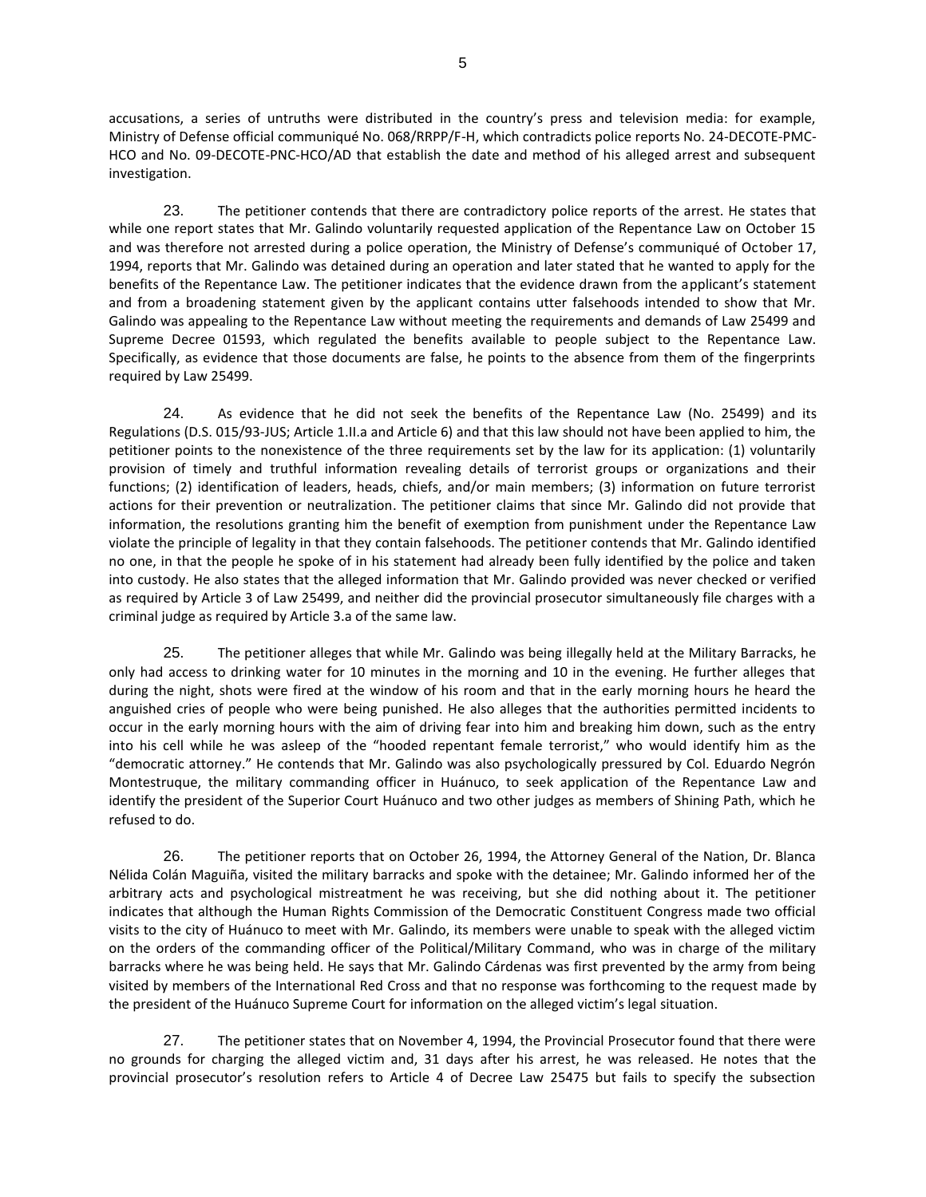accusations, a series of untruths were distributed in the country's press and television media: for example, Ministry of Defense official communiqué No. 068/RRPP/F-H, which contradicts police reports No. 24-DECOTE-PMC-HCO and No. 09-DECOTE-PNC-HCO/AD that establish the date and method of his alleged arrest and subsequent investigation.

23. The petitioner contends that there are contradictory police reports of the arrest. He states that while one report states that Mr. Galindo voluntarily requested application of the Repentance Law on October 15 and was therefore not arrested during a police operation, the Ministry of Defense's communiqué of October 17, 1994, reports that Mr. Galindo was detained during an operation and later stated that he wanted to apply for the benefits of the Repentance Law. The petitioner indicates that the evidence drawn from the applicant's statement and from a broadening statement given by the applicant contains utter falsehoods intended to show that Mr. Galindo was appealing to the Repentance Law without meeting the requirements and demands of Law 25499 and Supreme Decree 01593, which regulated the benefits available to people subject to the Repentance Law. Specifically, as evidence that those documents are false, he points to the absence from them of the fingerprints required by Law 25499.

24. As evidence that he did not seek the benefits of the Repentance Law (No. 25499) and its Regulations (D.S. 015/93-JUS; Article 1.II.a and Article 6) and that this law should not have been applied to him, the petitioner points to the nonexistence of the three requirements set by the law for its application: (1) voluntarily provision of timely and truthful information revealing details of terrorist groups or organizations and their functions; (2) identification of leaders, heads, chiefs, and/or main members; (3) information on future terrorist actions for their prevention or neutralization. The petitioner claims that since Mr. Galindo did not provide that information, the resolutions granting him the benefit of exemption from punishment under the Repentance Law violate the principle of legality in that they contain falsehoods. The petitioner contends that Mr. Galindo identified no one, in that the people he spoke of in his statement had already been fully identified by the police and taken into custody. He also states that the alleged information that Mr. Galindo provided was never checked or verified as required by Article 3 of Law 25499, and neither did the provincial prosecutor simultaneously file charges with a criminal judge as required by Article 3.a of the same law.

25. The petitioner alleges that while Mr. Galindo was being illegally held at the Military Barracks, he only had access to drinking water for 10 minutes in the morning and 10 in the evening. He further alleges that during the night, shots were fired at the window of his room and that in the early morning hours he heard the anguished cries of people who were being punished. He also alleges that the authorities permitted incidents to occur in the early morning hours with the aim of driving fear into him and breaking him down, such as the entry into his cell while he was asleep of the "hooded repentant female terrorist," who would identify him as the "democratic attorney." He contends that Mr. Galindo was also psychologically pressured by Col. Eduardo Negrón Montestruque, the military commanding officer in Huánuco, to seek application of the Repentance Law and identify the president of the Superior Court Huánuco and two other judges as members of Shining Path, which he refused to do.

26. The petitioner reports that on October 26, 1994, the Attorney General of the Nation, Dr. Blanca Nélida Colán Maguiña, visited the military barracks and spoke with the detainee; Mr. Galindo informed her of the arbitrary acts and psychological mistreatment he was receiving, but she did nothing about it. The petitioner indicates that although the Human Rights Commission of the Democratic Constituent Congress made two official visits to the city of Huánuco to meet with Mr. Galindo, its members were unable to speak with the alleged victim on the orders of the commanding officer of the Political/Military Command, who was in charge of the military barracks where he was being held. He says that Mr. Galindo Cárdenas was first prevented by the army from being visited by members of the International Red Cross and that no response was forthcoming to the request made by the president of the Huánuco Supreme Court for information on the alleged victim's legal situation.

27. The petitioner states that on November 4, 1994, the Provincial Prosecutor found that there were no grounds for charging the alleged victim and, 31 days after his arrest, he was released. He notes that the provincial prosecutor's resolution refers to Article 4 of Decree Law 25475 but fails to specify the subsection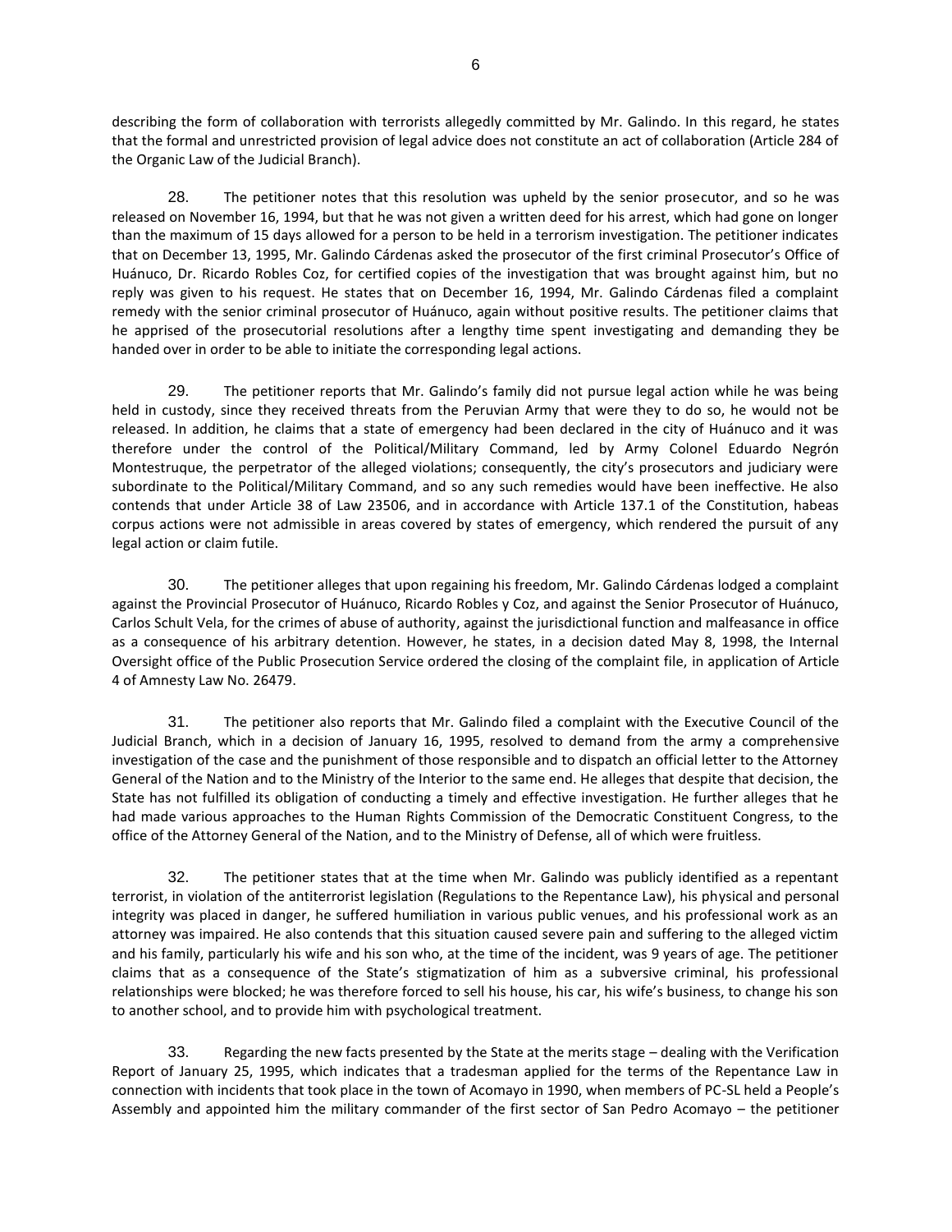describing the form of collaboration with terrorists allegedly committed by Mr. Galindo. In this regard, he states that the formal and unrestricted provision of legal advice does not constitute an act of collaboration (Article 284 of the Organic Law of the Judicial Branch).

28. The petitioner notes that this resolution was upheld by the senior prosecutor, and so he was released on November 16, 1994, but that he was not given a written deed for his arrest, which had gone on longer than the maximum of 15 days allowed for a person to be held in a terrorism investigation. The petitioner indicates that on December 13, 1995, Mr. Galindo Cárdenas asked the prosecutor of the first criminal Prosecutor's Office of Huánuco, Dr. Ricardo Robles Coz, for certified copies of the investigation that was brought against him, but no reply was given to his request. He states that on December 16, 1994, Mr. Galindo Cárdenas filed a complaint remedy with the senior criminal prosecutor of Huánuco, again without positive results. The petitioner claims that he apprised of the prosecutorial resolutions after a lengthy time spent investigating and demanding they be handed over in order to be able to initiate the corresponding legal actions.

29. The petitioner reports that Mr. Galindo's family did not pursue legal action while he was being held in custody, since they received threats from the Peruvian Army that were they to do so, he would not be released. In addition, he claims that a state of emergency had been declared in the city of Huánuco and it was therefore under the control of the Political/Military Command, led by Army Colonel Eduardo Negrón Montestruque, the perpetrator of the alleged violations; consequently, the city's prosecutors and judiciary were subordinate to the Political/Military Command, and so any such remedies would have been ineffective. He also contends that under Article 38 of Law 23506, and in accordance with Article 137.1 of the Constitution, habeas corpus actions were not admissible in areas covered by states of emergency, which rendered the pursuit of any legal action or claim futile.

30. The petitioner alleges that upon regaining his freedom, Mr. Galindo Cárdenas lodged a complaint against the Provincial Prosecutor of Huánuco, Ricardo Robles y Coz, and against the Senior Prosecutor of Huánuco, Carlos Schult Vela, for the crimes of abuse of authority, against the jurisdictional function and malfeasance in office as a consequence of his arbitrary detention. However, he states, in a decision dated May 8, 1998, the Internal Oversight office of the Public Prosecution Service ordered the closing of the complaint file, in application of Article 4 of Amnesty Law No. 26479.

31. The petitioner also reports that Mr. Galindo filed a complaint with the Executive Council of the Judicial Branch, which in a decision of January 16, 1995, resolved to demand from the army a comprehensive investigation of the case and the punishment of those responsible and to dispatch an official letter to the Attorney General of the Nation and to the Ministry of the Interior to the same end. He alleges that despite that decision, the State has not fulfilled its obligation of conducting a timely and effective investigation. He further alleges that he had made various approaches to the Human Rights Commission of the Democratic Constituent Congress, to the office of the Attorney General of the Nation, and to the Ministry of Defense, all of which were fruitless.

32. The petitioner states that at the time when Mr. Galindo was publicly identified as a repentant terrorist, in violation of the antiterrorist legislation (Regulations to the Repentance Law), his physical and personal integrity was placed in danger, he suffered humiliation in various public venues, and his professional work as an attorney was impaired. He also contends that this situation caused severe pain and suffering to the alleged victim and his family, particularly his wife and his son who, at the time of the incident, was 9 years of age. The petitioner claims that as a consequence of the State's stigmatization of him as a subversive criminal, his professional relationships were blocked; he was therefore forced to sell his house, his car, his wife's business, to change his son to another school, and to provide him with psychological treatment.

33. Regarding the new facts presented by the State at the merits stage – dealing with the Verification Report of January 25, 1995, which indicates that a tradesman applied for the terms of the Repentance Law in connection with incidents that took place in the town of Acomayo in 1990, when members of PC-SL held a People's Assembly and appointed him the military commander of the first sector of San Pedro Acomayo – the petitioner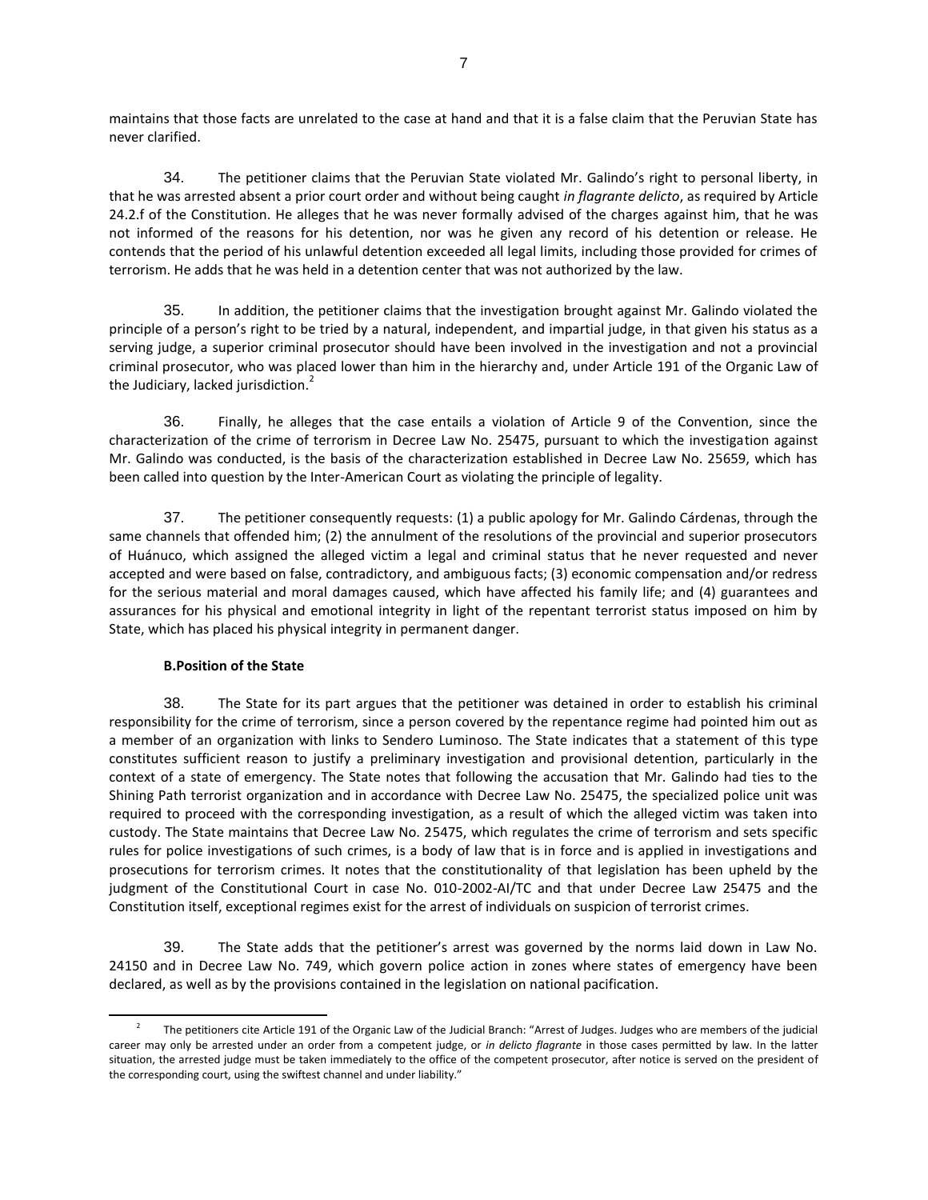maintains that those facts are unrelated to the case at hand and that it is a false claim that the Peruvian State has never clarified.

34. The petitioner claims that the Peruvian State violated Mr. Galindo's right to personal liberty, in that he was arrested absent a prior court order and without being caught *in flagrante delicto*, as required by Article 24.2.f of the Constitution. He alleges that he was never formally advised of the charges against him, that he was not informed of the reasons for his detention, nor was he given any record of his detention or release. He contends that the period of his unlawful detention exceeded all legal limits, including those provided for crimes of terrorism. He adds that he was held in a detention center that was not authorized by the law.

35. In addition, the petitioner claims that the investigation brought against Mr. Galindo violated the principle of a person's right to be tried by a natural, independent, and impartial judge, in that given his status as a serving judge, a superior criminal prosecutor should have been involved in the investigation and not a provincial criminal prosecutor, who was placed lower than him in the hierarchy and, under Article 191 of the Organic Law of the Judiciary, lacked jurisdiction.[2]

36. Finally, he alleges that the case entails a violation of Article 9 of the Convention, since the characterization of the crime of terrorism in Decree Law No. 25475, pursuant to which the investigation against Mr. Galindo was conducted, is the basis of the characterization established in Decree Law No. 25659, which has been called into question by the Inter-American Court as violating the principle of legality.

37. The petitioner consequently requests: (1) a public apology for Mr. Galindo Cárdenas, through the same channels that offended him; (2) the annulment of the resolutions of the provincial and superior prosecutors of Huánuco, which assigned the alleged victim a legal and criminal status that he never requested and never accepted and were based on false, contradictory, and ambiguous facts; (3) economic compensation and/or redress for the serious material and moral damages caused, which have affected his family life; and (4) guarantees and assurances for his physical and emotional integrity in light of the repentant terrorist status imposed on him by State, which has placed his physical integrity in permanent danger.

### B. Position of the State

38. The State for its part argues that the petitioner was detained in order to establish his criminal responsibility for the crime of terrorism, since a person covered by the repentance regime had pointed him out as a member of an organization with links to Sendero Luminoso. The State indicates that a statement of this type constitutes sufficient reason to justify a preliminary investigation and provisional detention, particularly in the context of a state of emergency. The State notes that following the accusation that Mr. Galindo had ties to the Shining Path terrorist organization and in accordance with Decree Law No. 25475, the specialized police unit was required to proceed with the corresponding investigation, as a result of which the alleged victim was taken into custody. The State maintains that Decree Law No. 25475, which regulates the crime of terrorism and sets specific rules for police investigations of such crimes, is a body of law that is in force and is applied in investigations and prosecutions for terrorism crimes. It notes that the constitutionality of that legislation has been upheld by the judgment of the Constitutional Court in case No. 010-2002-AI/TC and that under Decree Law 25475 and the Constitution itself, exceptional regimes exist for the arrest of individuals on suspicion of terrorist crimes.

39. The State adds that the petitioner's arrest was governed by the norms laid down in Law No. 24150 and in Decree Law No. 749, which govern police action in zones where states of emergency have been declared, as well as by the provisions contained in the legislation on national pacification.

[2] The petitioners cite Article 191 of the Organic Law of the Judicial Branch: "Arrest of Judges. Judges who are members of the judicial career may only be arrested under an order from a competent judge, or *in delicto flagrante* in those cases permitted by law. In the latter situation, the arrested judge must be taken immediately to the office of the competent prosecutor, after notice is served on the president of the corresponding court, using the swiftest channel and under liability."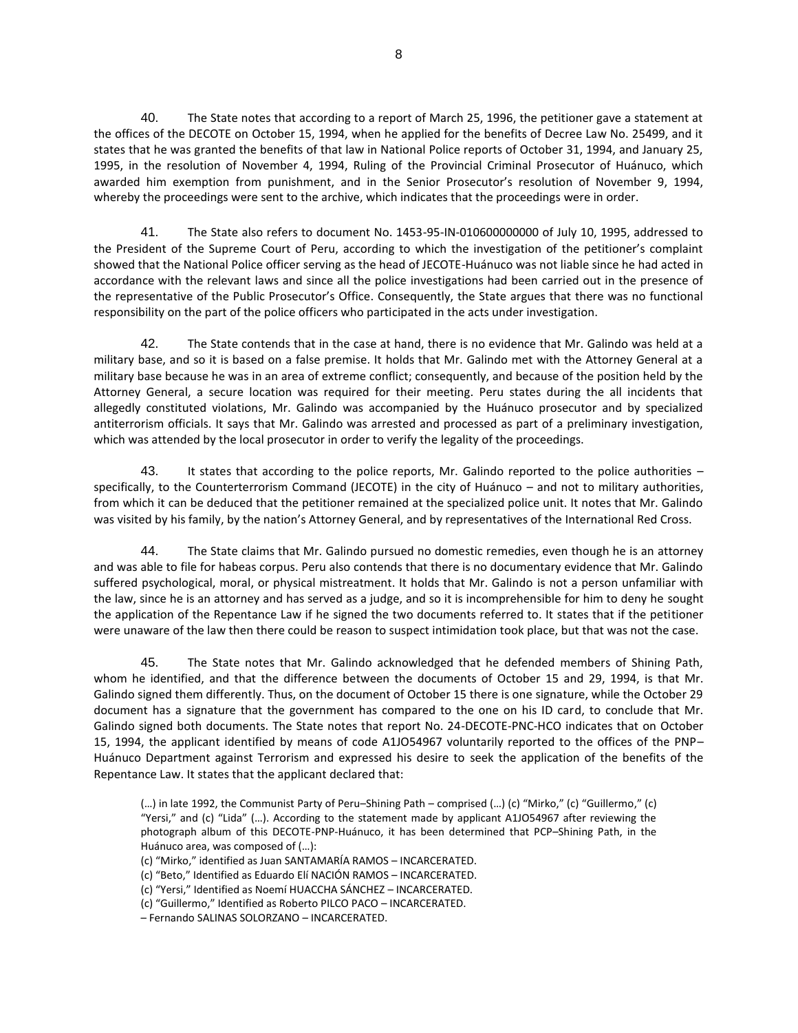40. The State notes that according to a report of March 25, 1996, the petitioner gave a statement at the offices of the DECOTE on October 15, 1994, when he applied for the benefits of Decree Law No. 25499, and it states that he was granted the benefits of that law in National Police reports of October 31, 1994, and January 25, 1995, in the resolution of November 4, 1994, Ruling of the Provincial Criminal Prosecutor of Huánuco, which awarded him exemption from punishment, and in the Senior Prosecutor's resolution of November 9, 1994, whereby the proceedings were sent to the archive, which indicates that the proceedings were in order.

41. The State also refers to document No. 1453-95-IN-010600000000 of July 10, 1995, addressed to the President of the Supreme Court of Peru, according to which the investigation of the petitioner's complaint showed that the National Police officer serving as the head of JECOTE-Huánuco was not liable since he had acted in accordance with the relevant laws and since all the police investigations had been carried out in the presence of the representative of the Public Prosecutor's Office. Consequently, the State argues that there was no functional responsibility on the part of the police officers who participated in the acts under investigation.

42. The State contends that in the case at hand, there is no evidence that Mr. Galindo was held at a military base, and so it is based on a false premise. It holds that Mr. Galindo met with the Attorney General at a military base because he was in an area of extreme conflict; consequently, and because of the position held by the Attorney General, a secure location was required for their meeting. Peru states during the all incidents that allegedly constituted violations, Mr. Galindo was accompanied by the Huánuco prosecutor and by specialized antiterrorism officials. It says that Mr. Galindo was arrested and processed as part of a preliminary investigation, which was attended by the local prosecutor in order to verify the legality of the proceedings.

43. It states that according to the police reports, Mr. Galindo reported to the police authorities – specifically, to the Counterterrorism Command (JECOTE) in the city of Huánuco – and not to military authorities, from which it can be deduced that the petitioner remained at the specialized police unit. It notes that Mr. Galindo was visited by his family, by the nation's Attorney General, and by representatives of the International Red Cross.

44. The State claims that Mr. Galindo pursued no domestic remedies, even though he is an attorney and was able to file for habeas corpus. Peru also contends that there is no documentary evidence that Mr. Galindo suffered psychological, moral, or physical mistreatment. It holds that Mr. Galindo is not a person unfamiliar with the law, since he is an attorney and has served as a judge, and so it is incomprehensible for him to deny he sought the application of the Repentance Law if he signed the two documents referred to. It states that if the petitioner were unaware of the law then there could be reason to suspect intimidation took place, but that was not the case.

45. The State notes that Mr. Galindo acknowledged that he defended members of Shining Path, whom he identified, and that the difference between the documents of October 15 and 29, 1994, is that Mr. Galindo signed them differently. Thus, on the document of October 15 there is one signature, while the October 29 document has a signature that the government has compared to the one on his ID card, to conclude that Mr. Galindo signed both documents. The State notes that report No. 24-DECOTE-PNC-HCO indicates that on October 15, 1994, the applicant identified by means of code A1JO54967 voluntarily reported to the offices of the PNP–Huánuco Department against Terrorism and expressed his desire to seek the application of the benefits of the Repentance Law. It states that the applicant declared that:

> (…) in late 1992, the Communist Party of Peru–Shining Path – comprised (…) (c) "Mirko," (c) "Guillermo," (c) "Yersi," and (c) "Lida" (…). According to the statement made by applicant A1JO54967 after reviewing the photograph album of this DECOTE-PNP-Huánuco, it has been determined that PCP–Shining Path, in the Huánuco area, was composed of (…):
>
> (c) "Mirko," identified as Juan SANTAMARÍA RAMOS – INCARCERATED.
>
> (c) "Beto," Identified as Eduardo Elí NACIÓN RAMOS – INCARCERATED.
>
> (c) "Yersi," Identified as Noemí HUACCHA SÁNCHEZ – INCARCERATED.
>
> (c) "Guillermo," Identified as Roberto PILCO PACO – INCARCERATED.
>
> – Fernando SALINAS SOLORZANO – INCARCERATED.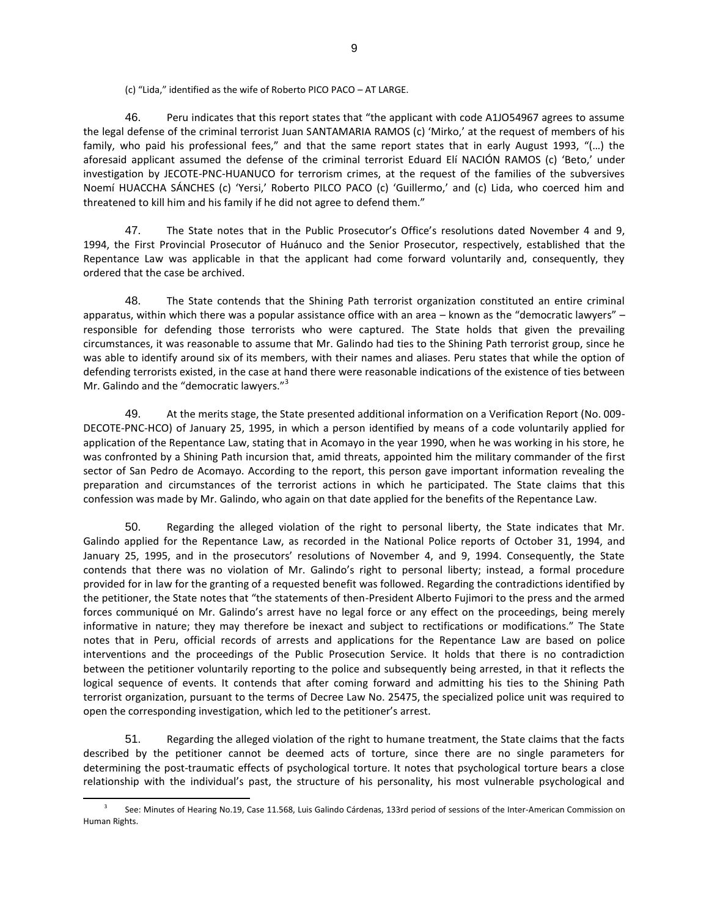(c) "Lida," identified as the wife of Roberto PICO PACO – AT LARGE.

46. Peru indicates that this report states that "the applicant with code A1JO54967 agrees to assume the legal defense of the criminal terrorist Juan SANTAMARIA RAMOS (c) 'Mirko,' at the request of members of his family, who paid his professional fees," and that the same report states that in early August 1993, "(…) the aforesaid applicant assumed the defense of the criminal terrorist Eduard Elí NACIÓN RAMOS (c) 'Beto,' under investigation by JECOTE-PNC-HUANUCO for terrorism crimes, at the request of the families of the subversives Noemí HUACCHA SÁNCHES (c) 'Yersi,' Roberto PILCO PACO (c) 'Guillermo,' and (c) Lida, who coerced him and threatened to kill him and his family if he did not agree to defend them."

47. The State notes that in the Public Prosecutor's Office's resolutions dated November 4 and 9, 1994, the First Provincial Prosecutor of Huánuco and the Senior Prosecutor, respectively, established that the Repentance Law was applicable in that the applicant had come forward voluntarily and, consequently, they ordered that the case be archived.

48. The State contends that the Shining Path terrorist organization constituted an entire criminal apparatus, within which there was a popular assistance office with an area – known as the "democratic lawyers" – responsible for defending those terrorists who were captured. The State holds that given the prevailing circumstances, it was reasonable to assume that Mr. Galindo had ties to the Shining Path terrorist group, since he was able to identify around six of its members, with their names and aliases. Peru states that while the option of defending terrorists existed, in the case at hand there were reasonable indications of the existence of ties between Mr. Galindo and the "democratic lawyers."[3]

49. At the merits stage, the State presented additional information on a Verification Report (No. 009-DECOTE-PNC-HCO) of January 25, 1995, in which a person identified by means of a code voluntarily applied for application of the Repentance Law, stating that in Acomayo in the year 1990, when he was working in his store, he was confronted by a Shining Path incursion that, amid threats, appointed him the military commander of the first sector of San Pedro de Acomayo. According to the report, this person gave important information revealing the preparation and circumstances of the terrorist actions in which he participated. The State claims that this confession was made by Mr. Galindo, who again on that date applied for the benefits of the Repentance Law.

50. Regarding the alleged violation of the right to personal liberty, the State indicates that Mr. Galindo applied for the Repentance Law, as recorded in the National Police reports of October 31, 1994, and January 25, 1995, and in the prosecutors' resolutions of November 4, and 9, 1994. Consequently, the State contends that there was no violation of Mr. Galindo's right to personal liberty; instead, a formal procedure provided for in law for the granting of a requested benefit was followed. Regarding the contradictions identified by the petitioner, the State notes that "the statements of then-President Alberto Fujimori to the press and the armed forces communiqué on Mr. Galindo's arrest have no legal force or any effect on the proceedings, being merely informative in nature; they may therefore be inexact and subject to rectifications or modifications." The State notes that in Peru, official records of arrests and applications for the Repentance Law are based on police interventions and the proceedings of the Public Prosecution Service. It holds that there is no contradiction between the petitioner voluntarily reporting to the police and subsequently being arrested, in that it reflects the logical sequence of events. It contends that after coming forward and admitting his ties to the Shining Path terrorist organization, pursuant to the terms of Decree Law No. 25475, the specialized police unit was required to open the corresponding investigation, which led to the petitioner's arrest.

51. Regarding the alleged violation of the right to humane treatment, the State claims that the facts described by the petitioner cannot be deemed acts of torture, since there are no single parameters for determining the post-traumatic effects of psychological torture. It notes that psychological torture bears a close relationship with the individual's past, the structure of his personality, his most vulnerable psychological and

[3] See: Minutes of Hearing No.19, Case 11.568, Luis Galindo Cárdenas, 133rd period of sessions of the Inter-American Commission on Human Rights.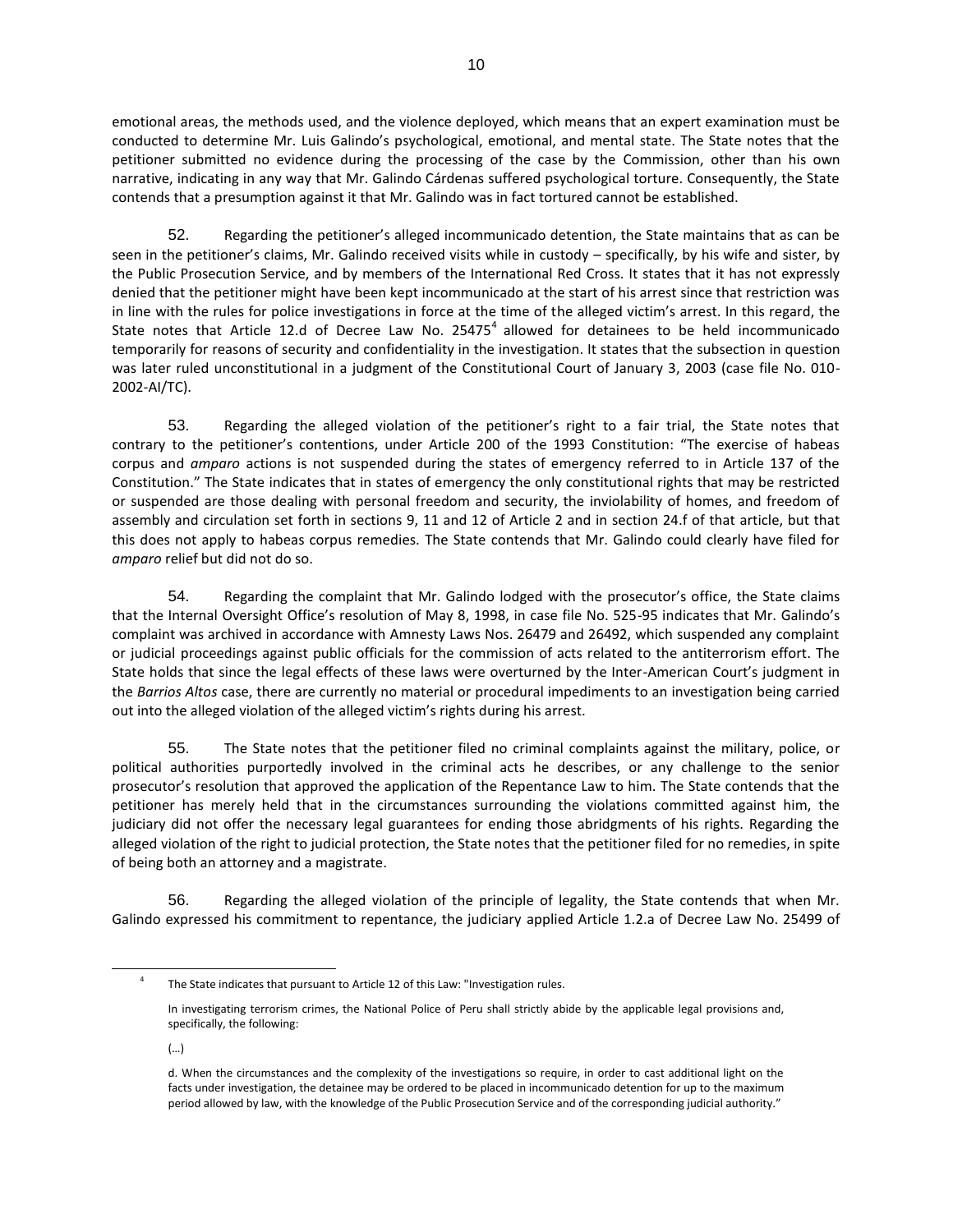emotional areas, the methods used, and the violence deployed, which means that an expert examination must be conducted to determine Mr. Luis Galindo's psychological, emotional, and mental state. The State notes that the petitioner submitted no evidence during the processing of the case by the Commission, other than his own narrative, indicating in any way that Mr. Galindo Cárdenas suffered psychological torture. Consequently, the State contends that a presumption against it that Mr. Galindo was in fact tortured cannot be established.

52. Regarding the petitioner's alleged incommunicado detention, the State maintains that as can be seen in the petitioner's claims, Mr. Galindo received visits while in custody – specifically, by his wife and sister, by the Public Prosecution Service, and by members of the International Red Cross. It states that it has not expressly denied that the petitioner might have been kept incommunicado at the start of his arrest since that restriction was in line with the rules for police investigations in force at the time of the alleged victim's arrest. In this regard, the State notes that Article 12.d of Decree Law No. 25475[4] allowed for detainees to be held incommunicado temporarily for reasons of security and confidentiality in the investigation. It states that the subsection in question was later ruled unconstitutional in a judgment of the Constitutional Court of January 3, 2003 (case file No. 010-2002-AI/TC).

53. Regarding the alleged violation of the petitioner's right to a fair trial, the State notes that contrary to the petitioner's contentions, under Article 200 of the 1993 Constitution: "The exercise of habeas corpus and *amparo* actions is not suspended during the states of emergency referred to in Article 137 of the Constitution." The State indicates that in states of emergency the only constitutional rights that may be restricted or suspended are those dealing with personal freedom and security, the inviolability of homes, and freedom of assembly and circulation set forth in sections 9, 11 and 12 of Article 2 and in section 24.f of that article, but that this does not apply to habeas corpus remedies. The State contends that Mr. Galindo could clearly have filed for *amparo* relief but did not do so.

54. Regarding the complaint that Mr. Galindo lodged with the prosecutor's office, the State claims that the Internal Oversight Office's resolution of May 8, 1998, in case file No. 525-95 indicates that Mr. Galindo's complaint was archived in accordance with Amnesty Laws Nos. 26479 and 26492, which suspended any complaint or judicial proceedings against public officials for the commission of acts related to the antiterrorism effort. The State holds that since the legal effects of these laws were overturned by the Inter-American Court's judgment in the *Barrios Altos* case, there are currently no material or procedural impediments to an investigation being carried out into the alleged violation of the alleged victim's rights during his arrest.

55. The State notes that the petitioner filed no criminal complaints against the military, police, or political authorities purportedly involved in the criminal acts he describes, or any challenge to the senior prosecutor's resolution that approved the application of the Repentance Law to him. The State contends that the petitioner has merely held that in the circumstances surrounding the violations committed against him, the judiciary did not offer the necessary legal guarantees for ending those abridgments of his rights. Regarding the alleged violation of the right to judicial protection, the State notes that the petitioner filed for no remedies, in spite of being both an attorney and a magistrate.

56. Regarding the alleged violation of the principle of legality, the State contends that when Mr. Galindo expressed his commitment to repentance, the judiciary applied Article 1.2.a of Decree Law No. 25499 of

---

[4] The State indicates that pursuant to Article 12 of this Law: "Investigation rules.

In investigating terrorism crimes, the National Police of Peru shall strictly abide by the applicable legal provisions and, specifically, the following:

(…)

d. When the circumstances and the complexity of the investigations so require, in order to cast additional light on the facts under investigation, the detainee may be ordered to be placed in incommunicado detention for up to the maximum period allowed by law, with the knowledge of the Public Prosecution Service and of the corresponding judicial authority."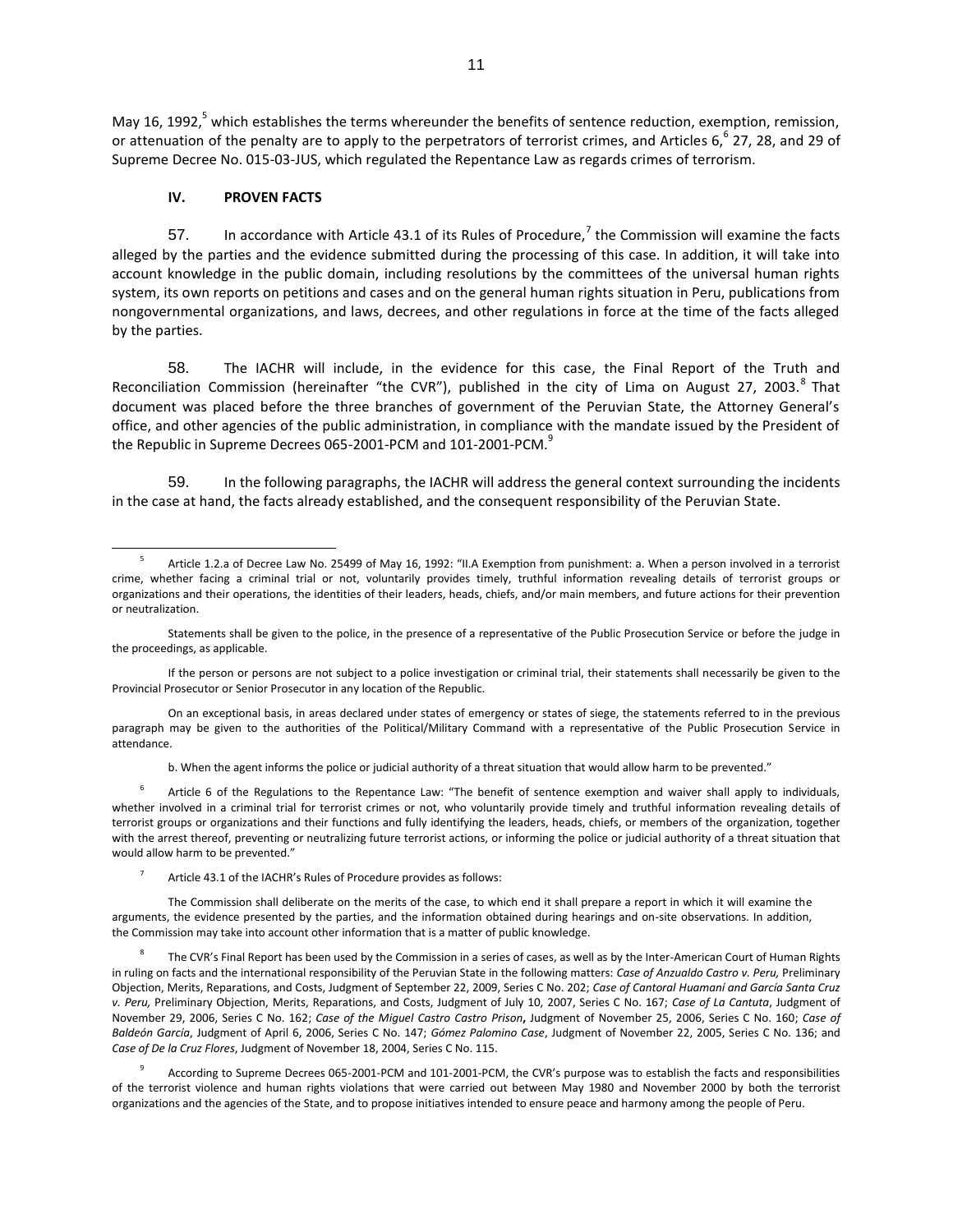May 16, 1992,[5] which establishes the terms whereunder the benefits of sentence reduction, exemption, remission, or attenuation of the penalty are to apply to the perpetrators of terrorist crimes, and Articles 6,[6] 27, 28, and 29 of Supreme Decree No. 015-03-JUS, which regulated the Repentance Law as regards crimes of terrorism.

## IV. PROVEN FACTS

57. In accordance with Article 43.1 of its Rules of Procedure,[7] the Commission will examine the facts alleged by the parties and the evidence submitted during the processing of this case. In addition, it will take into account knowledge in the public domain, including resolutions by the committees of the universal human rights system, its own reports on petitions and cases and on the general human rights situation in Peru, publications from nongovernmental organizations, and laws, decrees, and other regulations in force at the time of the facts alleged by the parties.

58. The IACHR will include, in the evidence for this case, the Final Report of the Truth and Reconciliation Commission (hereinafter "the CVR"), published in the city of Lima on August 27, 2003.[8] That document was placed before the three branches of government of the Peruvian State, the Attorney General's office, and other agencies of the public administration, in compliance with the mandate issued by the President of the Republic in Supreme Decrees 065-2001-PCM and 101-2001-PCM.[9]

59. In the following paragraphs, the IACHR will address the general context surrounding the incidents in the case at hand, the facts already established, and the consequent responsibility of the Peruvian State.

---

[5] Article 1.2.a of Decree Law No. 25499 of May 16, 1992: "II.A Exemption from punishment: a. When a person involved in a terrorist crime, whether facing a criminal trial or not, voluntarily provides timely, truthful information revealing details of terrorist groups or organizations and their operations, the identities of their leaders, heads, chiefs, and/or main members, and future actions for their prevention or neutralization.

Statements shall be given to the police, in the presence of a representative of the Public Prosecution Service or before the judge in the proceedings, as applicable.

If the person or persons are not subject to a police investigation or criminal trial, their statements shall necessarily be given to the Provincial Prosecutor or Senior Prosecutor in any location of the Republic.

On an exceptional basis, in areas declared under states of emergency or states of siege, the statements referred to in the previous paragraph may be given to the authorities of the Political/Military Command with a representative of the Public Prosecution Service in attendance.

b. When the agent informs the police or judicial authority of a threat situation that would allow harm to be prevented."

[6] Article 6 of the Regulations to the Repentance Law: "The benefit of sentence exemption and waiver shall apply to individuals, whether involved in a criminal trial for terrorist crimes or not, who voluntarily provide timely and truthful information revealing details of terrorist groups or organizations and their functions and fully identifying the leaders, heads, chiefs, or members of the organization, together with the arrest thereof, preventing or neutralizing future terrorist actions, or informing the police or judicial authority of a threat situation that would allow harm to be prevented."

[7] Article 43.1 of the IACHR's Rules of Procedure provides as follows:

The Commission shall deliberate on the merits of the case, to which end it shall prepare a report in which it will examine the arguments, the evidence presented by the parties, and the information obtained during hearings and on-site observations. In addition, the Commission may take into account other information that is a matter of public knowledge.

[8] The CVR's Final Report has been used by the Commission in a series of cases, as well as by the Inter-American Court of Human Rights in ruling on facts and the international responsibility of the Peruvian State in the following matters: *Case of Anzualdo Castro v. Peru,* Preliminary Objection, Merits, Reparations, and Costs, Judgment of September 22, 2009, Series C No. 202; *Case of Cantoral Huamaní and García Santa Cruz v. Peru,* Preliminary Objection, Merits, Reparations, and Costs, Judgment of July 10, 2007, Series C No. 167; *Case of La Cantuta*, Judgment of November 29, 2006, Series C No. 162; *Case of the Miguel Castro Castro Prison***,** Judgment of November 25, 2006, Series C No. 160; *Case of Baldeón García*, Judgment of April 6, 2006, Series C No. 147; *Gómez Palomino Case*, Judgment of November 22, 2005, Series C No. 136; and *Case of De la Cruz Flores*, Judgment of November 18, 2004, Series C No. 115.

[9] According to Supreme Decrees 065-2001-PCM and 101-2001-PCM, the CVR's purpose was to establish the facts and responsibilities of the terrorist violence and human rights violations that were carried out between May 1980 and November 2000 by both the terrorist organizations and the agencies of the State, and to propose initiatives intended to ensure peace and harmony among the people of Peru.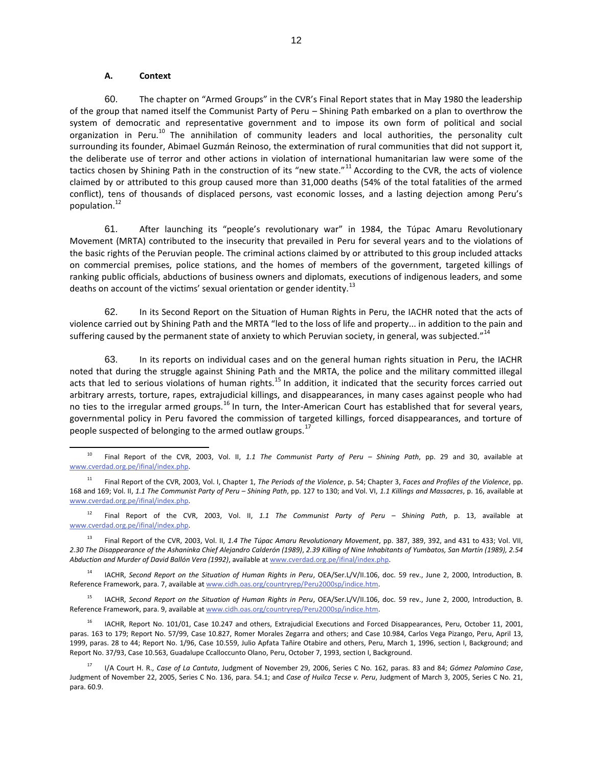### A. Context

60. The chapter on "Armed Groups" in the CVR's Final Report states that in May 1980 the leadership of the group that named itself the Communist Party of Peru – Shining Path embarked on a plan to overthrow the system of democratic and representative government and to impose its own form of political and social organization in Peru.[10] The annihilation of community leaders and local authorities, the personality cult surrounding its founder, Abimael Guzmán Reinoso, the extermination of rural communities that did not support it, the deliberate use of terror and other actions in violation of international humanitarian law were some of the tactics chosen by Shining Path in the construction of its "new state."[11] According to the CVR, the acts of violence claimed by or attributed to this group caused more than 31,000 deaths (54% of the total fatalities of the armed conflict), tens of thousands of displaced persons, vast economic losses, and a lasting dejection among Peru's population.[12]

61. After launching its "people's revolutionary war" in 1984, the Túpac Amaru Revolutionary Movement (MRTA) contributed to the insecurity that prevailed in Peru for several years and to the violations of the basic rights of the Peruvian people. The criminal actions claimed by or attributed to this group included attacks on commercial premises, police stations, and the homes of members of the government, targeted killings of ranking public officials, abductions of business owners and diplomats, executions of indigenous leaders, and some deaths on account of the victims' sexual orientation or gender identity.[13]

62. In its Second Report on the Situation of Human Rights in Peru, the IACHR noted that the acts of violence carried out by Shining Path and the MRTA "led to the loss of life and property... in addition to the pain and suffering caused by the permanent state of anxiety to which Peruvian society, in general, was subjected."[14]

63. In its reports on individual cases and on the general human rights situation in Peru, the IACHR noted that during the struggle against Shining Path and the MRTA, the police and the military committed illegal acts that led to serious violations of human rights.[15] In addition, it indicated that the security forces carried out arbitrary arrests, torture, rapes, extrajudicial killings, and disappearances, in many cases against people who had no ties to the irregular armed groups.[16] In turn, the Inter-American Court has established that for several years, governmental policy in Peru favored the commission of targeted killings, forced disappearances, and torture of people suspected of belonging to the armed outlaw groups.[17]

---

[10] Final Report of the CVR, 2003, Vol. II, *1.1 The Communist Party of Peru – Shining Path*, pp. 29 and 30, available at www.cverdad.org.pe/ifinal/index.php.

[11] Final Report of the CVR, 2003, Vol. I, Chapter 1, *The Periods of the Violence*, p. 54; Chapter 3, *Faces and Profiles of the Violence*, pp. 168 and 169; Vol. II, *1.1 The Communist Party of Peru – Shining Path*, pp. 127 to 130; and Vol. VI, *1.1 Killings and Massacres*, p. 16, available at www.cverdad.org.pe/ifinal/index.php.

[12] Final Report of the CVR, 2003, Vol. II, *1.1 The Communist Party of Peru – Shining Path*, p. 13, available at www.cverdad.org.pe/ifinal/index.php.

[13] Final Report of the CVR, 2003, Vol. II, *1.4 The Túpac Amaru Revolutionary Movement*, pp. 387, 389, 392, and 431 to 433; Vol. VII, *2.30 The Disappearance of the Ashaninka Chief Alejandro Calderón (1989)*, *2.39 Killing of Nine Inhabitants of Yumbatos, San Martín (1989), 2.54 Abduction and Murder of David Ballón Vera (1992)*, available at www.cverdad.org.pe/ifinal/index.php.

[14] IACHR, *Second Report on the Situation of Human Rights in Peru*, OEA/Ser.L/V/II.106, doc. 59 rev., June 2, 2000, Introduction, B. Reference Framework, para. 7, available at www.cidh.oas.org/countryrep/Peru2000sp/indice.htm.

[15] IACHR, *Second Report on the Situation of Human Rights in Peru*, OEA/Ser.L/V/II.106, doc. 59 rev., June 2, 2000, Introduction, B. Reference Framework, para. 9, available at www.cidh.oas.org/countryrep/Peru2000sp/indice.htm.

[16] IACHR, Report No. 101/01, Case 10.247 and others, Extrajudicial Executions and Forced Disappearances, Peru, October 11, 2001, paras. 163 to 179; Report No. 57/99, Case 10.827, Romer Morales Zegarra and others; and Case 10.984, Carlos Vega Pizango, Peru, April 13, 1999, paras. 28 to 44; Report No. 1/96, Case 10.559, Julio Apfata Tañire Otabire and others, Peru, March 1, 1996, section I, Background; and Report No. 37/93, Case 10.563, Guadalupe Ccalloccunto Olano, Peru, October 7, 1993, section I, Background.

[17] I/A Court H. R., *Case of La Cantuta*, Judgment of November 29, 2006, Series C No. 162, paras. 83 and 84; *Gómez Palomino Case*, Judgment of November 22, 2005, Series C No. 136, para. 54.1; and *Case of Huilca Tecse v. Peru*, Judgment of March 3, 2005, Series C No. 21, para. 60.9.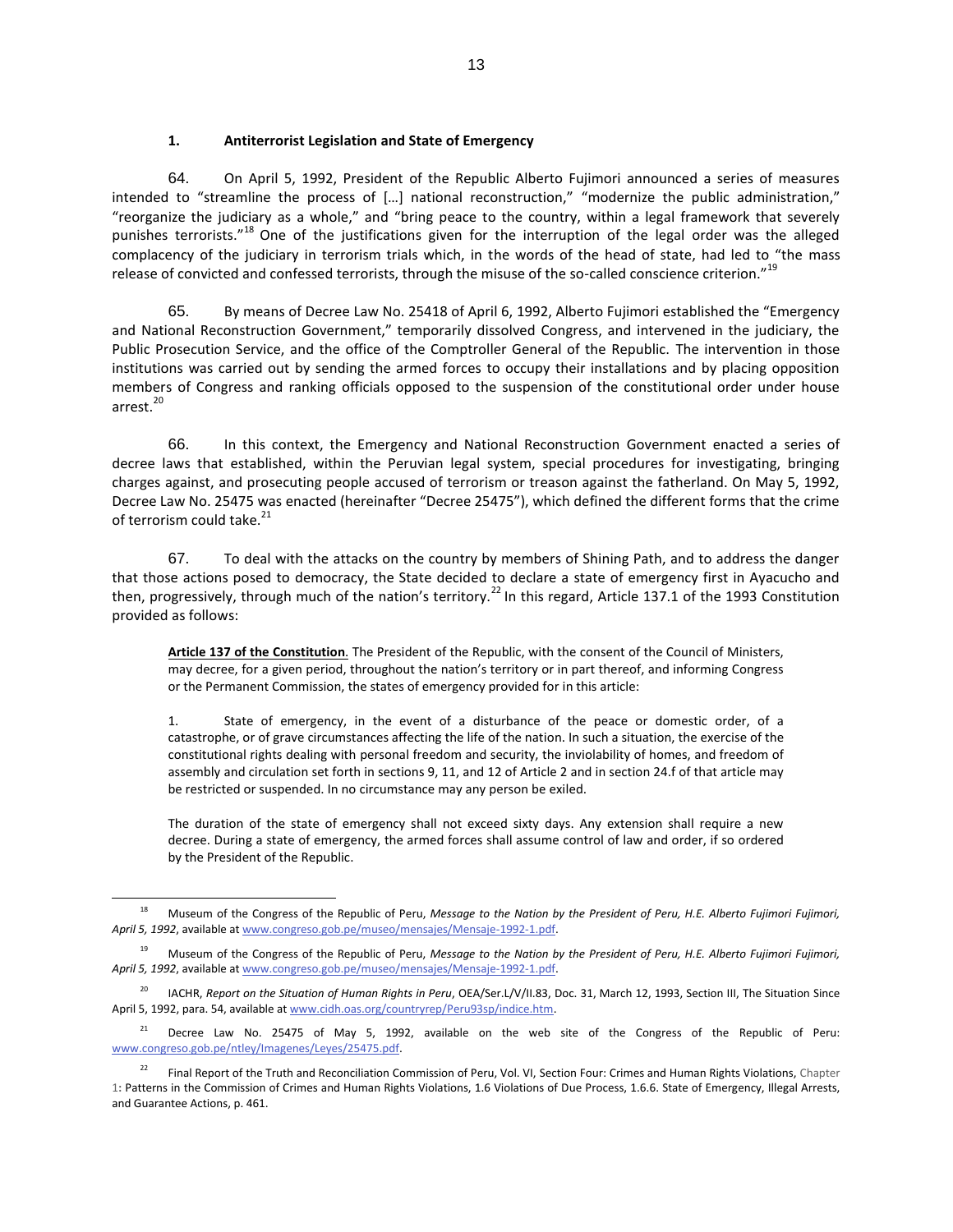### 1. Antiterrorist Legislation and State of Emergency

64. On April 5, 1992, President of the Republic Alberto Fujimori announced a series of measures intended to "streamline the process of […] national reconstruction," "modernize the public administration," "reorganize the judiciary as a whole," and "bring peace to the country, within a legal framework that severely punishes terrorists."[18] One of the justifications given for the interruption of the legal order was the alleged complacency of the judiciary in terrorism trials which, in the words of the head of state, had led to "the mass release of convicted and confessed terrorists, through the misuse of the so-called conscience criterion."[19]

65. By means of Decree Law No. 25418 of April 6, 1992, Alberto Fujimori established the "Emergency and National Reconstruction Government," temporarily dissolved Congress, and intervened in the judiciary, the Public Prosecution Service, and the office of the Comptroller General of the Republic. The intervention in those institutions was carried out by sending the armed forces to occupy their installations and by placing opposition members of Congress and ranking officials opposed to the suspension of the constitutional order under house arrest.[20]

66. In this context, the Emergency and National Reconstruction Government enacted a series of decree laws that established, within the Peruvian legal system, special procedures for investigating, bringing charges against, and prosecuting people accused of terrorism or treason against the fatherland. On May 5, 1992, Decree Law No. 25475 was enacted (hereinafter "Decree 25475"), which defined the different forms that the crime of terrorism could take.[21]

67. To deal with the attacks on the country by members of Shining Path, and to address the danger that those actions posed to democracy, the State decided to declare a state of emergency first in Ayacucho and then, progressively, through much of the nation's territory.[22] In this regard, Article 137.1 of the 1993 Constitution provided as follows:

> **Article 137 of the Constitution**. The President of the Republic, with the consent of the Council of Ministers, may decree, for a given period, throughout the nation's territory or in part thereof, and informing Congress or the Permanent Commission, the states of emergency provided for in this article:
>
> 1. State of emergency, in the event of a disturbance of the peace or domestic order, of a catastrophe, or of grave circumstances affecting the life of the nation. In such a situation, the exercise of the constitutional rights dealing with personal freedom and security, the inviolability of homes, and freedom of assembly and circulation set forth in sections 9, 11, and 12 of Article 2 and in section 24.f of that article may be restricted or suspended. In no circumstance may any person be exiled.
>
> The duration of the state of emergency shall not exceed sixty days. Any extension shall require a new decree. During a state of emergency, the armed forces shall assume control of law and order, if so ordered by the President of the Republic.

---

[18] Museum of the Congress of the Republic of Peru, *Message to the Nation by the President of Peru, H.E. Alberto Fujimori Fujimori, April 5, 1992*, available at www.congreso.gob.pe/museo/mensajes/Mensaje-1992-1.pdf.

[19] Museum of the Congress of the Republic of Peru, *Message to the Nation by the President of Peru, H.E. Alberto Fujimori Fujimori, April 5, 1992*, available at www.congreso.gob.pe/museo/mensajes/Mensaje-1992-1.pdf.

[20] IACHR, *Report on the Situation of Human Rights in Peru*, OEA/Ser.L/V/II.83, Doc. 31, March 12, 1993, Section III, The Situation Since April 5, 1992, para. 54, available at www.cidh.oas.org/countryrep/Peru93sp/indice.htm.

[21] Decree Law No. 25475 of May 5, 1992, available on the web site of the Congress of the Republic of Peru: www.congreso.gob.pe/ntley/Imagenes/Leyes/25475.pdf.

[22] Final Report of the Truth and Reconciliation Commission of Peru, Vol. VI, Section Four: Crimes and Human Rights Violations, Chapter 1: Patterns in the Commission of Crimes and Human Rights Violations, 1.6 Violations of Due Process, 1.6.6. State of Emergency, Illegal Arrests, and Guarantee Actions, p. 461.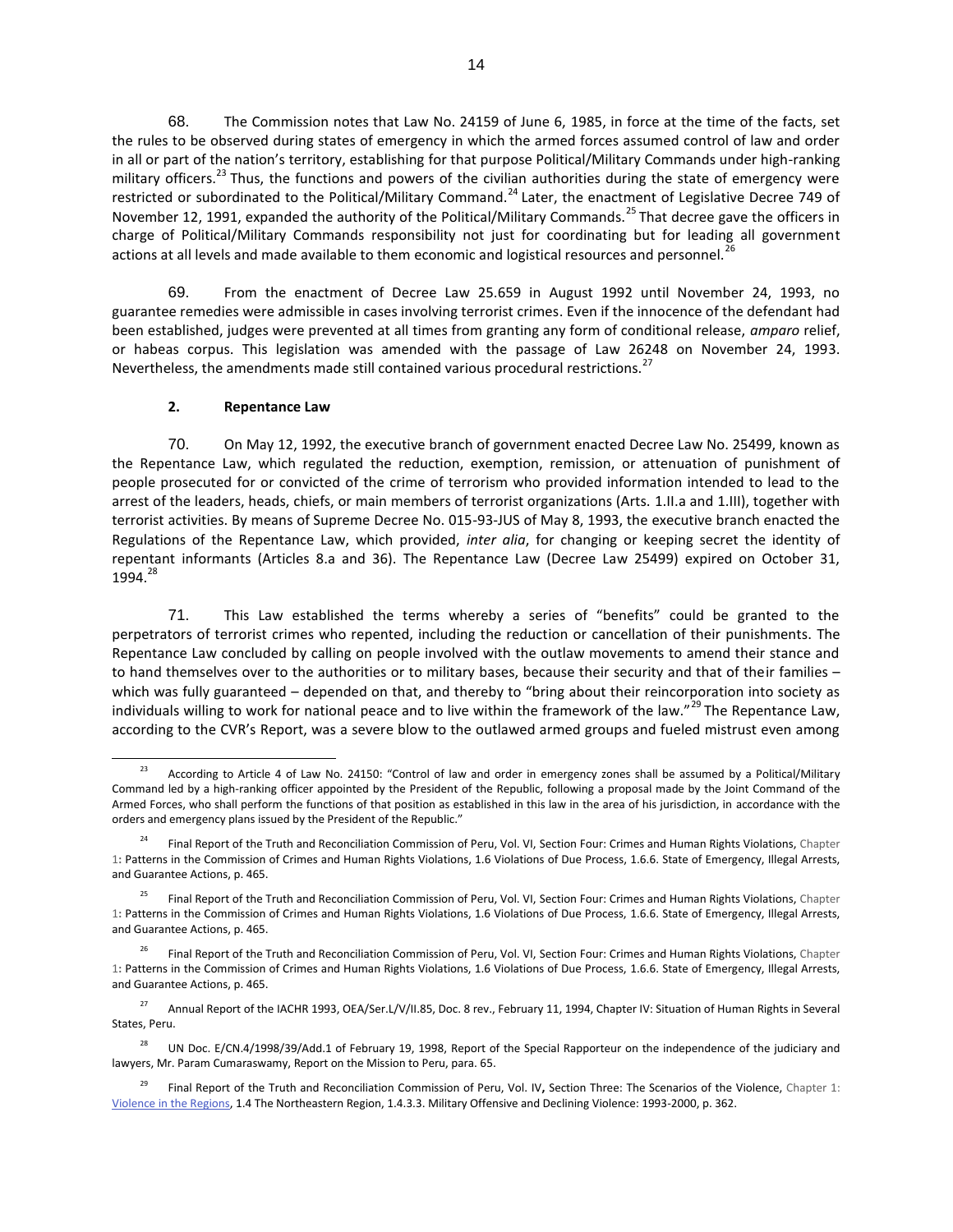68. The Commission notes that Law No. 24159 of June 6, 1985, in force at the time of the facts, set the rules to be observed during states of emergency in which the armed forces assumed control of law and order in all or part of the nation's territory, establishing for that purpose Political/Military Commands under high-ranking military officers.[23] Thus, the functions and powers of the civilian authorities during the state of emergency were restricted or subordinated to the Political/Military Command.[24] Later, the enactment of Legislative Decree 749 of November 12, 1991, expanded the authority of the Political/Military Commands.[25] That decree gave the officers in charge of Political/Military Commands responsibility not just for coordinating but for leading all government actions at all levels and made available to them economic and logistical resources and personnel.[26]

69. From the enactment of Decree Law 25.659 in August 1992 until November 24, 1993, no guarantee remedies were admissible in cases involving terrorist crimes. Even if the innocence of the defendant had been established, judges were prevented at all times from granting any form of conditional release, *amparo* relief, or habeas corpus. This legislation was amended with the passage of Law 26248 on November 24, 1993. Nevertheless, the amendments made still contained various procedural restrictions.[27]

### 2. Repentance Law

70. On May 12, 1992, the executive branch of government enacted Decree Law No. 25499, known as the Repentance Law, which regulated the reduction, exemption, remission, or attenuation of punishment of people prosecuted for or convicted of the crime of terrorism who provided information intended to lead to the arrest of the leaders, heads, chiefs, or main members of terrorist organizations (Arts. 1.II.a and 1.III), together with terrorist activities. By means of Supreme Decree No. 015-93-JUS of May 8, 1993, the executive branch enacted the Regulations of the Repentance Law, which provided, *inter alia*, for changing or keeping secret the identity of repentant informants (Articles 8.a and 36). The Repentance Law (Decree Law 25499) expired on October 31, 1994.[28]

71. This Law established the terms whereby a series of "benefits" could be granted to the perpetrators of terrorist crimes who repented, including the reduction or cancellation of their punishments. The Repentance Law concluded by calling on people involved with the outlaw movements to amend their stance and to hand themselves over to the authorities or to military bases, because their security and that of their families – which was fully guaranteed – depended on that, and thereby to "bring about their reincorporation into society as individuals willing to work for national peace and to live within the framework of the law."[29] The Repentance Law, according to the CVR's Report, was a severe blow to the outlawed armed groups and fueled mistrust even among

---

[23] According to Article 4 of Law No. 24150: "Control of law and order in emergency zones shall be assumed by a Political/Military Command led by a high-ranking officer appointed by the President of the Republic, following a proposal made by the Joint Command of the Armed Forces, who shall perform the functions of that position as established in this law in the area of his jurisdiction, in accordance with the orders and emergency plans issued by the President of the Republic."

[24] Final Report of the Truth and Reconciliation Commission of Peru, Vol. VI, Section Four: Crimes and Human Rights Violations, Chapter 1: Patterns in the Commission of Crimes and Human Rights Violations, 1.6 Violations of Due Process, 1.6.6. State of Emergency, Illegal Arrests, and Guarantee Actions, p. 465.

[25] Final Report of the Truth and Reconciliation Commission of Peru, Vol. VI, Section Four: Crimes and Human Rights Violations, Chapter 1: Patterns in the Commission of Crimes and Human Rights Violations, 1.6 Violations of Due Process, 1.6.6. State of Emergency, Illegal Arrests, and Guarantee Actions, p. 465.

[26] Final Report of the Truth and Reconciliation Commission of Peru, Vol. VI, Section Four: Crimes and Human Rights Violations, Chapter 1: Patterns in the Commission of Crimes and Human Rights Violations, 1.6 Violations of Due Process, 1.6.6. State of Emergency, Illegal Arrests, and Guarantee Actions, p. 465.

[27] Annual Report of the IACHR 1993, OEA/Ser.L/V/II.85, Doc. 8 rev., February 11, 1994, Chapter IV: Situation of Human Rights in Several States, Peru.

[28] UN Doc. E/CN.4/1998/39/Add.1 of February 19, 1998, Report of the Special Rapporteur on the independence of the judiciary and lawyers, Mr. Param Cumaraswamy, Report on the Mission to Peru, para. 65.

[29] Final Report of the Truth and Reconciliation Commission of Peru, Vol. IV, Section Three: The Scenarios of the Violence, Chapter 1: Violence in the Regions, 1.4 The Northeastern Region, 1.4.3.3. Military Offensive and Declining Violence: 1993-2000, p. 362.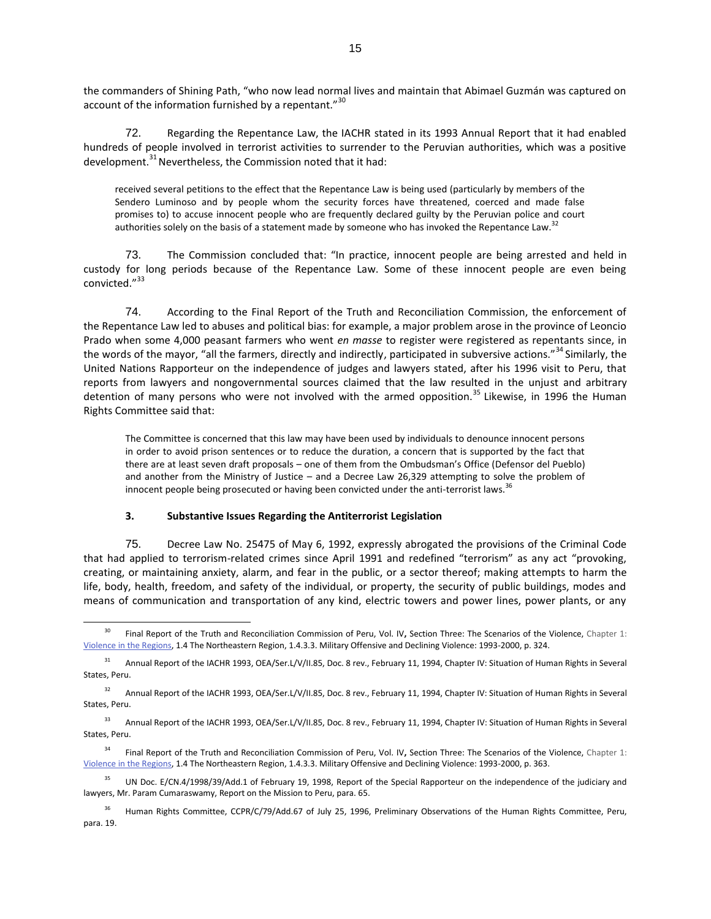the commanders of Shining Path, "who now lead normal lives and maintain that Abimael Guzmán was captured on account of the information furnished by a repentant."[30]

72. Regarding the Repentance Law, the IACHR stated in its 1993 Annual Report that it had enabled hundreds of people involved in terrorist activities to surrender to the Peruvian authorities, which was a positive development.[31] Nevertheless, the Commission noted that it had:

> received several petitions to the effect that the Repentance Law is being used (particularly by members of the Sendero Luminoso and by people whom the security forces have threatened, coerced and made false promises to) to accuse innocent people who are frequently declared guilty by the Peruvian police and court authorities solely on the basis of a statement made by someone who has invoked the Repentance Law.[32]

73. The Commission concluded that: "In practice, innocent people are being arrested and held in custody for long periods because of the Repentance Law. Some of these innocent people are even being convicted."[33]

74. According to the Final Report of the Truth and Reconciliation Commission, the enforcement of the Repentance Law led to abuses and political bias: for example, a major problem arose in the province of Leoncio Prado when some 4,000 peasant farmers who went *en masse* to register were registered as repentants since, in the words of the mayor, "all the farmers, directly and indirectly, participated in subversive actions."[34] Similarly, the United Nations Rapporteur on the independence of judges and lawyers stated, after his 1996 visit to Peru, that reports from lawyers and nongovernmental sources claimed that the law resulted in the unjust and arbitrary detention of many persons who were not involved with the armed opposition.[35] Likewise, in 1996 the Human Rights Committee said that:

> The Committee is concerned that this law may have been used by individuals to denounce innocent persons in order to avoid prison sentences or to reduce the duration, a concern that is supported by the fact that there are at least seven draft proposals – one of them from the Ombudsman's Office (Defensor del Pueblo) and another from the Ministry of Justice – and a Decree Law 26,329 attempting to solve the problem of innocent people being prosecuted or having been convicted under the anti-terrorist laws.[36]

### 3. Substantive Issues Regarding the Antiterrorist Legislation

75. Decree Law No. 25475 of May 6, 1992, expressly abrogated the provisions of the Criminal Code that had applied to terrorism-related crimes since April 1991 and redefined "terrorism" as any act "provoking, creating, or maintaining anxiety, alarm, and fear in the public, or a sector thereof; making attempts to harm the life, body, health, freedom, and safety of the individual, or property, the security of public buildings, modes and means of communication and transportation of any kind, electric towers and power lines, power plants, or any

---

[30] Final Report of the Truth and Reconciliation Commission of Peru, Vol. IV**,** Section Three: The Scenarios of the Violence, Chapter 1: Violence in the Regions, 1.4 The Northeastern Region, 1.4.3.3. Military Offensive and Declining Violence: 1993-2000, p. 324.

[31] Annual Report of the IACHR 1993, OEA/Ser.L/V/II.85, Doc. 8 rev., February 11, 1994, Chapter IV: Situation of Human Rights in Several States, Peru.

[32] Annual Report of the IACHR 1993, OEA/Ser.L/V/II.85, Doc. 8 rev., February 11, 1994, Chapter IV: Situation of Human Rights in Several States, Peru.

[33] Annual Report of the IACHR 1993, OEA/Ser.L/V/II.85, Doc. 8 rev., February 11, 1994, Chapter IV: Situation of Human Rights in Several States, Peru.

[34] Final Report of the Truth and Reconciliation Commission of Peru, Vol. IV**,** Section Three: The Scenarios of the Violence, Chapter 1: Violence in the Regions, 1.4 The Northeastern Region, 1.4.3.3. Military Offensive and Declining Violence: 1993-2000, p. 363.

[35] UN Doc. E/CN.4/1998/39/Add.1 of February 19, 1998, Report of the Special Rapporteur on the independence of the judiciary and lawyers, Mr. Param Cumaraswamy, Report on the Mission to Peru, para. 65.

[36] Human Rights Committee, CCPR/C/79/Add.67 of July 25, 1996, Preliminary Observations of the Human Rights Committee, Peru, para. 19.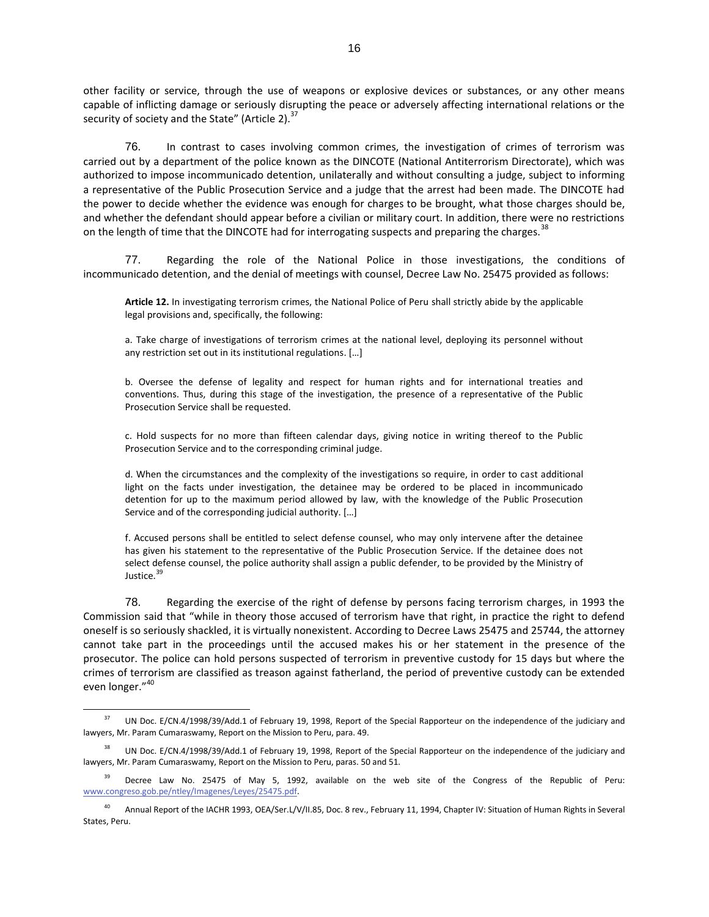other facility or service, through the use of weapons or explosive devices or substances, or any other means capable of inflicting damage or seriously disrupting the peace or adversely affecting international relations or the security of society and the State" (Article 2).[37]

76. In contrast to cases involving common crimes, the investigation of crimes of terrorism was carried out by a department of the police known as the DINCOTE (National Antiterrorism Directorate), which was authorized to impose incommunicado detention, unilaterally and without consulting a judge, subject to informing a representative of the Public Prosecution Service and a judge that the arrest had been made. The DINCOTE had the power to decide whether the evidence was enough for charges to be brought, what those charges should be, and whether the defendant should appear before a civilian or military court. In addition, there were no restrictions on the length of time that the DINCOTE had for interrogating suspects and preparing the charges.[38]

77. Regarding the role of the National Police in those investigations, the conditions of incommunicado detention, and the denial of meetings with counsel, Decree Law No. 25475 provided as follows:

> **Article 12.** In investigating terrorism crimes, the National Police of Peru shall strictly abide by the applicable legal provisions and, specifically, the following:
>
> a. Take charge of investigations of terrorism crimes at the national level, deploying its personnel without any restriction set out in its institutional regulations. […]
>
> b. Oversee the defense of legality and respect for human rights and for international treaties and conventions. Thus, during this stage of the investigation, the presence of a representative of the Public Prosecution Service shall be requested.
>
> c. Hold suspects for no more than fifteen calendar days, giving notice in writing thereof to the Public Prosecution Service and to the corresponding criminal judge.
>
> d. When the circumstances and the complexity of the investigations so require, in order to cast additional light on the facts under investigation, the detainee may be ordered to be placed in incommunicado detention for up to the maximum period allowed by law, with the knowledge of the Public Prosecution Service and of the corresponding judicial authority. […]
>
> f. Accused persons shall be entitled to select defense counsel, who may only intervene after the detainee has given his statement to the representative of the Public Prosecution Service. If the detainee does not select defense counsel, the police authority shall assign a public defender, to be provided by the Ministry of Justice.[39]

78. Regarding the exercise of the right of defense by persons facing terrorism charges, in 1993 the Commission said that "while in theory those accused of terrorism have that right, in practice the right to defend oneself is so seriously shackled, it is virtually nonexistent. According to Decree Laws 25475 and 25744, the attorney cannot take part in the proceedings until the accused makes his or her statement in the presence of the prosecutor. The police can hold persons suspected of terrorism in preventive custody for 15 days but where the crimes of terrorism are classified as treason against fatherland, the period of preventive custody can be extended even longer."[40]

---

[37] UN Doc. E/CN.4/1998/39/Add.1 of February 19, 1998, Report of the Special Rapporteur on the independence of the judiciary and lawyers, Mr. Param Cumaraswamy, Report on the Mission to Peru, para. 49.

[38] UN Doc. E/CN.4/1998/39/Add.1 of February 19, 1998, Report of the Special Rapporteur on the independence of the judiciary and lawyers, Mr. Param Cumaraswamy, Report on the Mission to Peru, paras. 50 and 51.

[39] Decree Law No. 25475 of May 5, 1992, available on the web site of the Congress of the Republic of Peru: www.congreso.gob.pe/ntley/Imagenes/Leyes/25475.pdf.

[40] Annual Report of the IACHR 1993, OEA/Ser.L/V/II.85, Doc. 8 rev., February 11, 1994, Chapter IV: Situation of Human Rights in Several States, Peru.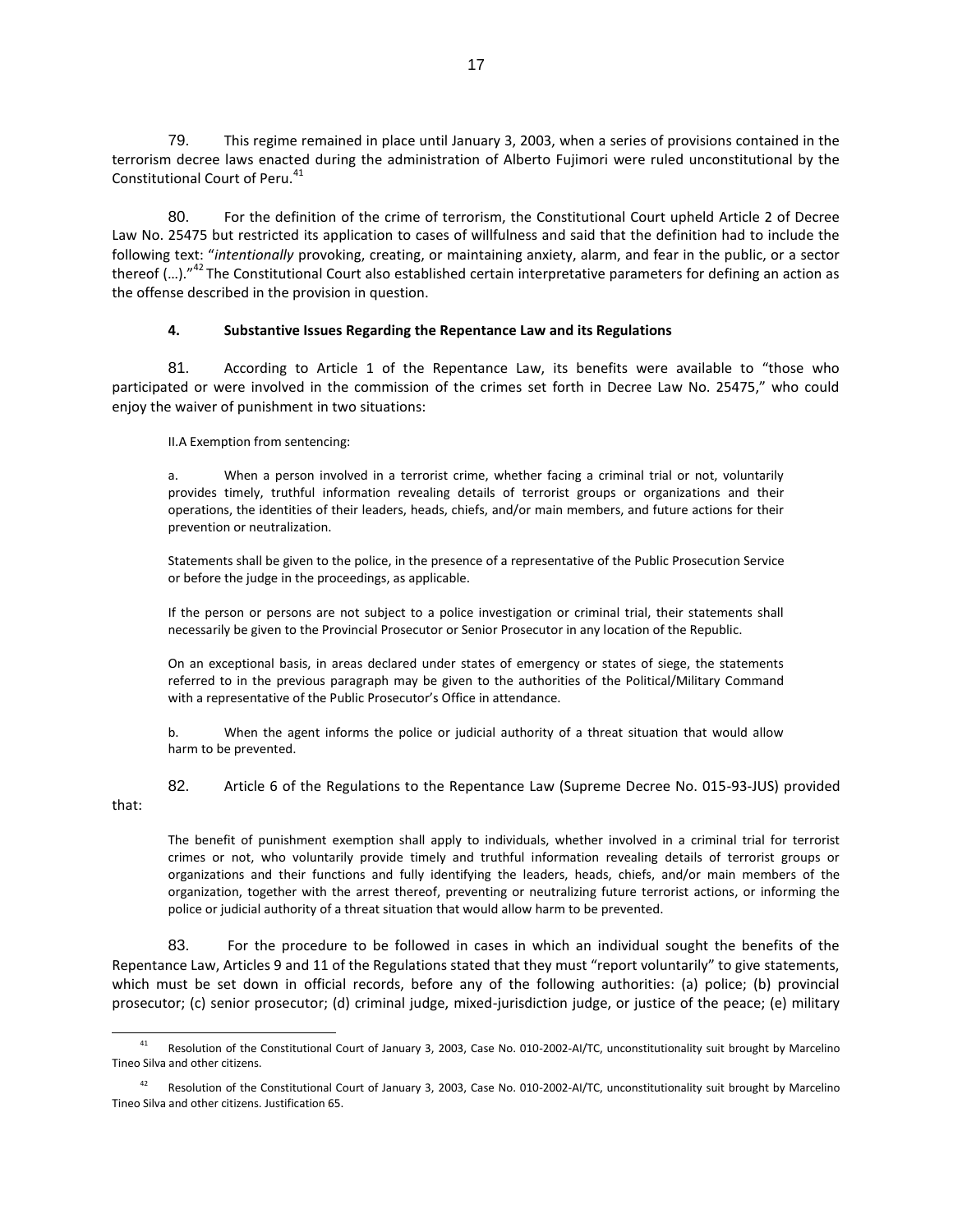79. This regime remained in place until January 3, 2003, when a series of provisions contained in the terrorism decree laws enacted during the administration of Alberto Fujimori were ruled unconstitutional by the Constitutional Court of Peru.[41]

80. For the definition of the crime of terrorism, the Constitutional Court upheld Article 2 of Decree Law No. 25475 but restricted its application to cases of willfulness and said that the definition had to include the following text: "*intentionally* provoking, creating, or maintaining anxiety, alarm, and fear in the public, or a sector thereof (…)."[42] The Constitutional Court also established certain interpretative parameters for defining an action as the offense described in the provision in question.

### 4. Substantive Issues Regarding the Repentance Law and its Regulations

81. According to Article 1 of the Repentance Law, its benefits were available to "those who participated or were involved in the commission of the crimes set forth in Decree Law No. 25475," who could enjoy the waiver of punishment in two situations:

> II.A Exemption from sentencing:
>
> a. When a person involved in a terrorist crime, whether facing a criminal trial or not, voluntarily provides timely, truthful information revealing details of terrorist groups or organizations and their operations, the identities of their leaders, heads, chiefs, and/or main members, and future actions for their prevention or neutralization.
>
> Statements shall be given to the police, in the presence of a representative of the Public Prosecution Service or before the judge in the proceedings, as applicable.
>
> If the person or persons are not subject to a police investigation or criminal trial, their statements shall necessarily be given to the Provincial Prosecutor or Senior Prosecutor in any location of the Republic.
>
> On an exceptional basis, in areas declared under states of emergency or states of siege, the statements referred to in the previous paragraph may be given to the authorities of the Political/Military Command with a representative of the Public Prosecutor's Office in attendance.
>
> b. When the agent informs the police or judicial authority of a threat situation that would allow harm to be prevented.

82. Article 6 of the Regulations to the Repentance Law (Supreme Decree No. 015-93-JUS) provided that:

> The benefit of punishment exemption shall apply to individuals, whether involved in a criminal trial for terrorist crimes or not, who voluntarily provide timely and truthful information revealing details of terrorist groups or organizations and their functions and fully identifying the leaders, heads, chiefs, and/or main members of the organization, together with the arrest thereof, preventing or neutralizing future terrorist actions, or informing the police or judicial authority of a threat situation that would allow harm to be prevented.

83. For the procedure to be followed in cases in which an individual sought the benefits of the Repentance Law, Articles 9 and 11 of the Regulations stated that they must "report voluntarily" to give statements, which must be set down in official records, before any of the following authorities: (a) police; (b) provincial prosecutor; (c) senior prosecutor; (d) criminal judge, mixed-jurisdiction judge, or justice of the peace; (e) military

---

[41] Resolution of the Constitutional Court of January 3, 2003, Case No. 010-2002-AI/TC, unconstitutionality suit brought by Marcelino Tineo Silva and other citizens.

[42] Resolution of the Constitutional Court of January 3, 2003, Case No. 010-2002-AI/TC, unconstitutionality suit brought by Marcelino Tineo Silva and other citizens. Justification 65.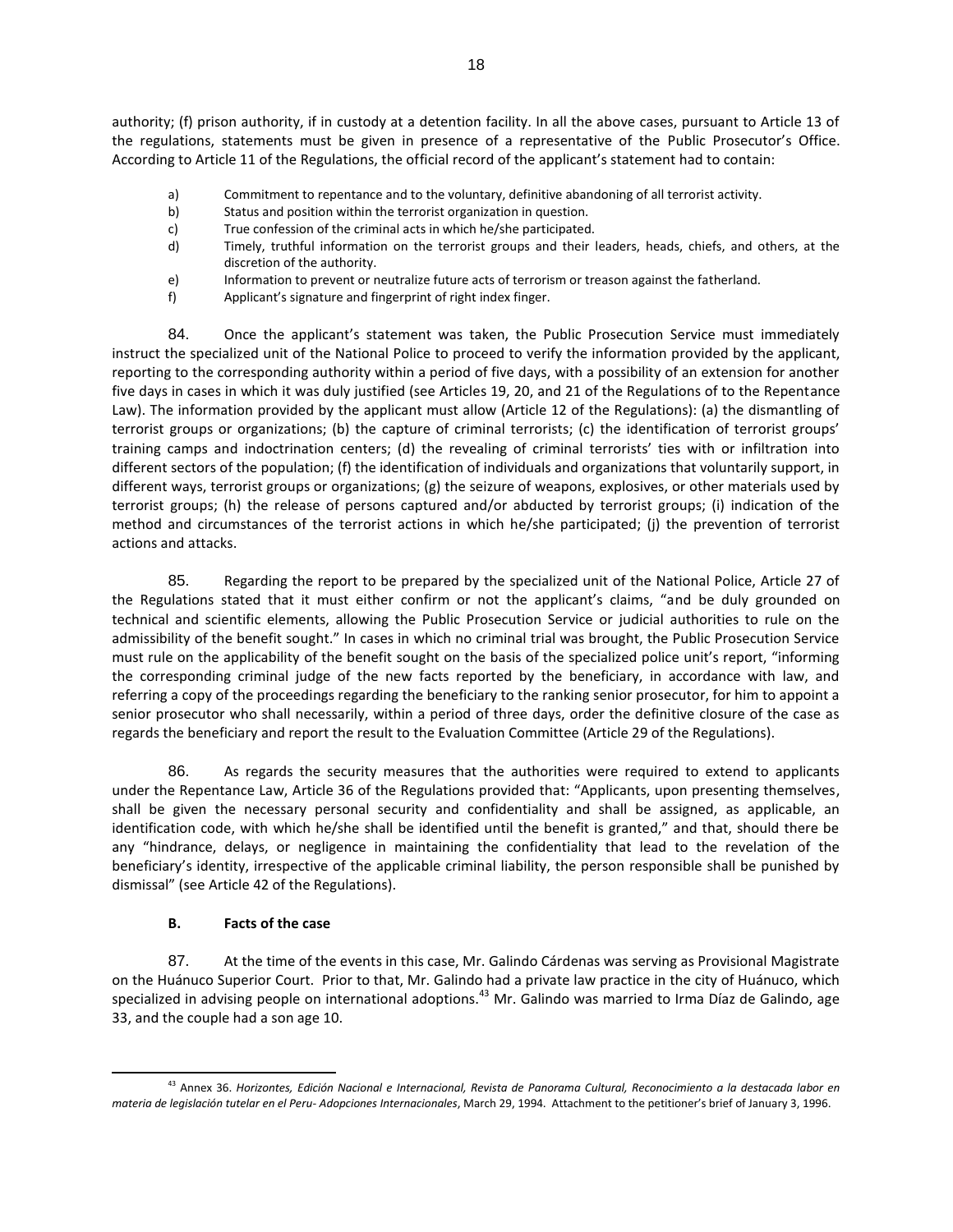authority; (f) prison authority, if in custody at a detention facility. In all the above cases, pursuant to Article 13 of the regulations, statements must be given in presence of a representative of the Public Prosecutor's Office. According to Article 11 of the Regulations, the official record of the applicant's statement had to contain:

a) Commitment to repentance and to the voluntary, definitive abandoning of all terrorist activity.
b) Status and position within the terrorist organization in question.
c) True confession of the criminal acts in which he/she participated.
d) Timely, truthful information on the terrorist groups and their leaders, heads, chiefs, and others, at the discretion of the authority.
e) Information to prevent or neutralize future acts of terrorism or treason against the fatherland.
f) Applicant's signature and fingerprint of right index finger.

84. Once the applicant's statement was taken, the Public Prosecution Service must immediately instruct the specialized unit of the National Police to proceed to verify the information provided by the applicant, reporting to the corresponding authority within a period of five days, with a possibility of an extension for another five days in cases in which it was duly justified (see Articles 19, 20, and 21 of the Regulations of to the Repentance Law). The information provided by the applicant must allow (Article 12 of the Regulations): (a) the dismantling of terrorist groups or organizations; (b) the capture of criminal terrorists; (c) the identification of terrorist groups' training camps and indoctrination centers; (d) the revealing of criminal terrorists' ties with or infiltration into different sectors of the population; (f) the identification of individuals and organizations that voluntarily support, in different ways, terrorist groups or organizations; (g) the seizure of weapons, explosives, or other materials used by terrorist groups; (h) the release of persons captured and/or abducted by terrorist groups; (i) indication of the method and circumstances of the terrorist actions in which he/she participated; (j) the prevention of terrorist actions and attacks.

85. Regarding the report to be prepared by the specialized unit of the National Police, Article 27 of the Regulations stated that it must either confirm or not the applicant's claims, "and be duly grounded on technical and scientific elements, allowing the Public Prosecution Service or judicial authorities to rule on the admissibility of the benefit sought." In cases in which no criminal trial was brought, the Public Prosecution Service must rule on the applicability of the benefit sought on the basis of the specialized police unit's report, "informing the corresponding criminal judge of the new facts reported by the beneficiary, in accordance with law, and referring a copy of the proceedings regarding the beneficiary to the ranking senior prosecutor, for him to appoint a senior prosecutor who shall necessarily, within a period of three days, order the definitive closure of the case as regards the beneficiary and report the result to the Evaluation Committee (Article 29 of the Regulations).

86. As regards the security measures that the authorities were required to extend to applicants under the Repentance Law, Article 36 of the Regulations provided that: "Applicants, upon presenting themselves, shall be given the necessary personal security and confidentiality and shall be assigned, as applicable, an identification code, with which he/she shall be identified until the benefit is granted," and that, should there be any "hindrance, delays, or negligence in maintaining the confidentiality that lead to the revelation of the beneficiary's identity, irrespective of the applicable criminal liability, the person responsible shall be punished by dismissal" (see Article 42 of the Regulations).

### B. Facts of the case

87. At the time of the events in this case, Mr. Galindo Cárdenas was serving as Provisional Magistrate on the Huánuco Superior Court. Prior to that, Mr. Galindo had a private law practice in the city of Huánuco, which specialized in advising people on international adoptions.[43] Mr. Galindo was married to Irma Díaz de Galindo, age 33, and the couple had a son age 10.

[43] Annex 36. *Horizontes, Edición Nacional e Internacional, Revista de Panorama Cultural, Reconocimiento a la destacada labor en materia de legislación tutelar en el Peru- Adopciones Internacionales*, March 29, 1994. Attachment to the petitioner's brief of January 3, 1996.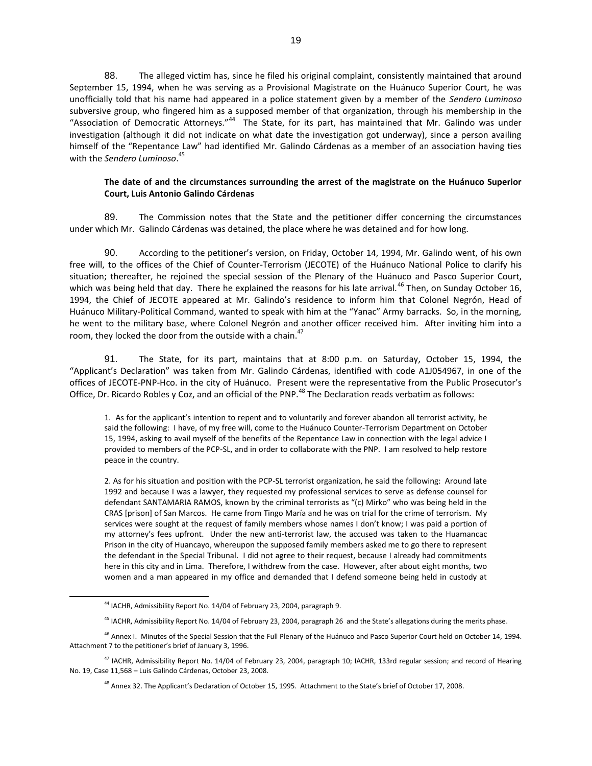88. The alleged victim has, since he filed his original complaint, consistently maintained that around September 15, 1994, when he was serving as a Provisional Magistrate on the Huánuco Superior Court, he was unofficially told that his name had appeared in a police statement given by a member of the *Sendero Luminoso* subversive group, who fingered him as a supposed member of that organization, through his membership in the "Association of Democratic Attorneys."[44] The State, for its part, has maintained that Mr. Galindo was under investigation (although it did not indicate on what date the investigation got underway), since a person availing himself of the "Repentance Law" had identified Mr. Galindo Cárdenas as a member of an association having ties with the *Sendero Luminoso*.[45]

**The date of and the circumstances surrounding the arrest of the magistrate on the Huánuco Superior Court, Luis Antonio Galindo Cárdenas**

89. The Commission notes that the State and the petitioner differ concerning the circumstances under which Mr. Galindo Cárdenas was detained, the place where he was detained and for how long.

90. According to the petitioner's version, on Friday, October 14, 1994, Mr. Galindo went, of his own free will, to the offices of the Chief of Counter-Terrorism (JECOTE) of the Huánuco National Police to clarify his situation; thereafter, he rejoined the special session of the Plenary of the Huánuco and Pasco Superior Court, which was being held that day. There he explained the reasons for his late arrival.[46] Then, on Sunday October 16, 1994, the Chief of JECOTE appeared at Mr. Galindo's residence to inform him that Colonel Negrón, Head of Huánuco Military-Political Command, wanted to speak with him at the "Yanac" Army barracks. So, in the morning, he went to the military base, where Colonel Negrón and another officer received him. After inviting him into a room, they locked the door from the outside with a chain.[47]

91. The State, for its part, maintains that at 8:00 p.m. on Saturday, October 15, 1994, the "Applicant's Declaration" was taken from Mr. Galindo Cárdenas, identified with code A1J054967, in one of the offices of JECOTE-PNP-Hco. in the city of Huánuco. Present were the representative from the Public Prosecutor's Office, Dr. Ricardo Robles y Coz, and an official of the PNP.[48] The Declaration reads verbatim as follows:

> 1. As for the applicant's intention to repent and to voluntarily and forever abandon all terrorist activity, he said the following: I have, of my free will, come to the Huánuco Counter-Terrorism Department on October 15, 1994, asking to avail myself of the benefits of the Repentance Law in connection with the legal advice I provided to members of the PCP-SL, and in order to collaborate with the PNP. I am resolved to help restore peace in the country.
>
> 2. As for his situation and position with the PCP-SL terrorist organization, he said the following: Around late 1992 and because I was a lawyer, they requested my professional services to serve as defense counsel for defendant SANTAMARIA RAMOS, known by the criminal terrorists as "(c) Mirko" who was being held in the CRAS [prison] of San Marcos. He came from Tingo María and he was on trial for the crime of terrorism. My services were sought at the request of family members whose names I don't know; I was paid a portion of my attorney's fees upfront. Under the new anti-terrorist law, the accused was taken to the Huamancac Prison in the city of Huancayo, whereupon the supposed family members asked me to go there to represent the defendant in the Special Tribunal. I did not agree to their request, because I already had commitments here in this city and in Lima. Therefore, I withdrew from the case. However, after about eight months, two women and a man appeared in my office and demanded that I defend someone being held in custody at

---

[44] IACHR, Admissibility Report No. 14/04 of February 23, 2004, paragraph 9.

[45] IACHR, Admissibility Report No. 14/04 of February 23, 2004, paragraph 26 and the State's allegations during the merits phase.

[46] Annex I. Minutes of the Special Session that the Full Plenary of the Huánuco and Pasco Superior Court held on October 14, 1994. Attachment 7 to the petitioner's brief of January 3, 1996.

[47] IACHR, Admissibility Report No. 14/04 of February 23, 2004, paragraph 10; IACHR, 133rd regular session; and record of Hearing No. 19, Case 11,568 – Luis Galindo Cárdenas, October 23, 2008.

[48] Annex 32. The Applicant's Declaration of October 15, 1995. Attachment to the State's brief of October 17, 2008.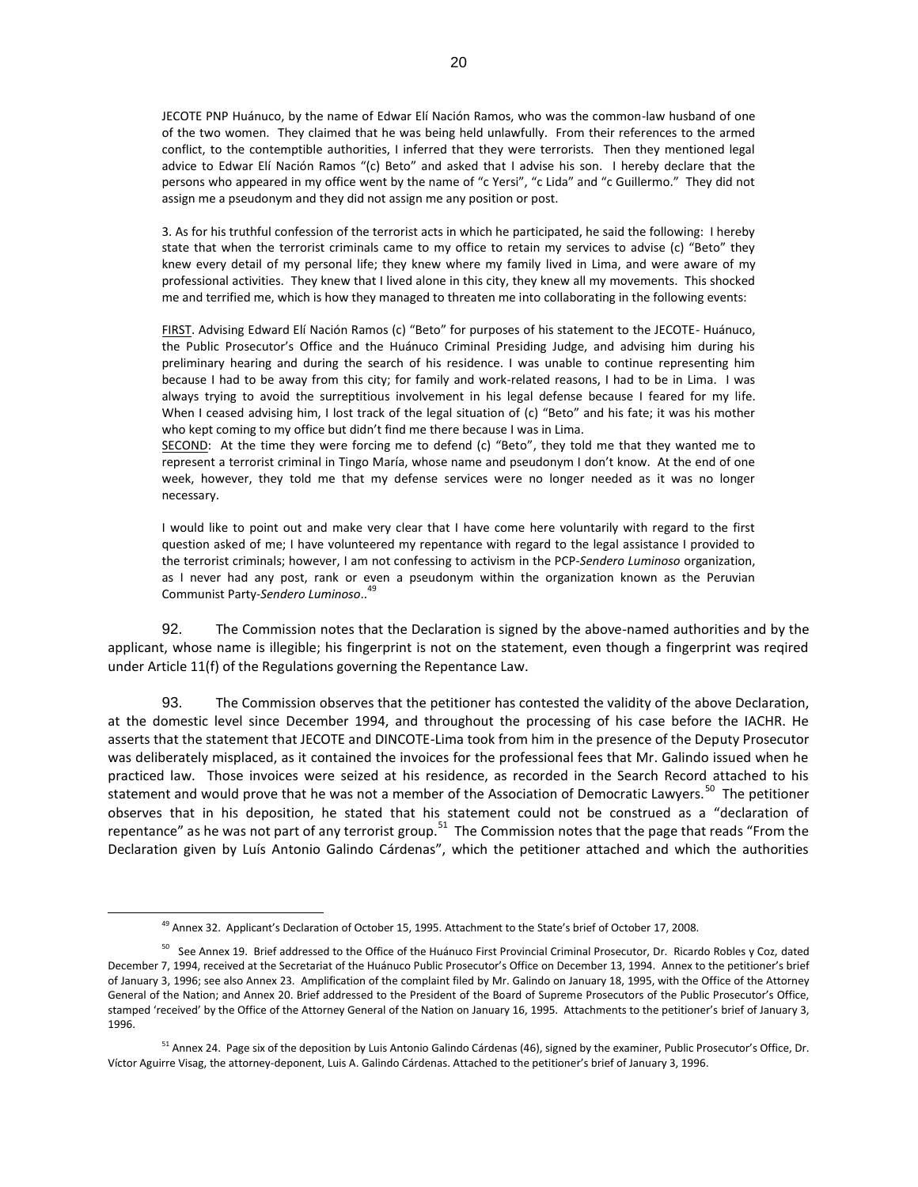> JECOTE PNP Huánuco, by the name of Edwar Elí Nación Ramos, who was the common-law husband of one of the two women. They claimed that he was being held unlawfully. From their references to the armed conflict, to the contemptible authorities, I inferred that they were terrorists. Then they mentioned legal advice to Edwar Elí Nación Ramos "(c) Beto" and asked that I advise his son. I hereby declare that the persons who appeared in my office went by the name of "c Yersi", "c Lida" and "c Guillermo." They did not assign me a pseudonym and they did not assign me any position or post.
>
> 3. As for his truthful confession of the terrorist acts in which he participated, he said the following: I hereby state that when the terrorist criminals came to my office to retain my services to advise (c) "Beto" they knew every detail of my personal life; they knew where my family lived in Lima, and were aware of my professional activities. They knew that I lived alone in this city, they knew all my movements. This shocked me and terrified me, which is how they managed to threaten me into collaborating in the following events:
>
> FIRST. Advising Edward Elí Nación Ramos (c) "Beto" for purposes of his statement to the JECOTE- Huánuco, the Public Prosecutor's Office and the Huánuco Criminal Presiding Judge, and advising him during his preliminary hearing and during the search of his residence. I was unable to continue representing him because I had to be away from this city; for family and work-related reasons, I had to be in Lima. I was always trying to avoid the surreptitious involvement in his legal defense because I feared for my life. When I ceased advising him, I lost track of the legal situation of (c) "Beto" and his fate; it was his mother who kept coming to my office but didn't find me there because I was in Lima.
>
> SECOND: At the time they were forcing me to defend (c) "Beto", they told me that they wanted me to represent a terrorist criminal in Tingo María, whose name and pseudonym I don't know. At the end of one week, however, they told me that my defense services were no longer needed as it was no longer necessary.
>
> I would like to point out and make very clear that I have come here voluntarily with regard to the first question asked of me; I have volunteered my repentance with regard to the legal assistance I provided to the terrorist criminals; however, I am not confessing to activism in the PCP-*Sendero Luminoso* organization, as I never had any post, rank or even a pseudonym within the organization known as the Peruvian Communist Party-*Sendero Luminoso*..[49]

92. The Commission notes that the Declaration is signed by the above-named authorities and by the applicant, whose name is illegible; his fingerprint is not on the statement, even though a fingerprint was reqired under Article 11(f) of the Regulations governing the Repentance Law.

93. The Commission observes that the petitioner has contested the validity of the above Declaration, at the domestic level since December 1994, and throughout the processing of his case before the IACHR. He asserts that the statement that JECOTE and DINCOTE-Lima took from him in the presence of the Deputy Prosecutor was deliberately misplaced, as it contained the invoices for the professional fees that Mr. Galindo issued when he practiced law. Those invoices were seized at his residence, as recorded in the Search Record attached to his statement and would prove that he was not a member of the Association of Democratic Lawyers.[50] The petitioner observes that in his deposition, he stated that his statement could not be construed as a "declaration of repentance" as he was not part of any terrorist group.[51] The Commission notes that the page that reads "From the Declaration given by Luís Antonio Galindo Cárdenas", which the petitioner attached and which the authorities

---

[49] Annex 32. Applicant's Declaration of October 15, 1995. Attachment to the State's brief of October 17, 2008.

[50] See Annex 19. Brief addressed to the Office of the Huánuco First Provincial Criminal Prosecutor, Dr. Ricardo Robles y Coz, dated December 7, 1994, received at the Secretariat of the Huánuco Public Prosecutor's Office on December 13, 1994. Annex to the petitioner's brief of January 3, 1996; see also Annex 23. Amplification of the complaint filed by Mr. Galindo on January 18, 1995, with the Office of the Attorney General of the Nation; and Annex 20. Brief addressed to the President of the Board of Supreme Prosecutors of the Public Prosecutor's Office, stamped 'received' by the Office of the Attorney General of the Nation on January 16, 1995. Attachments to the petitioner's brief of January 3, 1996.

[51] Annex 24. Page six of the deposition by Luis Antonio Galindo Cárdenas (46), signed by the examiner, Public Prosecutor's Office, Dr. Víctor Aguirre Visag, the attorney-deponent, Luis A. Galindo Cárdenas. Attached to the petitioner's brief of January 3, 1996.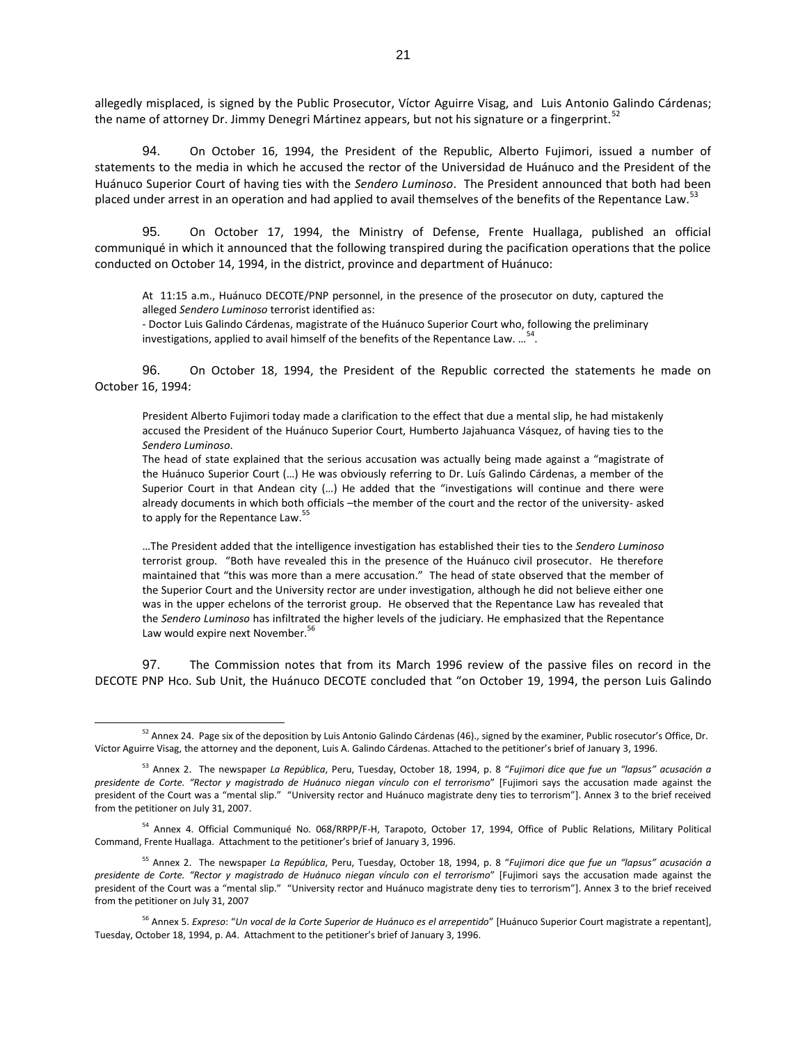allegedly misplaced, is signed by the Public Prosecutor, Víctor Aguirre Visag, and Luis Antonio Galindo Cárdenas; the name of attorney Dr. Jimmy Denegri Mártinez appears, but not his signature or a fingerprint.[52]

94. On October 16, 1994, the President of the Republic, Alberto Fujimori, issued a number of statements to the media in which he accused the rector of the Universidad de Huánuco and the President of the Huánuco Superior Court of having ties with the *Sendero Luminoso*. The President announced that both had been placed under arrest in an operation and had applied to avail themselves of the benefits of the Repentance Law.[53]

95. On October 17, 1994, the Ministry of Defense, Frente Huallaga, published an official communiqué in which it announced that the following transpired during the pacification operations that the police conducted on October 14, 1994, in the district, province and department of Huánuco:

> At 11:15 a.m., Huánuco DECOTE/PNP personnel, in the presence of the prosecutor on duty, captured the alleged *Sendero Luminoso* terrorist identified as:
> - Doctor Luis Galindo Cárdenas, magistrate of the Huánuco Superior Court who, following the preliminary investigations, applied to avail himself of the benefits of the Repentance Law. …[54].

96. On October 18, 1994, the President of the Republic corrected the statements he made on October 16, 1994:

> President Alberto Fujimori today made a clarification to the effect that due a mental slip, he had mistakenly accused the President of the Huánuco Superior Court, Humberto Jajahuanca Vásquez, of having ties to the *Sendero Luminoso*.
> The head of state explained that the serious accusation was actually being made against a "magistrate of the Huánuco Superior Court (…) He was obviously referring to Dr. Luís Galindo Cárdenas, a member of the Superior Court in that Andean city (…) He added that the "investigations will continue and there were already documents in which both officials –the member of the court and the rector of the university- asked to apply for the Repentance Law.[55]
>
> …The President added that the intelligence investigation has established their ties to the *Sendero Luminoso* terrorist group. "Both have revealed this in the presence of the Huánuco civil prosecutor. He therefore maintained that "this was more than a mere accusation." The head of state observed that the member of the Superior Court and the University rector are under investigation, although he did not believe either one was in the upper echelons of the terrorist group. He observed that the Repentance Law has revealed that the *Sendero Luminoso* has infiltrated the higher levels of the judiciary. He emphasized that the Repentance Law would expire next November.[56]

97. The Commission notes that from its March 1996 review of the passive files on record in the DECOTE PNP Hco. Sub Unit, the Huánuco DECOTE concluded that "on October 19, 1994, the person Luis Galindo

---

[52] Annex 24. Page six of the deposition by Luis Antonio Galindo Cárdenas (46)., signed by the examiner, Public rosecutor's Office, Dr. Víctor Aguirre Visag, the attorney and the deponent, Luis A. Galindo Cárdenas. Attached to the petitioner's brief of January 3, 1996.

[53] Annex 2. The newspaper *La República*, Peru, Tuesday, October 18, 1994, p. 8 "*Fujimori dice que fue un "lapsus" acusación a presidente de Corte. "Rector y magistrado de Huánuco niegan vínculo con el terrorismo*" [Fujimori says the accusation made against the president of the Court was a "mental slip." "University rector and Huánuco magistrate deny ties to terrorism"]. Annex 3 to the brief received from the petitioner on July 31, 2007.

[54] Annex 4. Official Communiqué No. 068/RRPP/F-H, Tarapoto, October 17, 1994, Office of Public Relations, Military Political Command, Frente Huallaga. Attachment to the petitioner's brief of January 3, 1996.

[55] Annex 2. The newspaper *La República*, Peru, Tuesday, October 18, 1994, p. 8 "*Fujimori dice que fue un "lapsus" acusación a presidente de Corte. "Rector y magistrado de Huánuco niegan vínculo con el terrorismo*" [Fujimori says the accusation made against the president of the Court was a "mental slip." "University rector and Huánuco magistrate deny ties to terrorism"]. Annex 3 to the brief received from the petitioner on July 31, 2007

[56] Annex 5. *Expreso*: "*Un vocal de la Corte Superior de Huánuco es el arrepentido*" [Huánuco Superior Court magistrate a repentant], Tuesday, October 18, 1994, p. A4. Attachment to the petitioner's brief of January 3, 1996.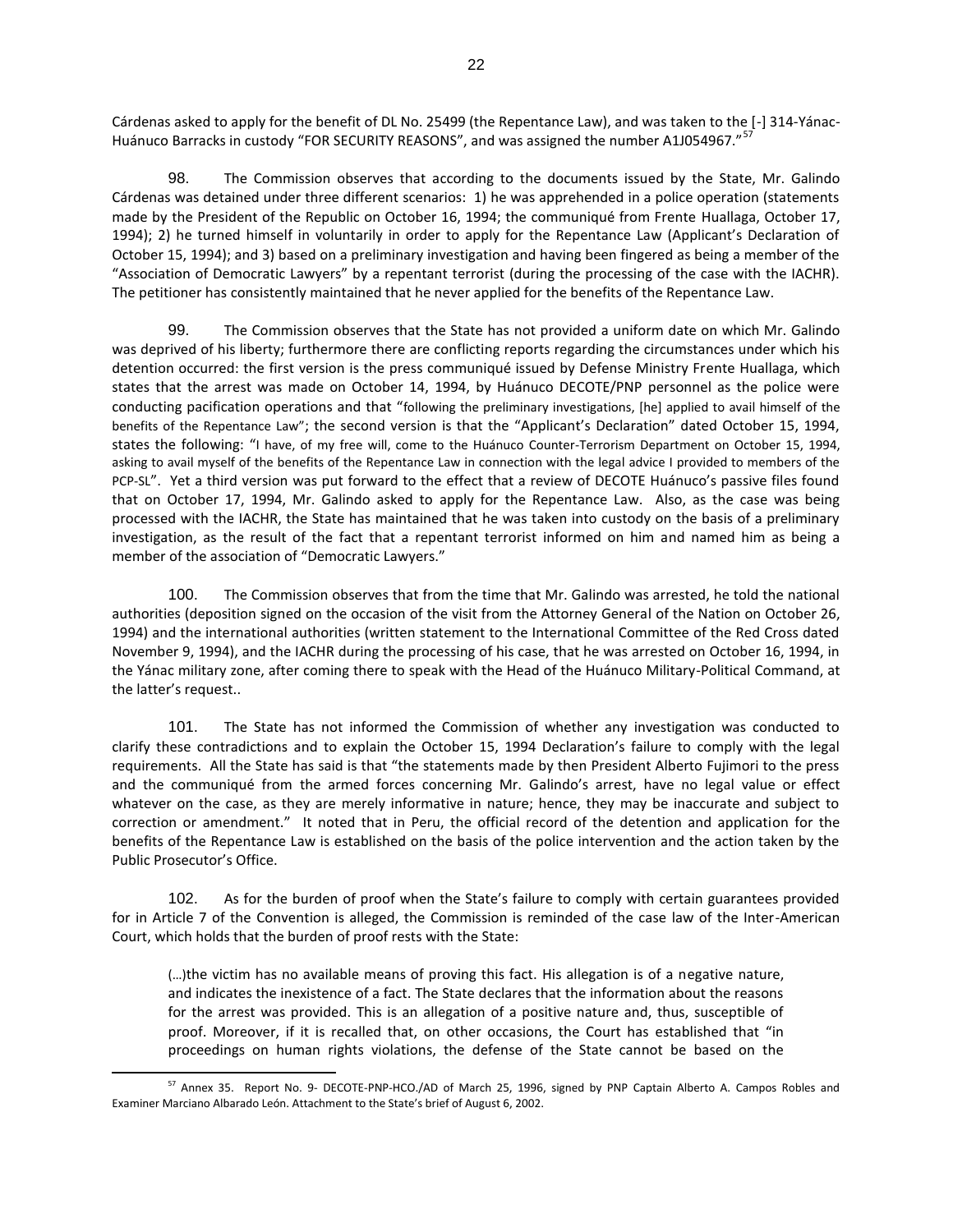Cárdenas asked to apply for the benefit of DL No. 25499 (the Repentance Law), and was taken to the [-] 314-Yánac-Huánuco Barracks in custody "FOR SECURITY REASONS", and was assigned the number A1J054967."[57]

98. The Commission observes that according to the documents issued by the State, Mr. Galindo Cárdenas was detained under three different scenarios: 1) he was apprehended in a police operation (statements made by the President of the Republic on October 16, 1994; the communiqué from Frente Huallaga, October 17, 1994); 2) he turned himself in voluntarily in order to apply for the Repentance Law (Applicant's Declaration of October 15, 1994); and 3) based on a preliminary investigation and having been fingered as being a member of the "Association of Democratic Lawyers" by a repentant terrorist (during the processing of the case with the IACHR). The petitioner has consistently maintained that he never applied for the benefits of the Repentance Law.

99. The Commission observes that the State has not provided a uniform date on which Mr. Galindo was deprived of his liberty; furthermore there are conflicting reports regarding the circumstances under which his detention occurred: the first version is the press communiqué issued by Defense Ministry Frente Huallaga, which states that the arrest was made on October 14, 1994, by Huánuco DECOTE/PNP personnel as the police were conducting pacification operations and that "following the preliminary investigations, [he] applied to avail himself of the benefits of the Repentance Law"; the second version is that the "Applicant's Declaration" dated October 15, 1994, states the following: "I have, of my free will, come to the Huánuco Counter-Terrorism Department on October 15, 1994, asking to avail myself of the benefits of the Repentance Law in connection with the legal advice I provided to members of the PCP-SL". Yet a third version was put forward to the effect that a review of DECOTE Huánuco's passive files found that on October 17, 1994, Mr. Galindo asked to apply for the Repentance Law. Also, as the case was being processed with the IACHR, the State has maintained that he was taken into custody on the basis of a preliminary investigation, as the result of the fact that a repentant terrorist informed on him and named him as being a member of the association of "Democratic Lawyers."

100. The Commission observes that from the time that Mr. Galindo was arrested, he told the national authorities (deposition signed on the occasion of the visit from the Attorney General of the Nation on October 26, 1994) and the international authorities (written statement to the International Committee of the Red Cross dated November 9, 1994), and the IACHR during the processing of his case, that he was arrested on October 16, 1994, in the Yánac military zone, after coming there to speak with the Head of the Huánuco Military-Political Command, at the latter's request..

101. The State has not informed the Commission of whether any investigation was conducted to clarify these contradictions and to explain the October 15, 1994 Declaration's failure to comply with the legal requirements. All the State has said is that "the statements made by then President Alberto Fujimori to the press and the communiqué from the armed forces concerning Mr. Galindo's arrest, have no legal value or effect whatever on the case, as they are merely informative in nature; hence, they may be inaccurate and subject to correction or amendment." It noted that in Peru, the official record of the detention and application for the benefits of the Repentance Law is established on the basis of the police intervention and the action taken by the Public Prosecutor's Office.

102. As for the burden of proof when the State's failure to comply with certain guarantees provided for in Article 7 of the Convention is alleged, the Commission is reminded of the case law of the Inter-American Court, which holds that the burden of proof rests with the State:

> (…)the victim has no available means of proving this fact. His allegation is of a negative nature, and indicates the inexistence of a fact. The State declares that the information about the reasons for the arrest was provided. This is an allegation of a positive nature and, thus, susceptible of proof. Moreover, if it is recalled that, on other occasions, the Court has established that "in proceedings on human rights violations, the defense of the State cannot be based on the

---

[57] Annex 35. Report No. 9- DECOTE-PNP-HCO./AD of March 25, 1996, signed by PNP Captain Alberto A. Campos Robles and Examiner Marciano Albarado León. Attachment to the State's brief of August 6, 2002.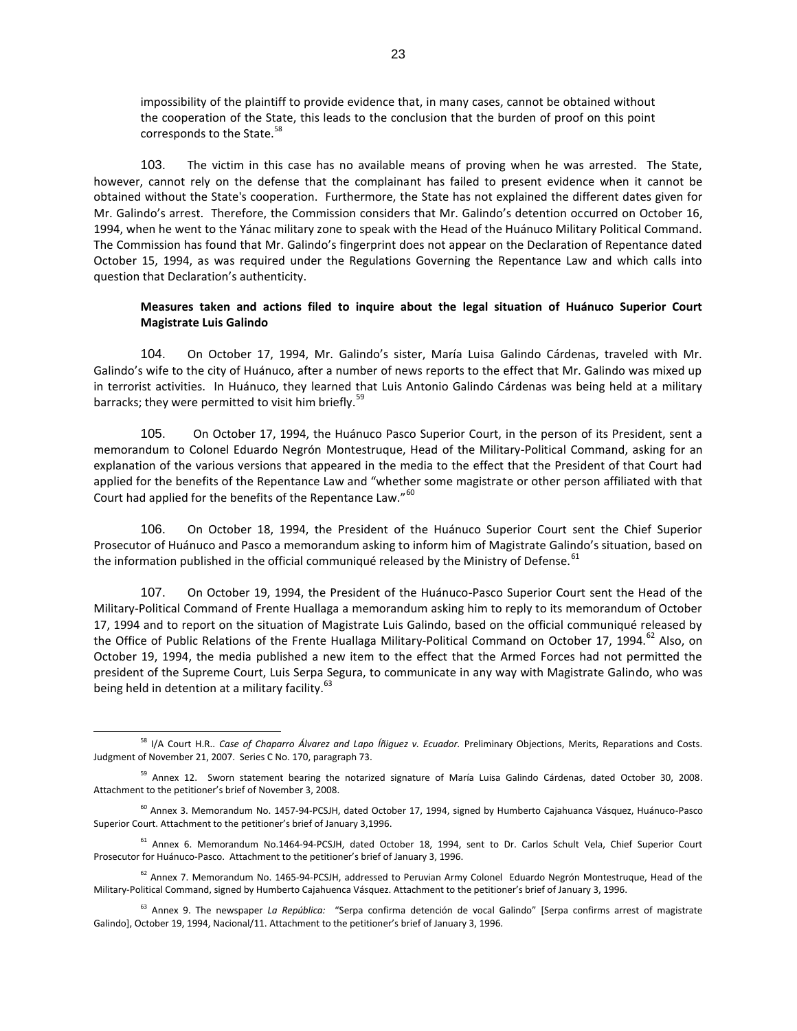impossibility of the plaintiff to provide evidence that, in many cases, cannot be obtained without the cooperation of the State, this leads to the conclusion that the burden of proof on this point corresponds to the State.[58]

103. The victim in this case has no available means of proving when he was arrested. The State, however, cannot rely on the defense that the complainant has failed to present evidence when it cannot be obtained without the State's cooperation. Furthermore, the State has not explained the different dates given for Mr. Galindo's arrest. Therefore, the Commission considers that Mr. Galindo's detention occurred on October 16, 1994, when he went to the Yánac military zone to speak with the Head of the Huánuco Military Political Command. The Commission has found that Mr. Galindo's fingerprint does not appear on the Declaration of Repentance dated October 15, 1994, as was required under the Regulations Governing the Repentance Law and which calls into question that Declaration's authenticity.

**Measures taken and actions filed to inquire about the legal situation of Huánuco Superior Court Magistrate Luis Galindo**

104. On October 17, 1994, Mr. Galindo's sister, María Luisa Galindo Cárdenas, traveled with Mr. Galindo's wife to the city of Huánuco, after a number of news reports to the effect that Mr. Galindo was mixed up in terrorist activities. In Huánuco, they learned that Luis Antonio Galindo Cárdenas was being held at a military barracks; they were permitted to visit him briefly.[59]

105. On October 17, 1994, the Huánuco Pasco Superior Court, in the person of its President, sent a memorandum to Colonel Eduardo Negrón Montestruque, Head of the Military-Political Command, asking for an explanation of the various versions that appeared in the media to the effect that the President of that Court had applied for the benefits of the Repentance Law and "whether some magistrate or other person affiliated with that Court had applied for the benefits of the Repentance Law."[60]

106. On October 18, 1994, the President of the Huánuco Superior Court sent the Chief Superior Prosecutor of Huánuco and Pasco a memorandum asking to inform him of Magistrate Galindo's situation, based on the information published in the official communiqué released by the Ministry of Defense.[61]

107. On October 19, 1994, the President of the Huánuco-Pasco Superior Court sent the Head of the Military-Political Command of Frente Huallaga a memorandum asking him to reply to its memorandum of October 17, 1994 and to report on the situation of Magistrate Luis Galindo, based on the official communiqué released by the Office of Public Relations of the Frente Huallaga Military-Political Command on October 17, 1994.[62] Also, on October 19, 1994, the media published a new item to the effect that the Armed Forces had not permitted the president of the Supreme Court, Luis Serpa Segura, to communicate in any way with Magistrate Galindo, who was being held in detention at a military facility.[63]

---

[58] I/A Court H.R.. *Case of Chaparro Álvarez and Lapo Íñiguez v. Ecuador.* Preliminary Objections, Merits, Reparations and Costs. Judgment of November 21, 2007. Series C No. 170, paragraph 73.

[59] Annex 12. Sworn statement bearing the notarized signature of María Luisa Galindo Cárdenas, dated October 30, 2008. Attachment to the petitioner's brief of November 3, 2008.

[60] Annex 3. Memorandum No. 1457-94-PCSJH, dated October 17, 1994, signed by Humberto Cajahuanca Vásquez, Huánuco-Pasco Superior Court. Attachment to the petitioner's brief of January 3,1996.

[61] Annex 6. Memorandum No.1464-94-PCSJH, dated October 18, 1994, sent to Dr. Carlos Schult Vela, Chief Superior Court Prosecutor for Huánuco-Pasco. Attachment to the petitioner's brief of January 3, 1996.

[62] Annex 7. Memorandum No. 1465-94-PCSJH, addressed to Peruvian Army Colonel Eduardo Negrón Montestruque, Head of the Military-Political Command, signed by Humberto Cajahuenca Vásquez. Attachment to the petitioner's brief of January 3, 1996.

[63] Annex 9. The newspaper *La República:* "Serpa confirma detención de vocal Galindo" [Serpa confirms arrest of magistrate Galindo], October 19, 1994, Nacional/11. Attachment to the petitioner's brief of January 3, 1996.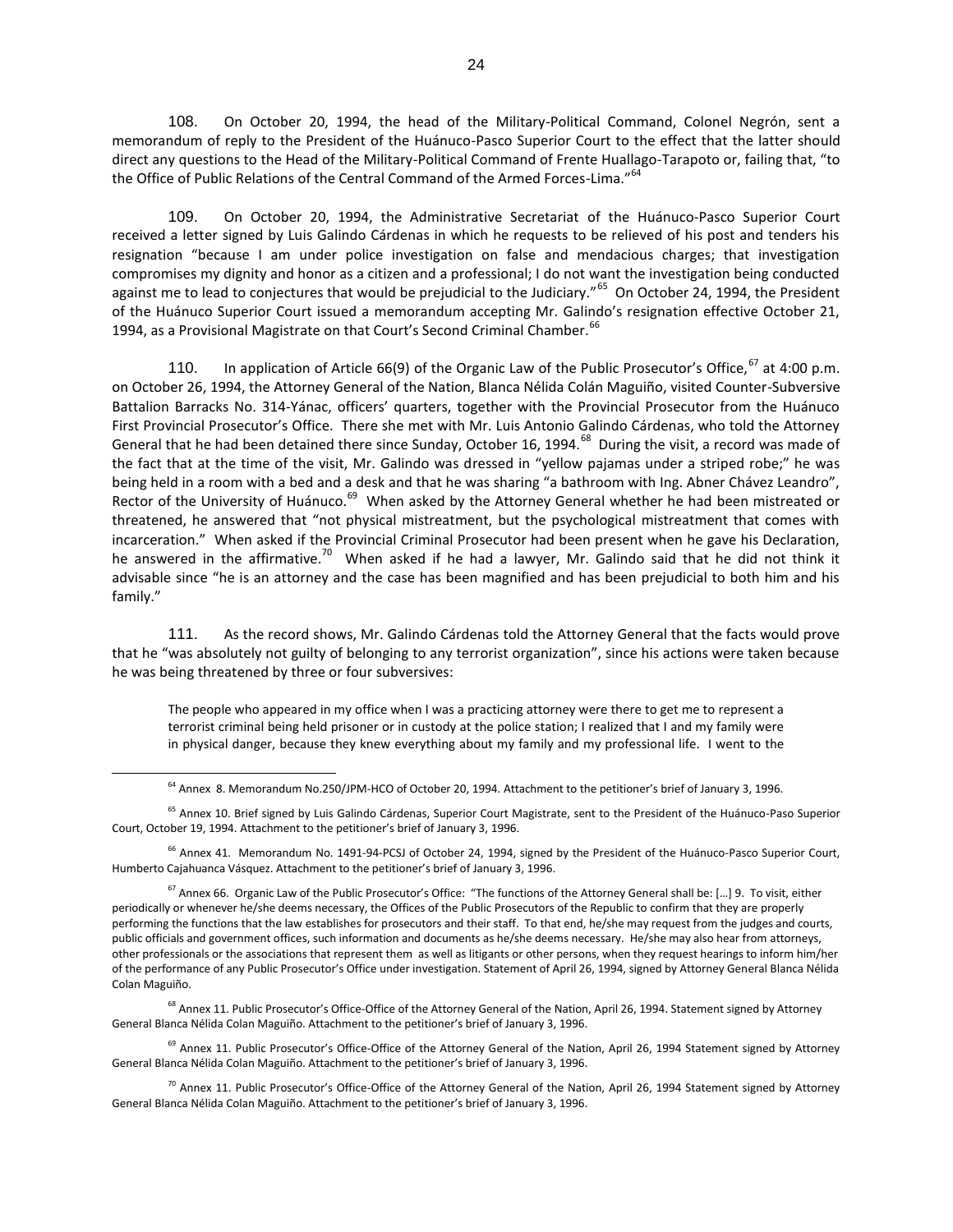108. On October 20, 1994, the head of the Military-Political Command, Colonel Negrón, sent a memorandum of reply to the President of the Huánuco-Pasco Superior Court to the effect that the latter should direct any questions to the Head of the Military-Political Command of Frente Huallago-Tarapoto or, failing that, "to the Office of Public Relations of the Central Command of the Armed Forces-Lima."[64]

109. On October 20, 1994, the Administrative Secretariat of the Huánuco-Pasco Superior Court received a letter signed by Luis Galindo Cárdenas in which he requests to be relieved of his post and tenders his resignation "because I am under police investigation on false and mendacious charges; that investigation compromises my dignity and honor as a citizen and a professional; I do not want the investigation being conducted against me to lead to conjectures that would be prejudicial to the Judiciary."[65] On October 24, 1994, the President of the Huánuco Superior Court issued a memorandum accepting Mr. Galindo's resignation effective October 21, 1994, as a Provisional Magistrate on that Court's Second Criminal Chamber.[66]

110. In application of Article 66(9) of the Organic Law of the Public Prosecutor's Office,[67] at 4:00 p.m. on October 26, 1994, the Attorney General of the Nation, Blanca Nélida Colán Maguiño, visited Counter-Subversive Battalion Barracks No. 314-Yánac, officers' quarters, together with the Provincial Prosecutor from the Huánuco First Provincial Prosecutor's Office. There she met with Mr. Luis Antonio Galindo Cárdenas, who told the Attorney General that he had been detained there since Sunday, October 16, 1994.[68] During the visit, a record was made of the fact that at the time of the visit, Mr. Galindo was dressed in "yellow pajamas under a striped robe;" he was being held in a room with a bed and a desk and that he was sharing "a bathroom with Ing. Abner Chávez Leandro", Rector of the University of Huánuco.[69] When asked by the Attorney General whether he had been mistreated or threatened, he answered that "not physical mistreatment, but the psychological mistreatment that comes with incarceration." When asked if the Provincial Criminal Prosecutor had been present when he gave his Declaration, he answered in the affirmative.[70] When asked if he had a lawyer, Mr. Galindo said that he did not think it advisable since "he is an attorney and the case has been magnified and has been prejudicial to both him and his family."

111. As the record shows, Mr. Galindo Cárdenas told the Attorney General that the facts would prove that he "was absolutely not guilty of belonging to any terrorist organization", since his actions were taken because he was being threatened by three or four subversives:

> The people who appeared in my office when I was a practicing attorney were there to get me to represent a terrorist criminal being held prisoner or in custody at the police station; I realized that I and my family were in physical danger, because they knew everything about my family and my professional life. I went to the

---

[64] Annex 8. Memorandum No.250/JPM-HCO of October 20, 1994. Attachment to the petitioner's brief of January 3, 1996.

[65] Annex 10. Brief signed by Luis Galindo Cárdenas, Superior Court Magistrate, sent to the President of the Huánuco-Paso Superior Court, October 19, 1994. Attachment to the petitioner's brief of January 3, 1996.

[66] Annex 41. Memorandum No. 1491-94-PCSJ of October 24, 1994, signed by the President of the Huánuco-Pasco Superior Court, Humberto Cajahuanca Vásquez. Attachment to the petitioner's brief of January 3, 1996.

[67] Annex 66. Organic Law of the Public Prosecutor's Office: "The functions of the Attorney General shall be: […] 9. To visit, either periodically or whenever he/she deems necessary, the Offices of the Public Prosecutors of the Republic to confirm that they are properly performing the functions that the law establishes for prosecutors and their staff. To that end, he/she may request from the judges and courts, public officials and government offices, such information and documents as he/she deems necessary. He/she may also hear from attorneys, other professionals or the associations that represent them as well as litigants or other persons, when they request hearings to inform him/her of the performance of any Public Prosecutor's Office under investigation. Statement of April 26, 1994, signed by Attorney General Blanca Nélida Colan Maguiño.

[68] Annex 11. Public Prosecutor's Office-Office of the Attorney General of the Nation, April 26, 1994. Statement signed by Attorney General Blanca Nélida Colan Maguiño. Attachment to the petitioner's brief of January 3, 1996.

[69] Annex 11. Public Prosecutor's Office-Office of the Attorney General of the Nation, April 26, 1994 Statement signed by Attorney General Blanca Nélida Colan Maguiño. Attachment to the petitioner's brief of January 3, 1996.

[70] Annex 11. Public Prosecutor's Office-Office of the Attorney General of the Nation, April 26, 1994 Statement signed by Attorney General Blanca Nélida Colan Maguiño. Attachment to the petitioner's brief of January 3, 1996.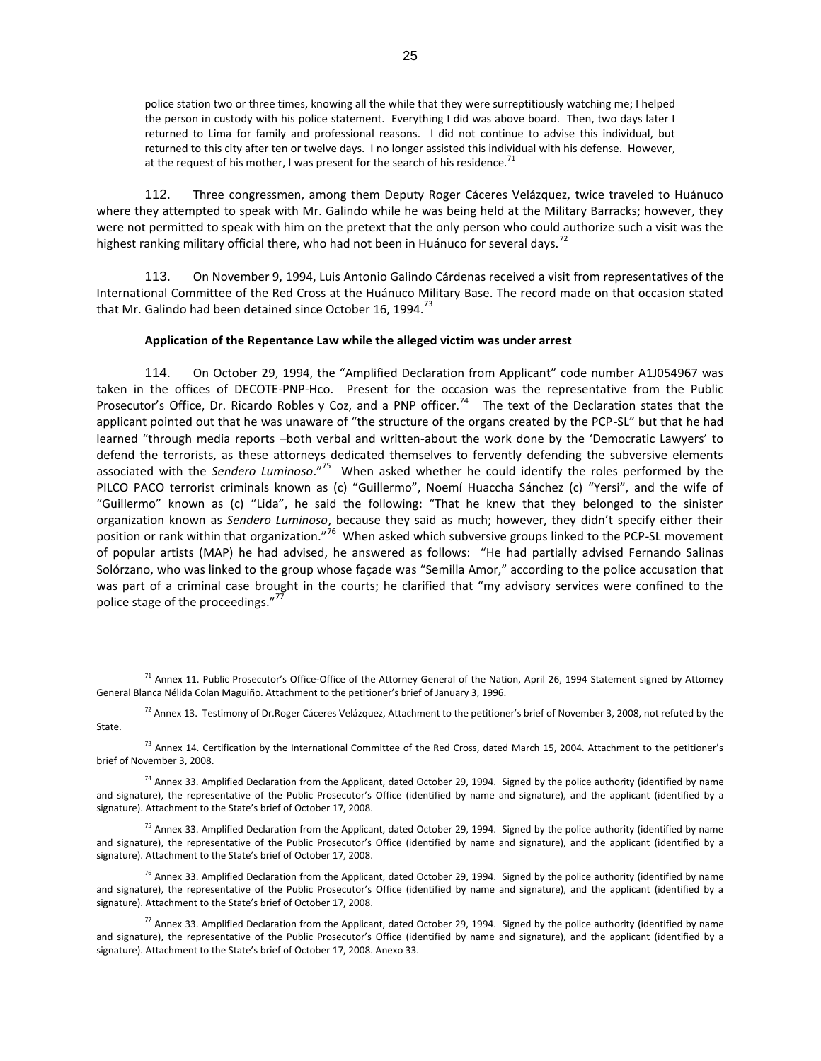police station two or three times, knowing all the while that they were surreptitiously watching me; I helped the person in custody with his police statement. Everything I did was above board. Then, two days later I returned to Lima for family and professional reasons. I did not continue to advise this individual, but returned to this city after ten or twelve days. I no longer assisted this individual with his defense. However, at the request of his mother, I was present for the search of his residence.[71]

112. Three congressmen, among them Deputy Roger Cáceres Velázquez, twice traveled to Huánuco where they attempted to speak with Mr. Galindo while he was being held at the Military Barracks; however, they were not permitted to speak with him on the pretext that the only person who could authorize such a visit was the highest ranking military official there, who had not been in Huánuco for several days.[72]

113. On November 9, 1994, Luis Antonio Galindo Cárdenas received a visit from representatives of the International Committee of the Red Cross at the Huánuco Military Base. The record made on that occasion stated that Mr. Galindo had been detained since October 16, 1994.[73]

**Application of the Repentance Law while the alleged victim was under arrest**

114. On October 29, 1994, the "Amplified Declaration from Applicant" code number A1J054967 was taken in the offices of DECOTE-PNP-Hco. Present for the occasion was the representative from the Public Prosecutor's Office, Dr. Ricardo Robles y Coz, and a PNP officer.[74] The text of the Declaration states that the applicant pointed out that he was unaware of "the structure of the organs created by the PCP-SL" but that he had learned "through media reports –both verbal and written-about the work done by the 'Democratic Lawyers' to defend the terrorists, as these attorneys dedicated themselves to fervently defending the subversive elements associated with the *Sendero Luminoso*."[75] When asked whether he could identify the roles performed by the PILCO PACO terrorist criminals known as (c) "Guillermo", Noemí Huaccha Sánchez (c) "Yersi", and the wife of "Guillermo" known as (c) "Lida", he said the following: "That he knew that they belonged to the sinister organization known as *Sendero Luminoso*, because they said as much; however, they didn't specify either their position or rank within that organization."[76] When asked which subversive groups linked to the PCP-SL movement of popular artists (MAP) he had advised, he answered as follows: "He had partially advised Fernando Salinas Solórzano, who was linked to the group whose façade was "Semilla Amor," according to the police accusation that was part of a criminal case brought in the courts; he clarified that "my advisory services were confined to the police stage of the proceedings."[77]

---

[71] Annex 11. Public Prosecutor's Office-Office of the Attorney General of the Nation, April 26, 1994 Statement signed by Attorney General Blanca Nélida Colan Maguiño. Attachment to the petitioner's brief of January 3, 1996.

[72] Annex 13. Testimony of Dr.Roger Cáceres Velázquez, Attachment to the petitioner's brief of November 3, 2008, not refuted by the State.

[73] Annex 14. Certification by the International Committee of the Red Cross, dated March 15, 2004. Attachment to the petitioner's brief of November 3, 2008.

[74] Annex 33. Amplified Declaration from the Applicant, dated October 29, 1994. Signed by the police authority (identified by name and signature), the representative of the Public Prosecutor's Office (identified by name and signature), and the applicant (identified by a signature). Attachment to the State's brief of October 17, 2008.

[75] Annex 33. Amplified Declaration from the Applicant, dated October 29, 1994. Signed by the police authority (identified by name and signature), the representative of the Public Prosecutor's Office (identified by name and signature), and the applicant (identified by a signature). Attachment to the State's brief of October 17, 2008.

[76] Annex 33. Amplified Declaration from the Applicant, dated October 29, 1994. Signed by the police authority (identified by name and signature), the representative of the Public Prosecutor's Office (identified by name and signature), and the applicant (identified by a signature). Attachment to the State's brief of October 17, 2008.

[77] Annex 33. Amplified Declaration from the Applicant, dated October 29, 1994. Signed by the police authority (identified by name and signature), the representative of the Public Prosecutor's Office (identified by name and signature), and the applicant (identified by a signature). Attachment to the State's brief of October 17, 2008. Anexo 33.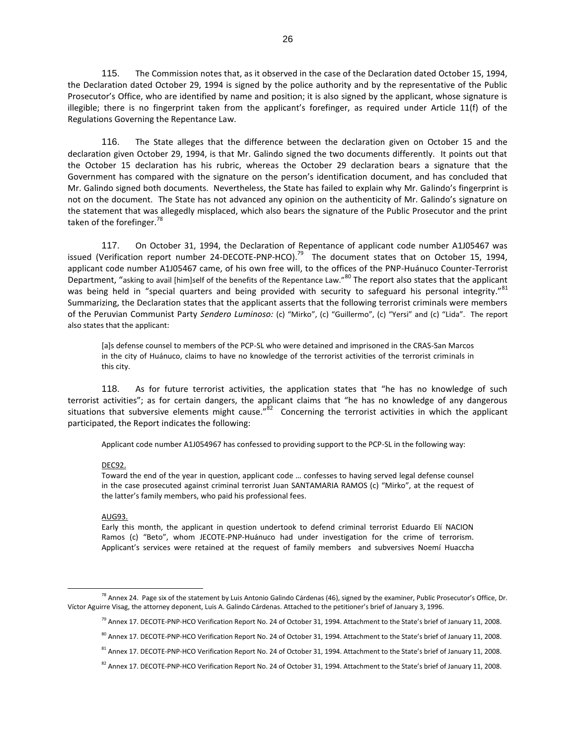115. The Commission notes that, as it observed in the case of the Declaration dated October 15, 1994, the Declaration dated October 29, 1994 is signed by the police authority and by the representative of the Public Prosecutor's Office, who are identified by name and position; it is also signed by the applicant, whose signature is illegible; there is no fingerprint taken from the applicant's forefinger, as required under Article 11(f) of the Regulations Governing the Repentance Law.

116. The State alleges that the difference between the declaration given on October 15 and the declaration given October 29, 1994, is that Mr. Galindo signed the two documents differently. It points out that the October 15 declaration has his rubric, whereas the October 29 declaration bears a signature that the Government has compared with the signature on the person's identification document, and has concluded that Mr. Galindo signed both documents. Nevertheless, the State has failed to explain why Mr. Galindo's fingerprint is not on the document. The State has not advanced any opinion on the authenticity of Mr. Galindo's signature on the statement that was allegedly misplaced, which also bears the signature of the Public Prosecutor and the print taken of the forefinger.[78]

117. On October 31, 1994, the Declaration of Repentance of applicant code number A1J05467 was issued (Verification report number 24-DECOTE-PNP-HCO).[79] The document states that on October 15, 1994, applicant code number A1J05467 came, of his own free will, to the offices of the PNP-Huánuco Counter-Terrorist Department, "asking to avail [him]self of the benefits of the Repentance Law."[80] The report also states that the applicant was being held in "special quarters and being provided with security to safeguard his personal integrity."[81] Summarizing, the Declaration states that the applicant asserts that the following terrorist criminals were members of the Peruvian Communist Party *Sendero Luminoso:* (c) "Mirko", (c) "Guillermo", (c) "Yersi" and (c) "Lida". The report also states that the applicant:

> [a]s defense counsel to members of the PCP-SL who were detained and imprisoned in the CRAS-San Marcos in the city of Huánuco, claims to have no knowledge of the terrorist activities of the terrorist criminals in this city.

118. As for future terrorist activities, the application states that "he has no knowledge of such terrorist activities"; as for certain dangers, the applicant claims that "he has no knowledge of any dangerous situations that subversive elements might cause."[82] Concerning the terrorist activities in which the applicant participated, the Report indicates the following:

> Applicant code number A1J054967 has confessed to providing support to the PCP-SL in the following way:
>
> DEC92.
>
> Toward the end of the year in question, applicant code … confesses to having served legal defense counsel in the case prosecuted against criminal terrorist Juan SANTAMARIA RAMOS (c) "Mirko", at the request of the latter's family members, who paid his professional fees.
>
> AUG93.
>
> Early this month, the applicant in question undertook to defend criminal terrorist Eduardo Elí NACION Ramos (c) "Beto", whom JECOTE-PNP-Huánuco had under investigation for the crime of terrorism. Applicant's services were retained at the request of family members and subversives Noemí Huaccha

---

[78] Annex 24. Page six of the statement by Luis Antonio Galindo Cárdenas (46), signed by the examiner, Public Prosecutor's Office, Dr. Víctor Aguirre Visag, the attorney deponent, Luis A. Galindo Cárdenas. Attached to the petitioner's brief of January 3, 1996.

[79] Annex 17. DECOTE-PNP-HCO Verification Report No. 24 of October 31, 1994. Attachment to the State's brief of January 11, 2008.

[80] Annex 17. DECOTE-PNP-HCO Verification Report No. 24 of October 31, 1994. Attachment to the State's brief of January 11, 2008.

[81] Annex 17. DECOTE-PNP-HCO Verification Report No. 24 of October 31, 1994. Attachment to the State's brief of January 11, 2008.

[82] Annex 17. DECOTE-PNP-HCO Verification Report No. 24 of October 31, 1994. Attachment to the State's brief of January 11, 2008.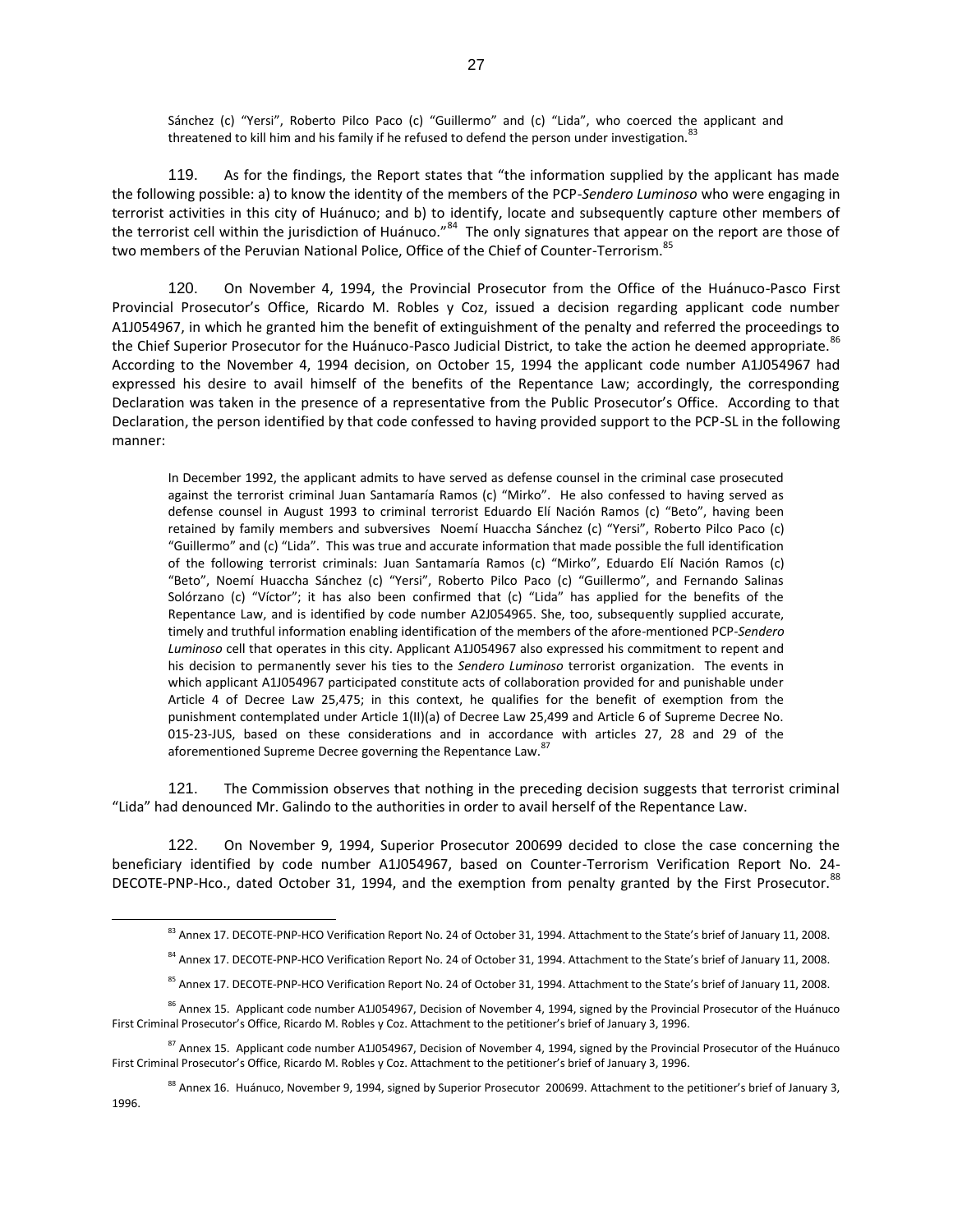Sánchez (c) "Yersi", Roberto Pilco Paco (c) "Guillermo" and (c) "Lida", who coerced the applicant and threatened to kill him and his family if he refused to defend the person under investigation.[83]

119. As for the findings, the Report states that "the information supplied by the applicant has made the following possible: a) to know the identity of the members of the PCP-*Sendero Luminoso* who were engaging in terrorist activities in this city of Huánuco; and b) to identify, locate and subsequently capture other members of the terrorist cell within the jurisdiction of Huánuco."[84] The only signatures that appear on the report are those of two members of the Peruvian National Police, Office of the Chief of Counter-Terrorism.[85]

120. On November 4, 1994, the Provincial Prosecutor from the Office of the Huánuco-Pasco First Provincial Prosecutor's Office, Ricardo M. Robles y Coz, issued a decision regarding applicant code number A1J054967, in which he granted him the benefit of extinguishment of the penalty and referred the proceedings to the Chief Superior Prosecutor for the Huánuco-Pasco Judicial District, to take the action he deemed appropriate.[86] According to the November 4, 1994 decision, on October 15, 1994 the applicant code number A1J054967 had expressed his desire to avail himself of the benefits of the Repentance Law; accordingly, the corresponding Declaration was taken in the presence of a representative from the Public Prosecutor's Office. According to that Declaration, the person identified by that code confessed to having provided support to the PCP-SL in the following manner:

> In December 1992, the applicant admits to have served as defense counsel in the criminal case prosecuted against the terrorist criminal Juan Santamaría Ramos (c) "Mirko". He also confessed to having served as defense counsel in August 1993 to criminal terrorist Eduardo Elí Nación Ramos (c) "Beto", having been retained by family members and subversives Noemí Huaccha Sánchez (c) "Yersi", Roberto Pilco Paco (c) "Guillermo" and (c) "Lida". This was true and accurate information that made possible the full identification of the following terrorist criminals: Juan Santamaría Ramos (c) "Mirko", Eduardo Elí Nación Ramos (c) "Beto", Noemí Huaccha Sánchez (c) "Yersi", Roberto Pilco Paco (c) "Guillermo", and Fernando Salinas Solórzano (c) "Víctor"; it has also been confirmed that (c) "Lida" has applied for the benefits of the Repentance Law, and is identified by code number A2J054965. She, too, subsequently supplied accurate, timely and truthful information enabling identification of the members of the afore-mentioned PCP-*Sendero Luminoso* cell that operates in this city. Applicant A1J054967 also expressed his commitment to repent and his decision to permanently sever his ties to the *Sendero Luminoso* terrorist organization. The events in which applicant A1J054967 participated constitute acts of collaboration provided for and punishable under Article 4 of Decree Law 25,475; in this context, he qualifies for the benefit of exemption from the punishment contemplated under Article 1(II)(a) of Decree Law 25,499 and Article 6 of Supreme Decree No. 015-23-JUS, based on these considerations and in accordance with articles 27, 28 and 29 of the aforementioned Supreme Decree governing the Repentance Law.[87]

121. The Commission observes that nothing in the preceding decision suggests that terrorist criminal "Lida" had denounced Mr. Galindo to the authorities in order to avail herself of the Repentance Law.

122. On November 9, 1994, Superior Prosecutor 200699 decided to close the case concerning the beneficiary identified by code number A1J054967, based on Counter-Terrorism Verification Report No. 24-DECOTE-PNP-Hco., dated October 31, 1994, and the exemption from penalty granted by the First Prosecutor.[88]

---

[83] Annex 17. DECOTE-PNP-HCO Verification Report No. 24 of October 31, 1994. Attachment to the State's brief of January 11, 2008.

[84] Annex 17. DECOTE-PNP-HCO Verification Report No. 24 of October 31, 1994. Attachment to the State's brief of January 11, 2008.

[85] Annex 17. DECOTE-PNP-HCO Verification Report No. 24 of October 31, 1994. Attachment to the State's brief of January 11, 2008.

[86] Annex 15. Applicant code number A1J054967, Decision of November 4, 1994, signed by the Provincial Prosecutor of the Huánuco First Criminal Prosecutor's Office, Ricardo M. Robles y Coz. Attachment to the petitioner's brief of January 3, 1996.

[87] Annex 15. Applicant code number A1J054967, Decision of November 4, 1994, signed by the Provincial Prosecutor of the Huánuco First Criminal Prosecutor's Office, Ricardo M. Robles y Coz. Attachment to the petitioner's brief of January 3, 1996.

[88] Annex 16. Huánuco, November 9, 1994, signed by Superior Prosecutor 200699. Attachment to the petitioner's brief of January 3, 1996.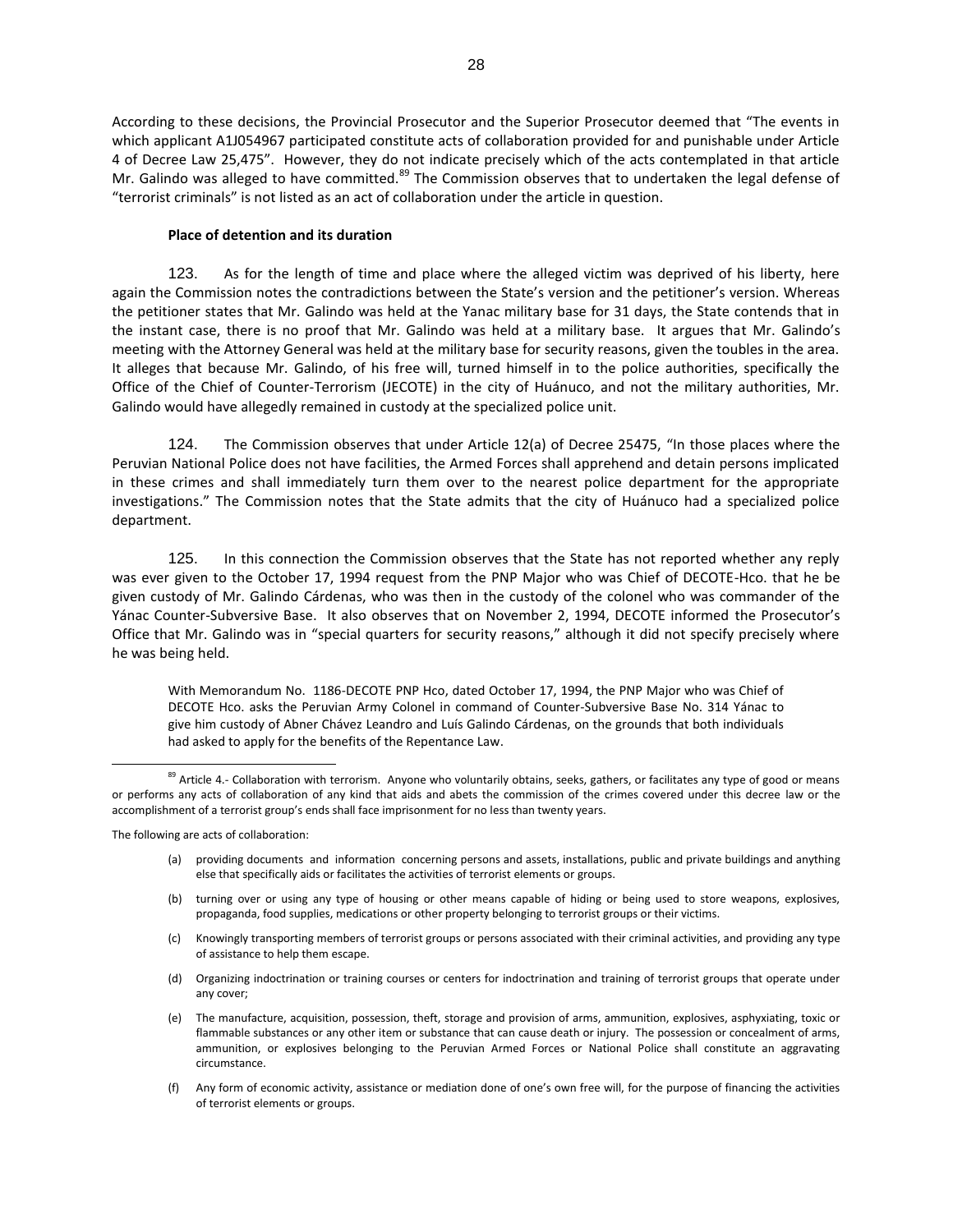According to these decisions, the Provincial Prosecutor and the Superior Prosecutor deemed that "The events in which applicant A1J054967 participated constitute acts of collaboration provided for and punishable under Article 4 of Decree Law 25,475". However, they do not indicate precisely which of the acts contemplated in that article Mr. Galindo was alleged to have committed.[89] The Commission observes that to undertaken the legal defense of "terrorist criminals" is not listed as an act of collaboration under the article in question.

**Place of detention and its duration**

123. As for the length of time and place where the alleged victim was deprived of his liberty, here again the Commission notes the contradictions between the State's version and the petitioner's version. Whereas the petitioner states that Mr. Galindo was held at the Yanac military base for 31 days, the State contends that in the instant case, there is no proof that Mr. Galindo was held at a military base. It argues that Mr. Galindo's meeting with the Attorney General was held at the military base for security reasons, given the toubles in the area. It alleges that because Mr. Galindo, of his free will, turned himself in to the police authorities, specifically the Office of the Chief of Counter-Terrorism (JECOTE) in the city of Huánuco, and not the military authorities, Mr. Galindo would have allegedly remained in custody at the specialized police unit.

124. The Commission observes that under Article 12(a) of Decree 25475, "In those places where the Peruvian National Police does not have facilities, the Armed Forces shall apprehend and detain persons implicated in these crimes and shall immediately turn them over to the nearest police department for the appropriate investigations." The Commission notes that the State admits that the city of Huánuco had a specialized police department.

125. In this connection the Commission observes that the State has not reported whether any reply was ever given to the October 17, 1994 request from the PNP Major who was Chief of DECOTE-Hco. that he be given custody of Mr. Galindo Cárdenas, who was then in the custody of the colonel who was commander of the Yánac Counter-Subversive Base. It also observes that on November 2, 1994, DECOTE informed the Prosecutor's Office that Mr. Galindo was in "special quarters for security reasons," although it did not specify precisely where he was being held.

> With Memorandum No. 1186-DECOTE PNP Hco, dated October 17, 1994, the PNP Major who was Chief of DECOTE Hco. asks the Peruvian Army Colonel in command of Counter-Subversive Base No. 314 Yánac to give him custody of Abner Chávez Leandro and Luís Galindo Cárdenas, on the grounds that both individuals had asked to apply for the benefits of the Repentance Law.

---

[89] Article 4.- Collaboration with terrorism. Anyone who voluntarily obtains, seeks, gathers, or facilitates any type of good or means or performs any acts of collaboration of any kind that aids and abets the commission of the crimes covered under this decree law or the accomplishment of a terrorist group's ends shall face imprisonment for no less than twenty years.

The following are acts of collaboration:

(a) providing documents and information concerning persons and assets, installations, public and private buildings and anything else that specifically aids or facilitates the activities of terrorist elements or groups.

(b) turning over or using any type of housing or other means capable of hiding or being used to store weapons, explosives, propaganda, food supplies, medications or other property belonging to terrorist groups or their victims.

(c) Knowingly transporting members of terrorist groups or persons associated with their criminal activities, and providing any type of assistance to help them escape.

(d) Organizing indoctrination or training courses or centers for indoctrination and training of terrorist groups that operate under any cover;

(e) The manufacture, acquisition, possession, theft, storage and provision of arms, ammunition, explosives, asphyxiating, toxic or flammable substances or any other item or substance that can cause death or injury. The possession or concealment of arms, ammunition, or explosives belonging to the Peruvian Armed Forces or National Police shall constitute an aggravating circumstance.

(f) Any form of economic activity, assistance or mediation done of one's own free will, for the purpose of financing the activities of terrorist elements or groups.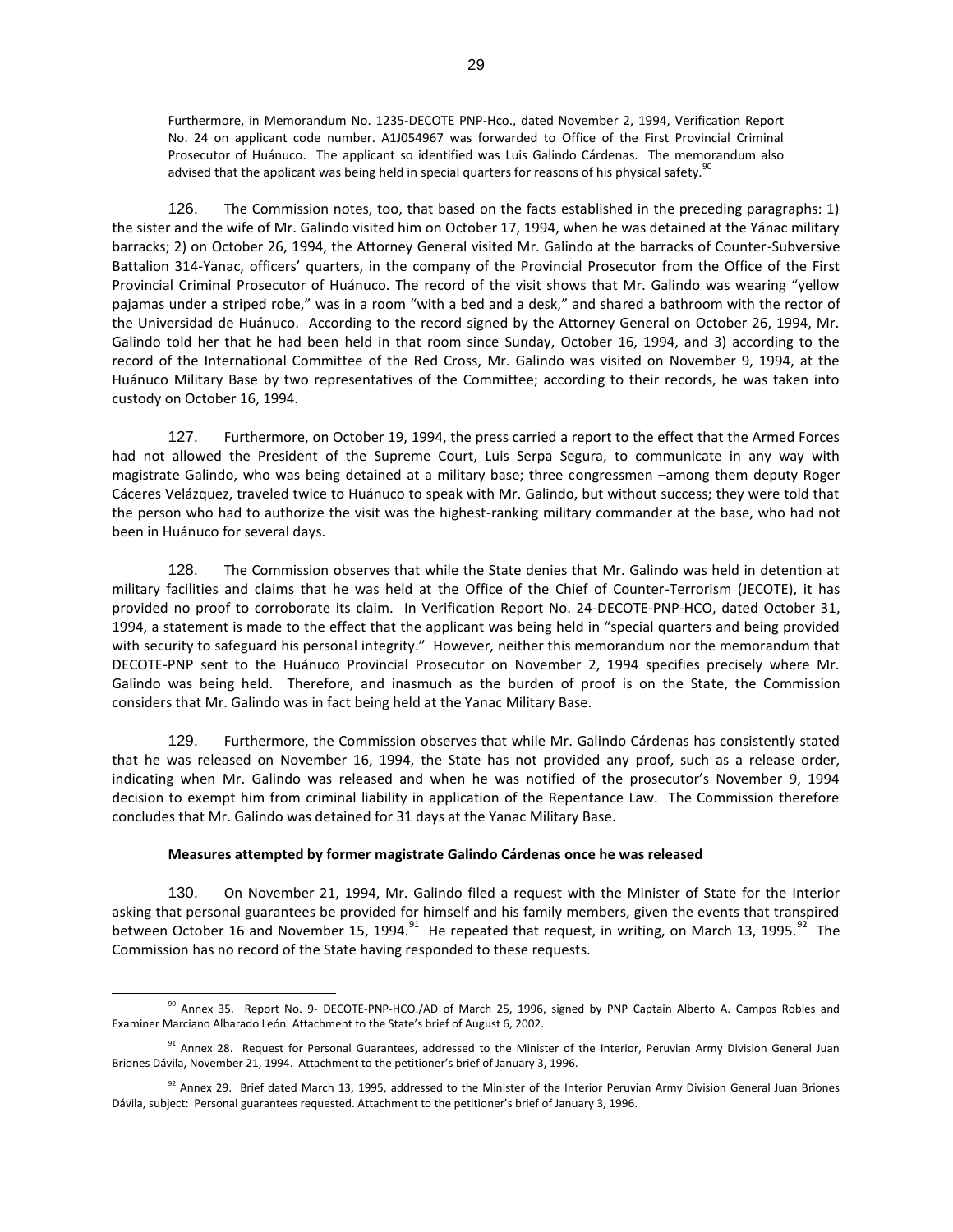Furthermore, in Memorandum No. 1235-DECOTE PNP-Hco., dated November 2, 1994, Verification Report No. 24 on applicant code number. A1J054967 was forwarded to Office of the First Provincial Criminal Prosecutor of Huánuco. The applicant so identified was Luis Galindo Cárdenas. The memorandum also advised that the applicant was being held in special quarters for reasons of his physical safety.[90]

126. The Commission notes, too, that based on the facts established in the preceding paragraphs: 1) the sister and the wife of Mr. Galindo visited him on October 17, 1994, when he was detained at the Yánac military barracks; 2) on October 26, 1994, the Attorney General visited Mr. Galindo at the barracks of Counter-Subversive Battalion 314-Yanac, officers' quarters, in the company of the Provincial Prosecutor from the Office of the First Provincial Criminal Prosecutor of Huánuco. The record of the visit shows that Mr. Galindo was wearing "yellow pajamas under a striped robe," was in a room "with a bed and a desk," and shared a bathroom with the rector of the Universidad de Huánuco. According to the record signed by the Attorney General on October 26, 1994, Mr. Galindo told her that he had been held in that room since Sunday, October 16, 1994, and 3) according to the record of the International Committee of the Red Cross, Mr. Galindo was visited on November 9, 1994, at the Huánuco Military Base by two representatives of the Committee; according to their records, he was taken into custody on October 16, 1994.

127. Furthermore, on October 19, 1994, the press carried a report to the effect that the Armed Forces had not allowed the President of the Supreme Court, Luis Serpa Segura, to communicate in any way with magistrate Galindo, who was being detained at a military base; three congressmen –among them deputy Roger Cáceres Velázquez, traveled twice to Huánuco to speak with Mr. Galindo, but without success; they were told that the person who had to authorize the visit was the highest-ranking military commander at the base, who had not been in Huánuco for several days.

128. The Commission observes that while the State denies that Mr. Galindo was held in detention at military facilities and claims that he was held at the Office of the Chief of Counter-Terrorism (JECOTE), it has provided no proof to corroborate its claim. In Verification Report No. 24-DECOTE-PNP-HCO, dated October 31, 1994, a statement is made to the effect that the applicant was being held in "special quarters and being provided with security to safeguard his personal integrity." However, neither this memorandum nor the memorandum that DECOTE-PNP sent to the Huánuco Provincial Prosecutor on November 2, 1994 specifies precisely where Mr. Galindo was being held. Therefore, and inasmuch as the burden of proof is on the State, the Commission considers that Mr. Galindo was in fact being held at the Yanac Military Base.

129. Furthermore, the Commission observes that while Mr. Galindo Cárdenas has consistently stated that he was released on November 16, 1994, the State has not provided any proof, such as a release order, indicating when Mr. Galindo was released and when he was notified of the prosecutor's November 9, 1994 decision to exempt him from criminal liability in application of the Repentance Law. The Commission therefore concludes that Mr. Galindo was detained for 31 days at the Yanac Military Base.

**Measures attempted by former magistrate Galindo Cárdenas once he was released**

130. On November 21, 1994, Mr. Galindo filed a request with the Minister of State for the Interior asking that personal guarantees be provided for himself and his family members, given the events that transpired between October 16 and November 15, 1994.[91] He repeated that request, in writing, on March 13, 1995.[92] The Commission has no record of the State having responded to these requests.

[90] Annex 35. Report No. 9- DECOTE-PNP-HCO./AD of March 25, 1996, signed by PNP Captain Alberto A. Campos Robles and Examiner Marciano Albarado León. Attachment to the State's brief of August 6, 2002.

[91] Annex 28. Request for Personal Guarantees, addressed to the Minister of the Interior, Peruvian Army Division General Juan Briones Dávila, November 21, 1994. Attachment to the petitioner's brief of January 3, 1996.

[92] Annex 29. Brief dated March 13, 1995, addressed to the Minister of the Interior Peruvian Army Division General Juan Briones Dávila, subject: Personal guarantees requested. Attachment to the petitioner's brief of January 3, 1996.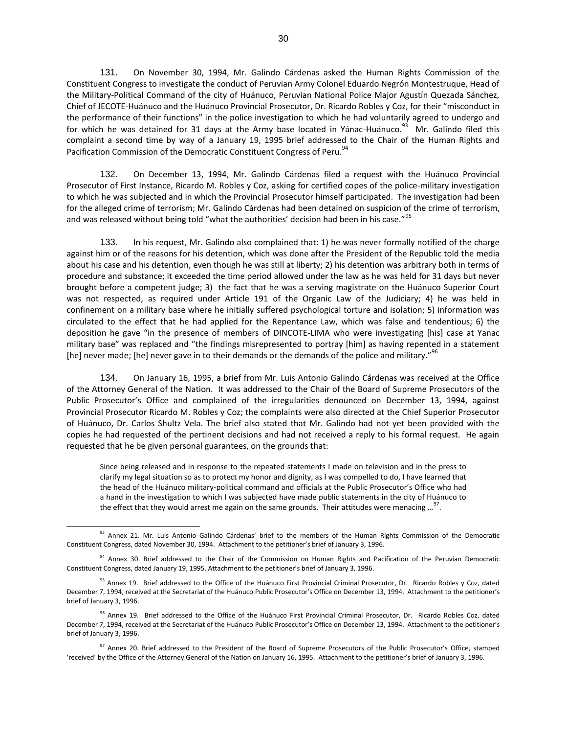131. On November 30, 1994, Mr. Galindo Cárdenas asked the Human Rights Commission of the Constituent Congress to investigate the conduct of Peruvian Army Colonel Eduardo Negrón Montestruque, Head of the Military-Political Command of the city of Huánuco, Peruvian National Police Major Agustín Quezada Sánchez, Chief of JECOTE-Huánuco and the Huánuco Provincial Prosecutor, Dr. Ricardo Robles y Coz, for their "misconduct in the performance of their functions" in the police investigation to which he had voluntarily agreed to undergo and for which he was detained for 31 days at the Army base located in Yánac-Huánuco.[93] Mr. Galindo filed this complaint a second time by way of a January 19, 1995 brief addressed to the Chair of the Human Rights and Pacification Commission of the Democratic Constituent Congress of Peru.[94]

132. On December 13, 1994, Mr. Galindo Cárdenas filed a request with the Huánuco Provincial Prosecutor of First Instance, Ricardo M. Robles y Coz, asking for certified copes of the police-military investigation to which he was subjected and in which the Provincial Prosecutor himself participated. The investigation had been for the alleged crime of terrorism; Mr. Galindo Cárdenas had been detained on suspicion of the crime of terrorism, and was released without being told "what the authorities' decision had been in his case."[95]

133. In his request, Mr. Galindo also complained that: 1) he was never formally notified of the charge against him or of the reasons for his detention, which was done after the President of the Republic told the media about his case and his detention, even though he was still at liberty; 2) his detention was arbitrary both in terms of procedure and substance; it exceeded the time period allowed under the law as he was held for 31 days but never brought before a competent judge; 3) the fact that he was a serving magistrate on the Huánuco Superior Court was not respected, as required under Article 191 of the Organic Law of the Judiciary; 4) he was held in confinement on a military base where he initially suffered psychological torture and isolation; 5) information was circulated to the effect that he had applied for the Repentance Law, which was false and tendentious; 6) the deposition he gave "in the presence of members of DINCOTE-LIMA who were investigating [his] case at Yanac military base" was replaced and "the findings misrepresented to portray [him] as having repented in a statement [he] never made; [he] never gave in to their demands or the demands of the police and military."[96]

134. On January 16, 1995, a brief from Mr. Luis Antonio Galindo Cárdenas was received at the Office of the Attorney General of the Nation. It was addressed to the Chair of the Board of Supreme Prosecutors of the Public Prosecutor's Office and complained of the irregularities denounced on December 13, 1994, against Provincial Prosecutor Ricardo M. Robles y Coz; the complaints were also directed at the Chief Superior Prosecutor of Huánuco, Dr. Carlos Shultz Vela. The brief also stated that Mr. Galindo had not yet been provided with the copies he had requested of the pertinent decisions and had not received a reply to his formal request. He again requested that he be given personal guarantees, on the grounds that:

> Since being released and in response to the repeated statements I made on television and in the press to clarify my legal situation so as to protect my honor and dignity, as I was compelled to do, I have learned that the head of the Huánuco military-political command and officials at the Public Prosecutor's Office who had a hand in the investigation to which I was subjected have made public statements in the city of Huánuco to the effect that they would arrest me again on the same grounds. Their attitudes were menacing …[97].

---

[93] Annex 21. Mr. Luis Antonio Galindo Cárdenas' brief to the members of the Human Rights Commission of the Democratic Constituent Congress, dated November 30, 1994. Attachment to the petitioner's brief of January 3, 1996.

[94] Annex 30. Brief addressed to the Chair of the Commission on Human Rights and Pacification of the Peruvian Democratic Constituent Congress, dated January 19, 1995. Attachment to the petitioner's brief of January 3, 1996.

[95] Annex 19. Brief addressed to the Office of the Huánuco First Provincial Criminal Prosecutor, Dr. Ricardo Robles y Coz, dated December 7, 1994, received at the Secretariat of the Huánuco Public Prosecutor's Office on December 13, 1994. Attachment to the petitioner's brief of January 3, 1996.

[96] Annex 19. Brief addressed to the Office of the Huánuco First Provincial Criminal Prosecutor, Dr. Ricardo Robles Coz, dated December 7, 1994, received at the Secretariat of the Huánuco Public Prosecutor's Office on December 13, 1994. Attachment to the petitioner's brief of January 3, 1996.

[97] Annex 20. Brief addressed to the President of the Board of Supreme Prosecutors of the Public Prosecutor's Office, stamped 'received' by the Office of the Attorney General of the Nation on January 16, 1995. Attachment to the petitioner's brief of January 3, 1996.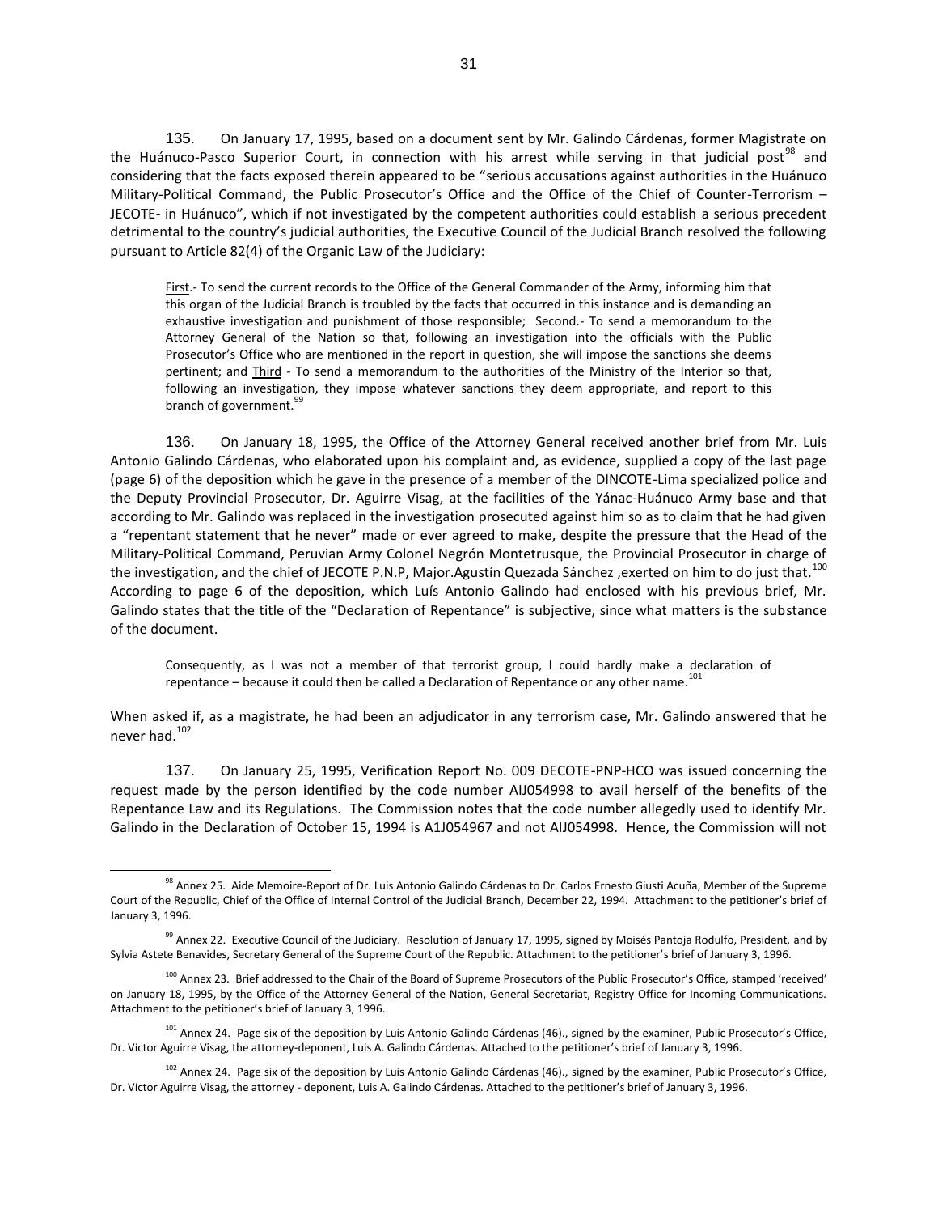135. On January 17, 1995, based on a document sent by Mr. Galindo Cárdenas, former Magistrate on the Huánuco-Pasco Superior Court, in connection with his arrest while serving in that judicial post[98] and considering that the facts exposed therein appeared to be "serious accusations against authorities in the Huánuco Military-Political Command, the Public Prosecutor's Office and the Office of the Chief of Counter-Terrorism – JECOTE- in Huánuco", which if not investigated by the competent authorities could establish a serious precedent detrimental to the country's judicial authorities, the Executive Council of the Judicial Branch resolved the following pursuant to Article 82(4) of the Organic Law of the Judiciary:

> First.- To send the current records to the Office of the General Commander of the Army, informing him that this organ of the Judicial Branch is troubled by the facts that occurred in this instance and is demanding an exhaustive investigation and punishment of those responsible; Second.- To send a memorandum to the Attorney General of the Nation so that, following an investigation into the officials with the Public Prosecutor's Office who are mentioned in the report in question, she will impose the sanctions she deems pertinent; and Third - To send a memorandum to the authorities of the Ministry of the Interior so that, following an investigation, they impose whatever sanctions they deem appropriate, and report to this branch of government.[99]

136. On January 18, 1995, the Office of the Attorney General received another brief from Mr. Luis Antonio Galindo Cárdenas, who elaborated upon his complaint and, as evidence, supplied a copy of the last page (page 6) of the deposition which he gave in the presence of a member of the DINCOTE-Lima specialized police and the Deputy Provincial Prosecutor, Dr. Aguirre Visag, at the facilities of the Yánac-Huánuco Army base and that according to Mr. Galindo was replaced in the investigation prosecuted against him so as to claim that he had given a "repentant statement that he never" made or ever agreed to make, despite the pressure that the Head of the Military-Political Command, Peruvian Army Colonel Negrón Montetrusque, the Provincial Prosecutor in charge of the investigation, and the chief of JECOTE P.N.P, Major.Agustín Quezada Sánchez ,exerted on him to do just that.[100] According to page 6 of the deposition, which Luís Antonio Galindo had enclosed with his previous brief, Mr. Galindo states that the title of the "Declaration of Repentance" is subjective, since what matters is the substance of the document.

> Consequently, as I was not a member of that terrorist group, I could hardly make a declaration of repentance – because it could then be called a Declaration of Repentance or any other name.[101]

When asked if, as a magistrate, he had been an adjudicator in any terrorism case, Mr. Galindo answered that he never had.[102]

137. On January 25, 1995, Verification Report No. 009 DECOTE-PNP-HCO was issued concerning the request made by the person identified by the code number AIJ054998 to avail herself of the benefits of the Repentance Law and its Regulations. The Commission notes that the code number allegedly used to identify Mr. Galindo in the Declaration of October 15, 1994 is A1J054967 and not AIJ054998. Hence, the Commission will not

---

[98] Annex 25. Aide Memoire-Report of Dr. Luis Antonio Galindo Cárdenas to Dr. Carlos Ernesto Giusti Acuña, Member of the Supreme Court of the Republic, Chief of the Office of Internal Control of the Judicial Branch, December 22, 1994. Attachment to the petitioner's brief of January 3, 1996.

[99] Annex 22. Executive Council of the Judiciary. Resolution of January 17, 1995, signed by Moisés Pantoja Rodulfo, President, and by Sylvia Astete Benavides, Secretary General of the Supreme Court of the Republic. Attachment to the petitioner's brief of January 3, 1996.

[100] Annex 23. Brief addressed to the Chair of the Board of Supreme Prosecutors of the Public Prosecutor's Office, stamped 'received' on January 18, 1995, by the Office of the Attorney General of the Nation, General Secretariat, Registry Office for Incoming Communications. Attachment to the petitioner's brief of January 3, 1996.

[101] Annex 24. Page six of the deposition by Luis Antonio Galindo Cárdenas (46)., signed by the examiner, Public Prosecutor's Office, Dr. Víctor Aguirre Visag, the attorney-deponent, Luis A. Galindo Cárdenas. Attached to the petitioner's brief of January 3, 1996.

[102] Annex 24. Page six of the deposition by Luis Antonio Galindo Cárdenas (46)., signed by the examiner, Public Prosecutor's Office, Dr. Víctor Aguirre Visag, the attorney - deponent, Luis A. Galindo Cárdenas. Attached to the petitioner's brief of January 3, 1996.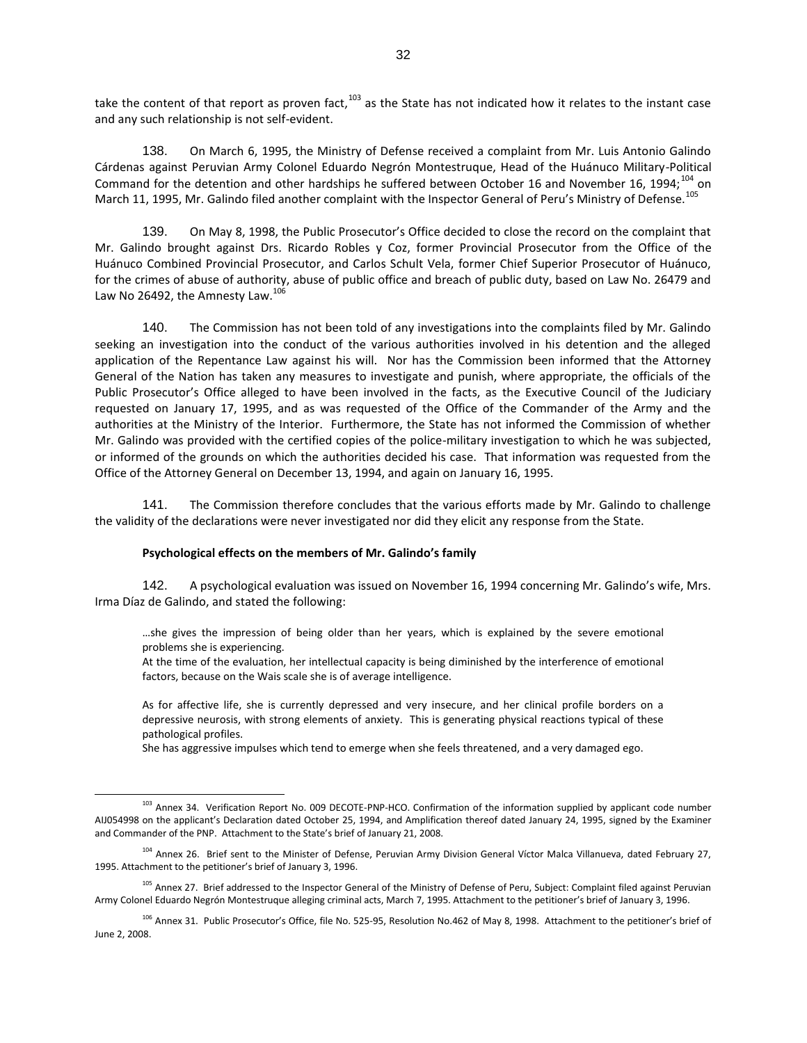take the content of that report as proven fact,[103] as the State has not indicated how it relates to the instant case and any such relationship is not self-evident.

138. On March 6, 1995, the Ministry of Defense received a complaint from Mr. Luis Antonio Galindo Cárdenas against Peruvian Army Colonel Eduardo Negrón Montestruque, Head of the Huánuco Military-Political Command for the detention and other hardships he suffered between October 16 and November 16, 1994;[104] on March 11, 1995, Mr. Galindo filed another complaint with the Inspector General of Peru's Ministry of Defense.[105]

139. On May 8, 1998, the Public Prosecutor's Office decided to close the record on the complaint that Mr. Galindo brought against Drs. Ricardo Robles y Coz, former Provincial Prosecutor from the Office of the Huánuco Combined Provincial Prosecutor, and Carlos Schult Vela, former Chief Superior Prosecutor of Huánuco, for the crimes of abuse of authority, abuse of public office and breach of public duty, based on Law No. 26479 and Law No 26492, the Amnesty Law.[106]

140. The Commission has not been told of any investigations into the complaints filed by Mr. Galindo seeking an investigation into the conduct of the various authorities involved in his detention and the alleged application of the Repentance Law against his will. Nor has the Commission been informed that the Attorney General of the Nation has taken any measures to investigate and punish, where appropriate, the officials of the Public Prosecutor's Office alleged to have been involved in the facts, as the Executive Council of the Judiciary requested on January 17, 1995, and as was requested of the Office of the Commander of the Army and the authorities at the Ministry of the Interior. Furthermore, the State has not informed the Commission of whether Mr. Galindo was provided with the certified copies of the police-military investigation to which he was subjected, or informed of the grounds on which the authorities decided his case. That information was requested from the Office of the Attorney General on December 13, 1994, and again on January 16, 1995.

141. The Commission therefore concludes that the various efforts made by Mr. Galindo to challenge the validity of the declarations were never investigated nor did they elicit any response from the State.

**Psychological effects on the members of Mr. Galindo's family**

142. A psychological evaluation was issued on November 16, 1994 concerning Mr. Galindo's wife, Mrs. Irma Díaz de Galindo, and stated the following:

> …she gives the impression of being older than her years, which is explained by the severe emotional problems she is experiencing.
> At the time of the evaluation, her intellectual capacity is being diminished by the interference of emotional factors, because on the Wais scale she is of average intelligence.
>
> As for affective life, she is currently depressed and very insecure, and her clinical profile borders on a depressive neurosis, with strong elements of anxiety. This is generating physical reactions typical of these pathological profiles.
> She has aggressive impulses which tend to emerge when she feels threatened, and a very damaged ego.

---

[103] Annex 34. Verification Report No. 009 DECOTE-PNP-HCO. Confirmation of the information supplied by applicant code number AIJ054998 on the applicant's Declaration dated October 25, 1994, and Amplification thereof dated January 24, 1995, signed by the Examiner and Commander of the PNP. Attachment to the State's brief of January 21, 2008.

[104] Annex 26. Brief sent to the Minister of Defense, Peruvian Army Division General Víctor Malca Villanueva, dated February 27, 1995. Attachment to the petitioner's brief of January 3, 1996.

[105] Annex 27. Brief addressed to the Inspector General of the Ministry of Defense of Peru, Subject: Complaint filed against Peruvian Army Colonel Eduardo Negrón Montestruque alleging criminal acts, March 7, 1995. Attachment to the petitioner's brief of January 3, 1996.

[106] Annex 31. Public Prosecutor's Office, file No. 525-95, Resolution No.462 of May 8, 1998. Attachment to the petitioner's brief of June 2, 2008.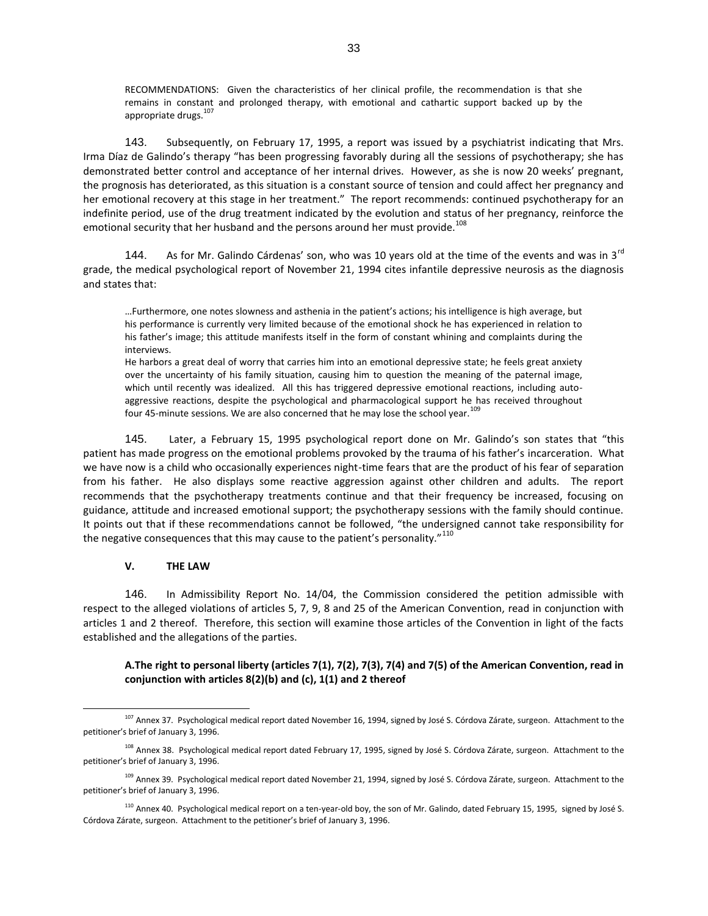RECOMMENDATIONS: Given the characteristics of her clinical profile, the recommendation is that she remains in constant and prolonged therapy, with emotional and cathartic support backed up by the appropriate drugs.[107]

143. Subsequently, on February 17, 1995, a report was issued by a psychiatrist indicating that Mrs. Irma Díaz de Galindo's therapy "has been progressing favorably during all the sessions of psychotherapy; she has demonstrated better control and acceptance of her internal drives. However, as she is now 20 weeks' pregnant, the prognosis has deteriorated, as this situation is a constant source of tension and could affect her pregnancy and her emotional recovery at this stage in her treatment." The report recommends: continued psychotherapy for an indefinite period, use of the drug treatment indicated by the evolution and status of her pregnancy, reinforce the emotional security that her husband and the persons around her must provide.[108]

144. As for Mr. Galindo Cárdenas' son, who was 10 years old at the time of the events and was in 3rd grade, the medical psychological report of November 21, 1994 cites infantile depressive neurosis as the diagnosis and states that:

> …Furthermore, one notes slowness and asthenia in the patient's actions; his intelligence is high average, but his performance is currently very limited because of the emotional shock he has experienced in relation to his father's image; this attitude manifests itself in the form of constant whining and complaints during the interviews.
> He harbors a great deal of worry that carries him into an emotional depressive state; he feels great anxiety over the uncertainty of his family situation, causing him to question the meaning of the paternal image, which until recently was idealized. All this has triggered depressive emotional reactions, including auto-aggressive reactions, despite the psychological and pharmacological support he has received throughout four 45-minute sessions. We are also concerned that he may lose the school year.[109]

145. Later, a February 15, 1995 psychological report done on Mr. Galindo's son states that "this patient has made progress on the emotional problems provoked by the trauma of his father's incarceration. What we have now is a child who occasionally experiences night-time fears that are the product of his fear of separation from his father. He also displays some reactive aggression against other children and adults. The report recommends that the psychotherapy treatments continue and that their frequency be increased, focusing on guidance, attitude and increased emotional support; the psychotherapy sessions with the family should continue. It points out that if these recommendations cannot be followed, "the undersigned cannot take responsibility for the negative consequences that this may cause to the patient's personality."[110]

## V. THE LAW

146. In Admissibility Report No. 14/04, the Commission considered the petition admissible with respect to the alleged violations of articles 5, 7, 9, 8 and 25 of the American Convention, read in conjunction with articles 1 and 2 thereof. Therefore, this section will examine those articles of the Convention in light of the facts established and the allegations of the parties.

### A. The right to personal liberty (articles 7(1), 7(2), 7(3), 7(4) and 7(5) of the American Convention, read in conjunction with articles 8(2)(b) and (c), 1(1) and 2 thereof

---

[107] Annex 37. Psychological medical report dated November 16, 1994, signed by José S. Córdova Zárate, surgeon. Attachment to the petitioner's brief of January 3, 1996.

[108] Annex 38. Psychological medical report dated February 17, 1995, signed by José S. Córdova Zárate, surgeon. Attachment to the petitioner's brief of January 3, 1996.

[109] Annex 39. Psychological medical report dated November 21, 1994, signed by José S. Córdova Zárate, surgeon. Attachment to the petitioner's brief of January 3, 1996.

[110] Annex 40. Psychological medical report on a ten-year-old boy, the son of Mr. Galindo, dated February 15, 1995, signed by José S. Córdova Zárate, surgeon. Attachment to the petitioner's brief of January 3, 1996.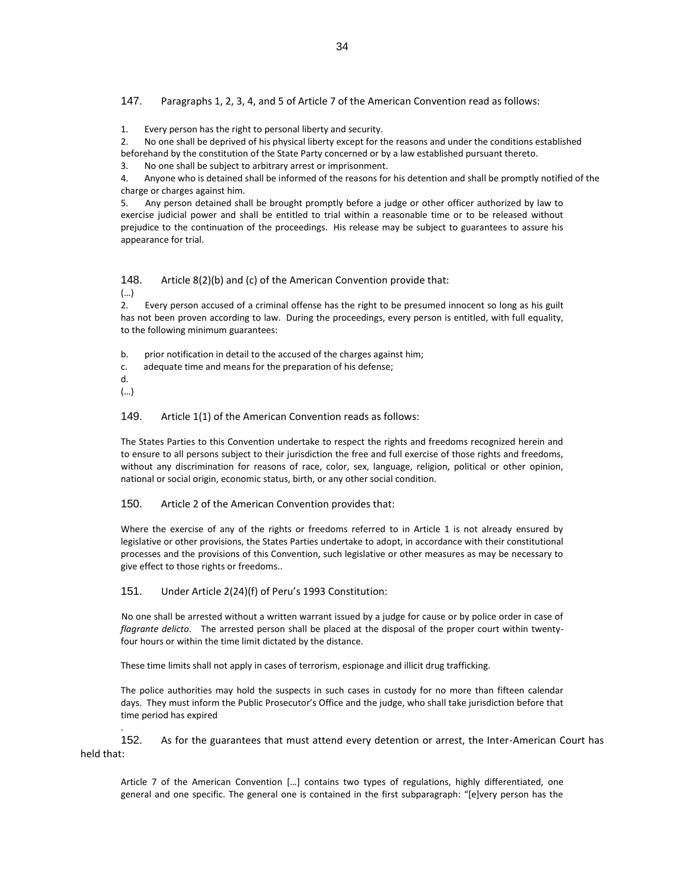147. Paragraphs 1, 2, 3, 4, and 5 of Article 7 of the American Convention read as follows:

1. Every person has the right to personal liberty and security.
2. No one shall be deprived of his physical liberty except for the reasons and under the conditions established beforehand by the constitution of the State Party concerned or by a law established pursuant thereto.
3. No one shall be subject to arbitrary arrest or imprisonment.
4. Anyone who is detained shall be informed of the reasons for his detention and shall be promptly notified of the charge or charges against him.
5. Any person detained shall be brought promptly before a judge or other officer authorized by law to exercise judicial power and shall be entitled to trial within a reasonable time or to be released without prejudice to the continuation of the proceedings. His release may be subject to guarantees to assure his appearance for trial.

148. Article 8(2)(b) and (c) of the American Convention provide that:

(…)

2. Every person accused of a criminal offense has the right to be presumed innocent so long as his guilt has not been proven according to law. During the proceedings, every person is entitled, with full equality, to the following minimum guarantees:

b. prior notification in detail to the accused of the charges against him;
c. adequate time and means for the preparation of his defense;
d.

(…)

149. Article 1(1) of the American Convention reads as follows:

The States Parties to this Convention undertake to respect the rights and freedoms recognized herein and to ensure to all persons subject to their jurisdiction the free and full exercise of those rights and freedoms, without any discrimination for reasons of race, color, sex, language, religion, political or other opinion, national or social origin, economic status, birth, or any other social condition.

150. Article 2 of the American Convention provides that:

Where the exercise of any of the rights or freedoms referred to in Article 1 is not already ensured by legislative or other provisions, the States Parties undertake to adopt, in accordance with their constitutional processes and the provisions of this Convention, such legislative or other measures as may be necessary to give effect to those rights or freedoms..

151. Under Article 2(24)(f) of Peru's 1993 Constitution:

No one shall be arrested without a written warrant issued by a judge for cause or by police order in case of *flagrante delicto*. The arrested person shall be placed at the disposal of the proper court within twenty-four hours or within the time limit dictated by the distance.

These time limits shall not apply in cases of terrorism, espionage and illicit drug trafficking.

The police authorities may hold the suspects in such cases in custody for no more than fifteen calendar days. They must inform the Public Prosecutor's Office and the judge, who shall take jurisdiction before that time period has expired

.

152. As for the guarantees that must attend every detention or arrest, the Inter-American Court has held that:

Article 7 of the American Convention […] contains two types of regulations, highly differentiated, one general and one specific. The general one is contained in the first subparagraph: "[e]very person has the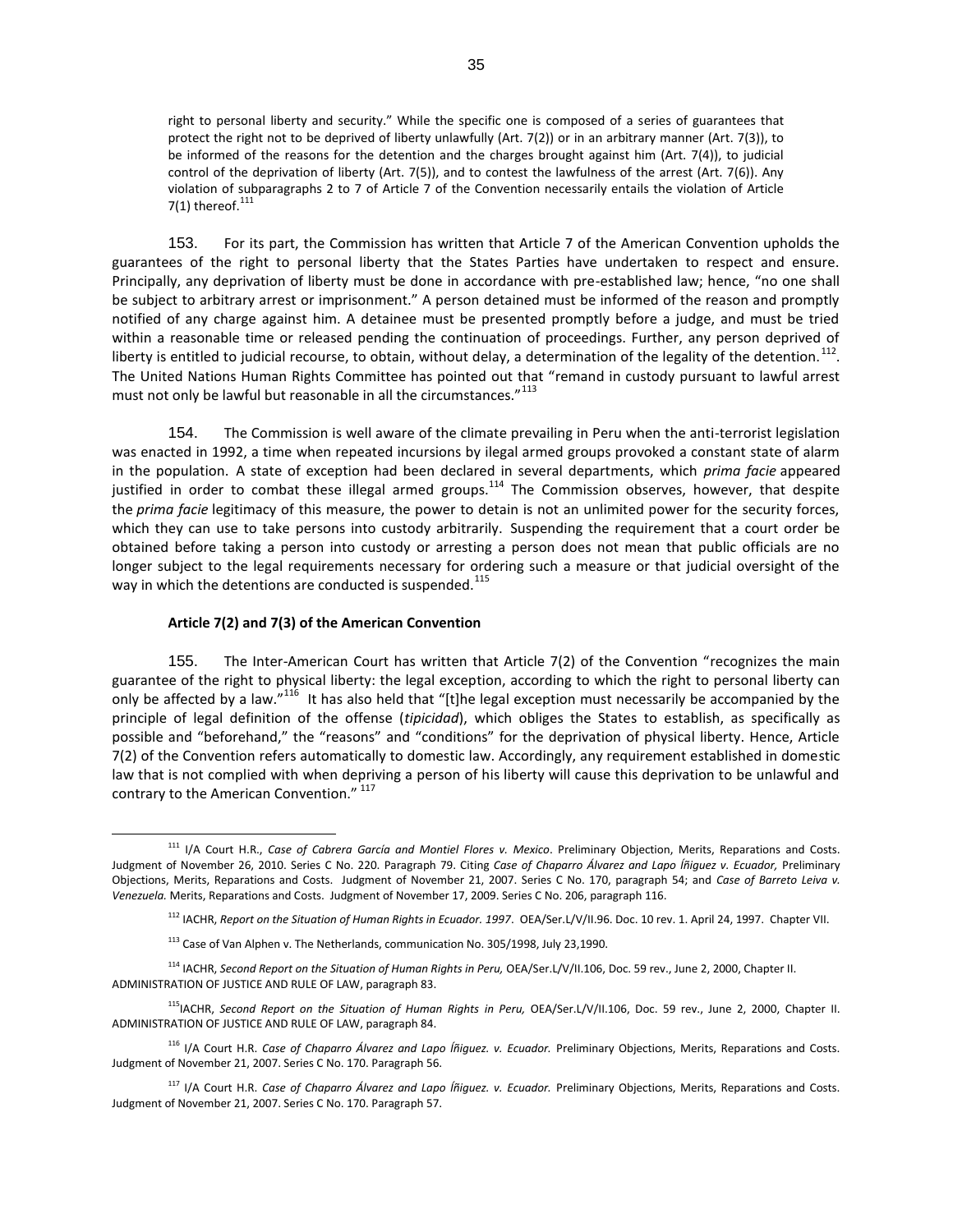right to personal liberty and security." While the specific one is composed of a series of guarantees that protect the right not to be deprived of liberty unlawfully (Art. 7(2)) or in an arbitrary manner (Art. 7(3)), to be informed of the reasons for the detention and the charges brought against him (Art. 7(4)), to judicial control of the deprivation of liberty (Art. 7(5)), and to contest the lawfulness of the arrest (Art. 7(6)). Any violation of subparagraphs 2 to 7 of Article 7 of the Convention necessarily entails the violation of Article 7(1) thereof.[111]

153. For its part, the Commission has written that Article 7 of the American Convention upholds the guarantees of the right to personal liberty that the States Parties have undertaken to respect and ensure. Principally, any deprivation of liberty must be done in accordance with pre-established law; hence, "no one shall be subject to arbitrary arrest or imprisonment." A person detained must be informed of the reason and promptly notified of any charge against him. A detainee must be presented promptly before a judge, and must be tried within a reasonable time or released pending the continuation of proceedings. Further, any person deprived of liberty is entitled to judicial recourse, to obtain, without delay, a determination of the legality of the detention.[112]. The United Nations Human Rights Committee has pointed out that "remand in custody pursuant to lawful arrest must not only be lawful but reasonable in all the circumstances."[113]

154. The Commission is well aware of the climate prevailing in Peru when the anti-terrorist legislation was enacted in 1992, a time when repeated incursions by ilegal armed groups provoked a constant state of alarm in the population. A state of exception had been declared in several departments, which *prima facie* appeared justified in order to combat these illegal armed groups.[114] The Commission observes, however, that despite the *prima facie* legitimacy of this measure, the power to detain is not an unlimited power for the security forces, which they can use to take persons into custody arbitrarily. Suspending the requirement that a court order be obtained before taking a person into custody or arresting a person does not mean that public officials are no longer subject to the legal requirements necessary for ordering such a measure or that judicial oversight of the way in which the detentions are conducted is suspended.[115]

**Article 7(2) and 7(3) of the American Convention**

155. The Inter-American Court has written that Article 7(2) of the Convention "recognizes the main guarantee of the right to physical liberty: the legal exception, according to which the right to personal liberty can only be affected by a law."[116] It has also held that "[t]he legal exception must necessarily be accompanied by the principle of legal definition of the offense (*tipicidad*), which obliges the States to establish, as specifically as possible and "beforehand," the "reasons" and "conditions" for the deprivation of physical liberty. Hence, Article 7(2) of the Convention refers automatically to domestic law. Accordingly, any requirement established in domestic law that is not complied with when depriving a person of his liberty will cause this deprivation to be unlawful and contrary to the American Convention." [117]

---

[111] I/A Court H.R., *Case of Cabrera García and Montiel Flores v. Mexico*. Preliminary Objection, Merits, Reparations and Costs. Judgment of November 26, 2010. Series C No. 220. Paragraph 79. Citing *Case of Chaparro Álvarez and Lapo Íñiguez v. Ecuador,* Preliminary Objections, Merits, Reparations and Costs. Judgment of November 21, 2007. Series C No. 170, paragraph 54; and *Case of Barreto Leiva v. Venezuela.* Merits, Reparations and Costs. Judgment of November 17, 2009. Series C No. 206, paragraph 116.

[112] IACHR, *Report on the Situation of Human Rights in Ecuador. 1997*. OEA/Ser.L/V/II.96. Doc. 10 rev. 1. April 24, 1997. Chapter VII.

[113] Case of Van Alphen v. The Netherlands, communication No. 305/1998, July 23,1990.

[114] IACHR, *Second Report on the Situation of Human Rights in Peru,* OEA/Ser.L/V/II.106, Doc. 59 rev., June 2, 2000, Chapter II. ADMINISTRATION OF JUSTICE AND RULE OF LAW, paragraph 83.

[115] IACHR, *Second Report on the Situation of Human Rights in Peru,* OEA/Ser.L/V/II.106, Doc. 59 rev., June 2, 2000, Chapter II. ADMINISTRATION OF JUSTICE AND RULE OF LAW, paragraph 84.

[116] I/A Court H.R. *Case of Chaparro Álvarez and Lapo Íñiguez. v. Ecuador.* Preliminary Objections, Merits, Reparations and Costs. Judgment of November 21, 2007. Series C No. 170. Paragraph 56.

[117] I/A Court H.R. *Case of Chaparro Álvarez and Lapo Íñiguez. v. Ecuador.* Preliminary Objections, Merits, Reparations and Costs. Judgment of November 21, 2007. Series C No. 170. Paragraph 57.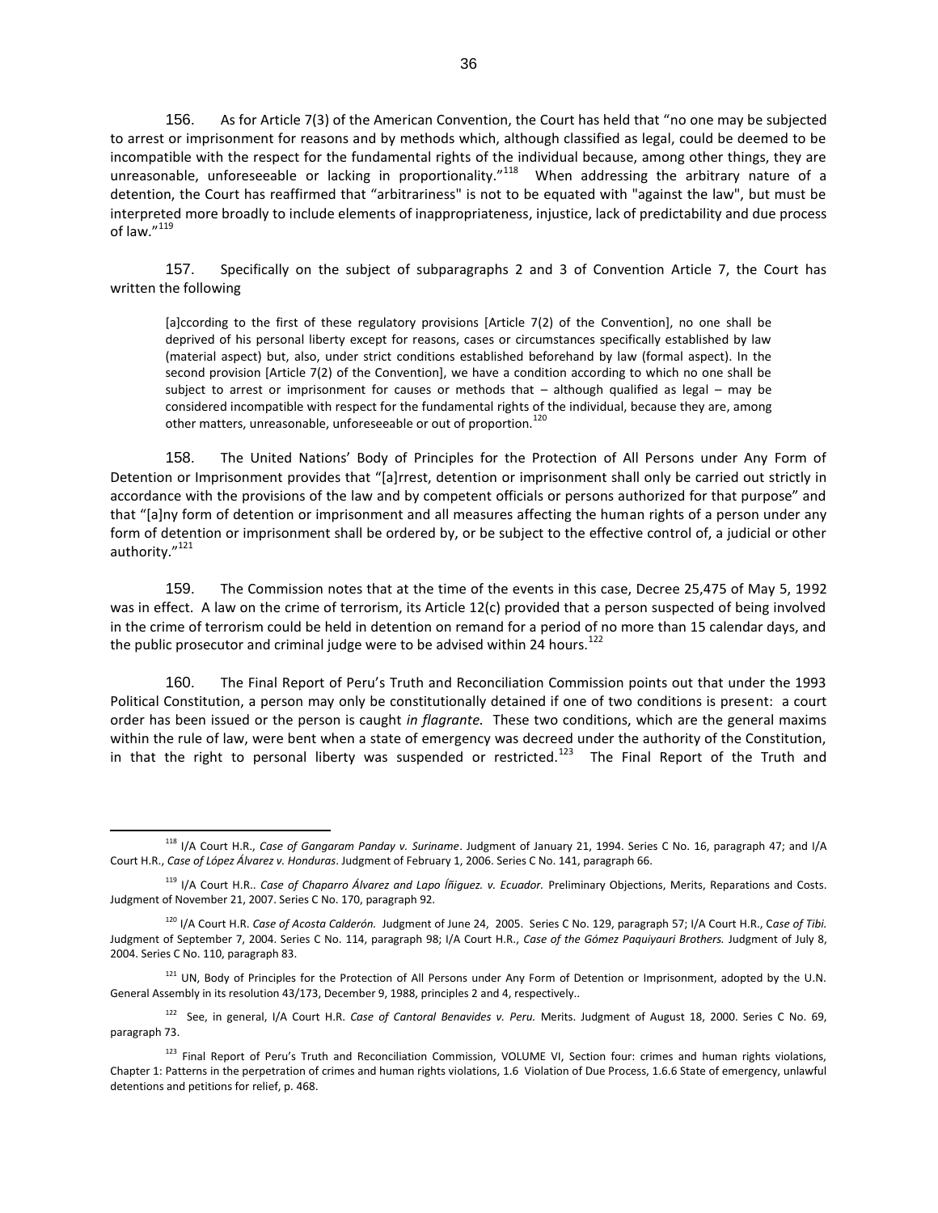156. As for Article 7(3) of the American Convention, the Court has held that "no one may be subjected to arrest or imprisonment for reasons and by methods which, although classified as legal, could be deemed to be incompatible with the respect for the fundamental rights of the individual because, among other things, they are unreasonable, unforeseeable or lacking in proportionality."[118] When addressing the arbitrary nature of a detention, the Court has reaffirmed that "arbitrariness" is not to be equated with "against the law", but must be interpreted more broadly to include elements of inappropriateness, injustice, lack of predictability and due process of law."[119]

157. Specifically on the subject of subparagraphs 2 and 3 of Convention Article 7, the Court has written the following

> [a]ccording to the first of these regulatory provisions [Article 7(2) of the Convention], no one shall be deprived of his personal liberty except for reasons, cases or circumstances specifically established by law (material aspect) but, also, under strict conditions established beforehand by law (formal aspect). In the second provision [Article 7(2) of the Convention], we have a condition according to which no one shall be subject to arrest or imprisonment for causes or methods that – although qualified as legal – may be considered incompatible with respect for the fundamental rights of the individual, because they are, among other matters, unreasonable, unforeseeable or out of proportion.[120]

158. The United Nations' Body of Principles for the Protection of All Persons under Any Form of Detention or Imprisonment provides that "[a]rrest, detention or imprisonment shall only be carried out strictly in accordance with the provisions of the law and by competent officials or persons authorized for that purpose" and that "[a]ny form of detention or imprisonment and all measures affecting the human rights of a person under any form of detention or imprisonment shall be ordered by, or be subject to the effective control of, a judicial or other authority."[121]

159. The Commission notes that at the time of the events in this case, Decree 25,475 of May 5, 1992 was in effect. A law on the crime of terrorism, its Article 12(c) provided that a person suspected of being involved in the crime of terrorism could be held in detention on remand for a period of no more than 15 calendar days, and the public prosecutor and criminal judge were to be advised within 24 hours.[122]

160. The Final Report of Peru's Truth and Reconciliation Commission points out that under the 1993 Political Constitution, a person may only be constitutionally detained if one of two conditions is present: a court order has been issued or the person is caught *in flagrante.* These two conditions, which are the general maxims within the rule of law, were bent when a state of emergency was decreed under the authority of the Constitution, in that the right to personal liberty was suspended or restricted.[123] The Final Report of the Truth and

---

[118] I/A Court H.R., *Case of Gangaram Panday v. Suriname*. Judgment of January 21, 1994. Series C No. 16, paragraph 47; and I/A Court H.R., *Case of López Álvarez v. Honduras*. Judgment of February 1, 2006. Series C No. 141, paragraph 66.

[119] I/A Court H.R.. *Case of Chaparro Álvarez and Lapo Íñiguez. v. Ecuador.* Preliminary Objections, Merits, Reparations and Costs. Judgment of November 21, 2007. Series C No. 170, paragraph 92.

[120] I/A Court H.R. *Case of Acosta Calderón.* Judgment of June 24, 2005. Series C No. 129, paragraph 57; I/A Court H.R., C*ase of Tibi.* Judgment of September 7, 2004. Series C No. 114, paragraph 98; I/A Court H.R., *Case of the Gómez Paquiyauri Brothers.* Judgment of July 8, 2004. Series C No. 110, paragraph 83.

[121] UN, Body of Principles for the Protection of All Persons under Any Form of Detention or Imprisonment, adopted by the U.N. General Assembly in its resolution 43/173, December 9, 1988, principles 2 and 4, respectively..

[122] See, in general, I/A Court H.R. *Case of Cantoral Benavides v. Peru.* Merits. Judgment of August 18, 2000. Series C No. 69, paragraph 73.

[123] Final Report of Peru's Truth and Reconciliation Commission, VOLUME VI, Section four: crimes and human rights violations, Chapter 1: Patterns in the perpetration of crimes and human rights violations, 1.6 Violation of Due Process, 1.6.6 State of emergency, unlawful detentions and petitions for relief, p. 468.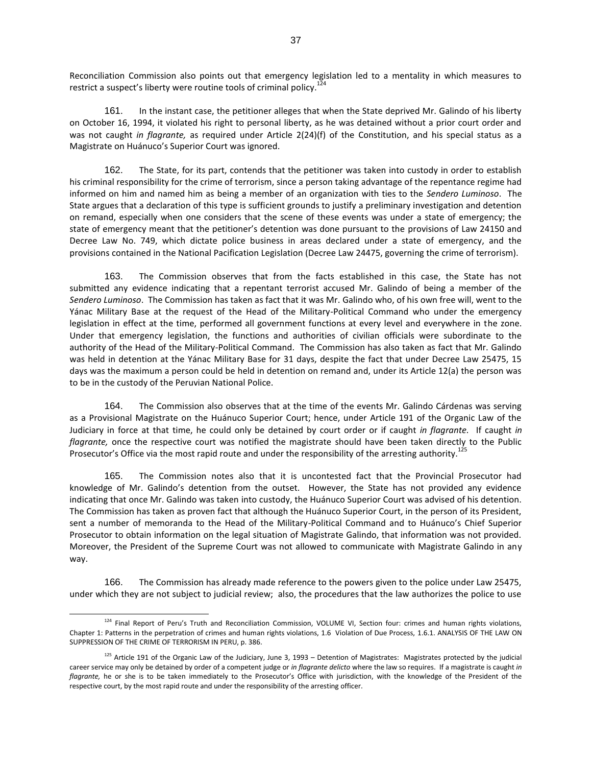Reconciliation Commission also points out that emergency legislation led to a mentality in which measures to restrict a suspect's liberty were routine tools of criminal policy.[124]

161. In the instant case, the petitioner alleges that when the State deprived Mr. Galindo of his liberty on October 16, 1994, it violated his right to personal liberty, as he was detained without a prior court order and was not caught *in flagrante,* as required under Article 2(24)(f) of the Constitution, and his special status as a Magistrate on Huánuco's Superior Court was ignored.

162. The State, for its part, contends that the petitioner was taken into custody in order to establish his criminal responsibility for the crime of terrorism, since a person taking advantage of the repentance regime had informed on him and named him as being a member of an organization with ties to the *Sendero Luminoso*. The State argues that a declaration of this type is sufficient grounds to justify a preliminary investigation and detention on remand, especially when one considers that the scene of these events was under a state of emergency; the state of emergency meant that the petitioner's detention was done pursuant to the provisions of Law 24150 and Decree Law No. 749, which dictate police business in areas declared under a state of emergency, and the provisions contained in the National Pacification Legislation (Decree Law 24475, governing the crime of terrorism).

163. The Commission observes that from the facts established in this case, the State has not submitted any evidence indicating that a repentant terrorist accused Mr. Galindo of being a member of the *Sendero Luminoso*. The Commission has taken as fact that it was Mr. Galindo who, of his own free will, went to the Yánac Military Base at the request of the Head of the Military-Political Command who under the emergency legislation in effect at the time, performed all government functions at every level and everywhere in the zone. Under that emergency legislation, the functions and authorities of civilian officials were subordinate to the authority of the Head of the Military-Political Command. The Commission has also taken as fact that Mr. Galindo was held in detention at the Yánac Military Base for 31 days, despite the fact that under Decree Law 25475, 15 days was the maximum a person could be held in detention on remand and, under its Article 12(a) the person was to be in the custody of the Peruvian National Police.

164. The Commission also observes that at the time of the events Mr. Galindo Cárdenas was serving as a Provisional Magistrate on the Huánuco Superior Court; hence, under Article 191 of the Organic Law of the Judiciary in force at that time, he could only be detained by court order or if caught *in flagrante*. If caught *in flagrante,* once the respective court was notified the magistrate should have been taken directly to the Public Prosecutor's Office via the most rapid route and under the responsibility of the arresting authority.[125]

165. The Commission notes also that it is uncontested fact that the Provincial Prosecutor had knowledge of Mr. Galindo's detention from the outset. However, the State has not provided any evidence indicating that once Mr. Galindo was taken into custody, the Huánuco Superior Court was advised of his detention. The Commission has taken as proven fact that although the Huánuco Superior Court, in the person of its President, sent a number of memoranda to the Head of the Military-Political Command and to Huánuco's Chief Superior Prosecutor to obtain information on the legal situation of Magistrate Galindo, that information was not provided. Moreover, the President of the Supreme Court was not allowed to communicate with Magistrate Galindo in any way.

166. The Commission has already made reference to the powers given to the police under Law 25475, under which they are not subject to judicial review; also, the procedures that the law authorizes the police to use

---

[124] Final Report of Peru's Truth and Reconciliation Commission, VOLUME VI, Section four: crimes and human rights violations, Chapter 1: Patterns in the perpetration of crimes and human rights violations, 1.6 Violation of Due Process, 1.6.1. ANALYSIS OF THE LAW ON SUPPRESSION OF THE CRIME OF TERRORISM IN PERU, p. 386.

[125] Article 191 of the Organic Law of the Judiciary, June 3, 1993 – Detention of Magistrates: Magistrates protected by the judicial career service may only be detained by order of a competent judge or *in flagrante delicto* where the law so requires. If a magistrate is caught *in flagrante,* he or she is to be taken immediately to the Prosecutor's Office with jurisdiction, with the knowledge of the President of the respective court, by the most rapid route and under the responsibility of the arresting officer.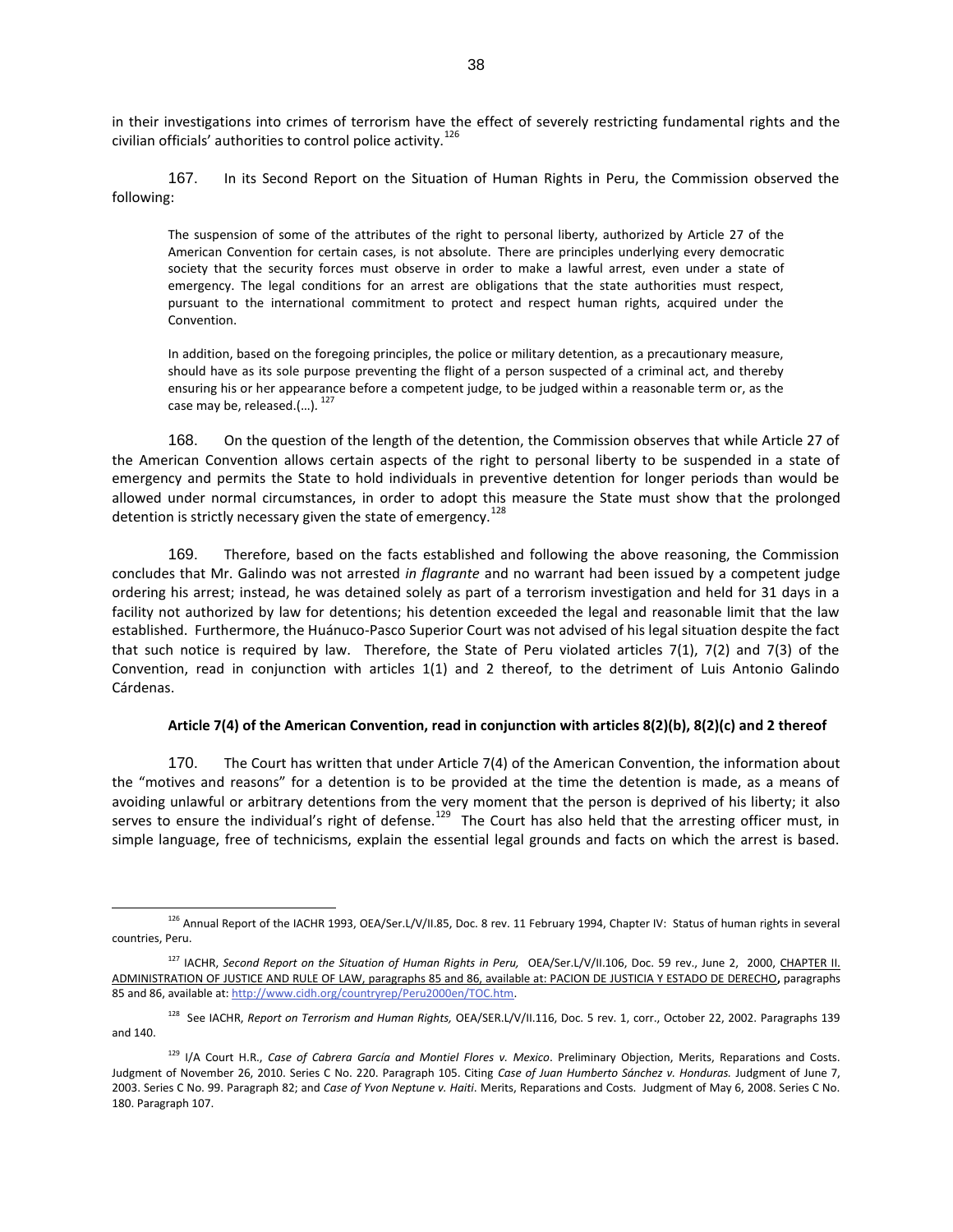in their investigations into crimes of terrorism have the effect of severely restricting fundamental rights and the civilian officials' authorities to control police activity.[126]

167. In its Second Report on the Situation of Human Rights in Peru, the Commission observed the following:

> The suspension of some of the attributes of the right to personal liberty, authorized by Article 27 of the American Convention for certain cases, is not absolute. There are principles underlying every democratic society that the security forces must observe in order to make a lawful arrest, even under a state of emergency. The legal conditions for an arrest are obligations that the state authorities must respect, pursuant to the international commitment to protect and respect human rights, acquired under the Convention.
>
> In addition, based on the foregoing principles, the police or military detention, as a precautionary measure, should have as its sole purpose preventing the flight of a person suspected of a criminal act, and thereby ensuring his or her appearance before a competent judge, to be judged within a reasonable term or, as the case may be, released.(…).[127]

168. On the question of the length of the detention, the Commission observes that while Article 27 of the American Convention allows certain aspects of the right to personal liberty to be suspended in a state of emergency and permits the State to hold individuals in preventive detention for longer periods than would be allowed under normal circumstances, in order to adopt this measure the State must show that the prolonged detention is strictly necessary given the state of emergency.[128]

169. Therefore, based on the facts established and following the above reasoning, the Commission concludes that Mr. Galindo was not arrested *in flagrante* and no warrant had been issued by a competent judge ordering his arrest; instead, he was detained solely as part of a terrorism investigation and held for 31 days in a facility not authorized by law for detentions; his detention exceeded the legal and reasonable limit that the law established. Furthermore, the Huánuco-Pasco Superior Court was not advised of his legal situation despite the fact that such notice is required by law. Therefore, the State of Peru violated articles 7(1), 7(2) and 7(3) of the Convention, read in conjunction with articles 1(1) and 2 thereof, to the detriment of Luis Antonio Galindo Cárdenas.

### Article 7(4) of the American Convention, read in conjunction with articles 8(2)(b), 8(2)(c) and 2 thereof

170. The Court has written that under Article 7(4) of the American Convention, the information about the "motives and reasons" for a detention is to be provided at the time the detention is made, as a means of avoiding unlawful or arbitrary detentions from the very moment that the person is deprived of his liberty; it also serves to ensure the individual's right of defense.[129] The Court has also held that the arresting officer must, in simple language, free of technicisms, explain the essential legal grounds and facts on which the arrest is based.

---

[126] Annual Report of the IACHR 1993, OEA/Ser.L/V/II.85, Doc. 8 rev. 11 February 1994, Chapter IV: Status of human rights in several countries, Peru.

[127] IACHR, *Second Report on the Situation of Human Rights in Peru,* OEA/Ser.L/V/II.106, Doc. 59 rev., June 2, 2000, CHAPTER II. ADMINISTRATION OF JUSTICE AND RULE OF LAW, paragraphs 85 and 86, available at: PACION DE JUSTICIA Y ESTADO DE DERECHO, paragraphs 85 and 86, available at: http://www.cidh.org/countryrep/Peru2000en/TOC.htm.

[128] See IACHR, *Report on Terrorism and Human Rights,* OEA/SER.L/V/II.116, Doc. 5 rev. 1, corr., October 22, 2002. Paragraphs 139 and 140.

[129] I/A Court H.R., *Case of Cabrera García and Montiel Flores v. Mexico*. Preliminary Objection, Merits, Reparations and Costs. Judgment of November 26, 2010. Series C No. 220. Paragraph 105. Citing *Case of Juan Humberto Sánchez v. Honduras.* Judgment of June 7, 2003. Series C No. 99. Paragraph 82; and *Case of Yvon Neptune v. Haiti*. Merits, Reparations and Costs. Judgment of May 6, 2008. Series C No. 180. Paragraph 107.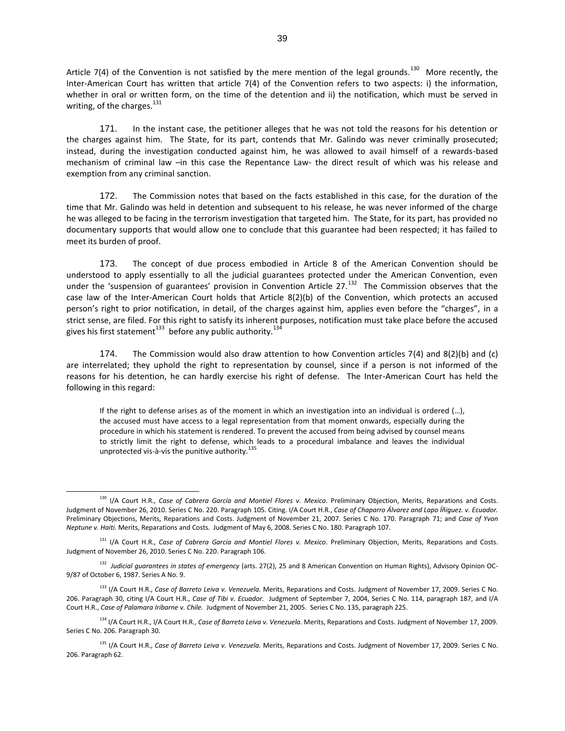Article 7(4) of the Convention is not satisfied by the mere mention of the legal grounds.[130] More recently, the Inter-American Court has written that article 7(4) of the Convention refers to two aspects: i) the information, whether in oral or written form, on the time of the detention and ii) the notification, which must be served in writing, of the charges.[131]

171. In the instant case, the petitioner alleges that he was not told the reasons for his detention or the charges against him. The State, for its part, contends that Mr. Galindo was never criminally prosecuted; instead, during the investigation conducted against him, he was allowed to avail himself of a rewards-based mechanism of criminal law –in this case the Repentance Law- the direct result of which was his release and exemption from any criminal sanction.

172. The Commission notes that based on the facts established in this case, for the duration of the time that Mr. Galindo was held in detention and subsequent to his release, he was never informed of the charge he was alleged to be facing in the terrorism investigation that targeted him. The State, for its part, has provided no documentary supports that would allow one to conclude that this guarantee had been respected; it has failed to meet its burden of proof.

173. The concept of due process embodied in Article 8 of the American Convention should be understood to apply essentially to all the judicial guarantees protected under the American Convention, even under the 'suspension of guarantees' provision in Convention Article 27.[132] The Commission observes that the case law of the Inter-American Court holds that Article 8(2)(b) of the Convention, which protects an accused person's right to prior notification, in detail, of the charges against him, applies even before the "charges", in a strict sense, are filed. For this right to satisfy its inherent purposes, notification must take place before the accused gives his first statement[133] before any public authority.[134]

174. The Commission would also draw attention to how Convention articles 7(4) and 8(2)(b) and (c) are interrelated; they uphold the right to representation by counsel, since if a person is not informed of the reasons for his detention, he can hardly exercise his right of defense. The Inter-American Court has held the following in this regard:

> If the right to defense arises as of the moment in which an investigation into an individual is ordered (…), the accused must have access to a legal representation from that moment onwards, especially during the procedure in which his statement is rendered. To prevent the accused from being advised by counsel means to strictly limit the right to defense, which leads to a procedural imbalance and leaves the individual unprotected vis-à-vis the punitive authority.[135]

---

[130] I/A Court H.R., *Case of Cabrera García and Montiel Flores v. Mexico*. Preliminary Objection, Merits, Reparations and Costs. Judgment of November 26, 2010. Series C No. 220. Paragraph 105. Citing. I/A Court H.R., *Case of Chaparro Álvarez and Lapo Íñiguez. v. Ecuador.* Preliminary Objections, Merits, Reparations and Costs. Judgment of November 21, 2007. Series C No. 170. Paragraph 71; and *Case of Yvon Neptune v. Haiti*. Merits, Reparations and Costs. Judgment of May 6, 2008. Series C No. 180. Paragraph 107.

[131] I/A Court H.R., *Case of Cabrera García and Montiel Flores v. Mexico*. Preliminary Objection, Merits, Reparations and Costs. Judgment of November 26, 2010. Series C No. 220. Paragraph 106.

[132] *Judicial guarantees in states of emergency* (arts. 27(2), 25 and 8 American Convention on Human Rights), Advisory Opinion OC-9/87 of October 6, 1987. Series A No. 9.

[133] I/A Court H.R., *Case of Barreto Leiva v. Venezuela.* Merits, Reparations and Costs. Judgment of November 17, 2009. Series C No. 206. Paragraph 30, citing I/A Court H.R., *Case of Tibi v. Ecuador.* Judgment of September 7, 2004, Series C No. 114, paragraph 187, and I/A Court H.R., *Case of Palamara Iribarne v. Chile.* Judgment of November 21, 2005. Series C No. 135, paragraph 225.

[134] I/A Court H.R., I/A Court H.R., *Case of Barreto Leiva v. Venezuela.* Merits, Reparations and Costs. Judgment of November 17, 2009. Series C No. 206. Paragraph 30.

[135] I/A Court H.R., *Case of Barreto Leiva v. Venezuela.* Merits, Reparations and Costs. Judgment of November 17, 2009. Series C No. 206. Paragraph 62.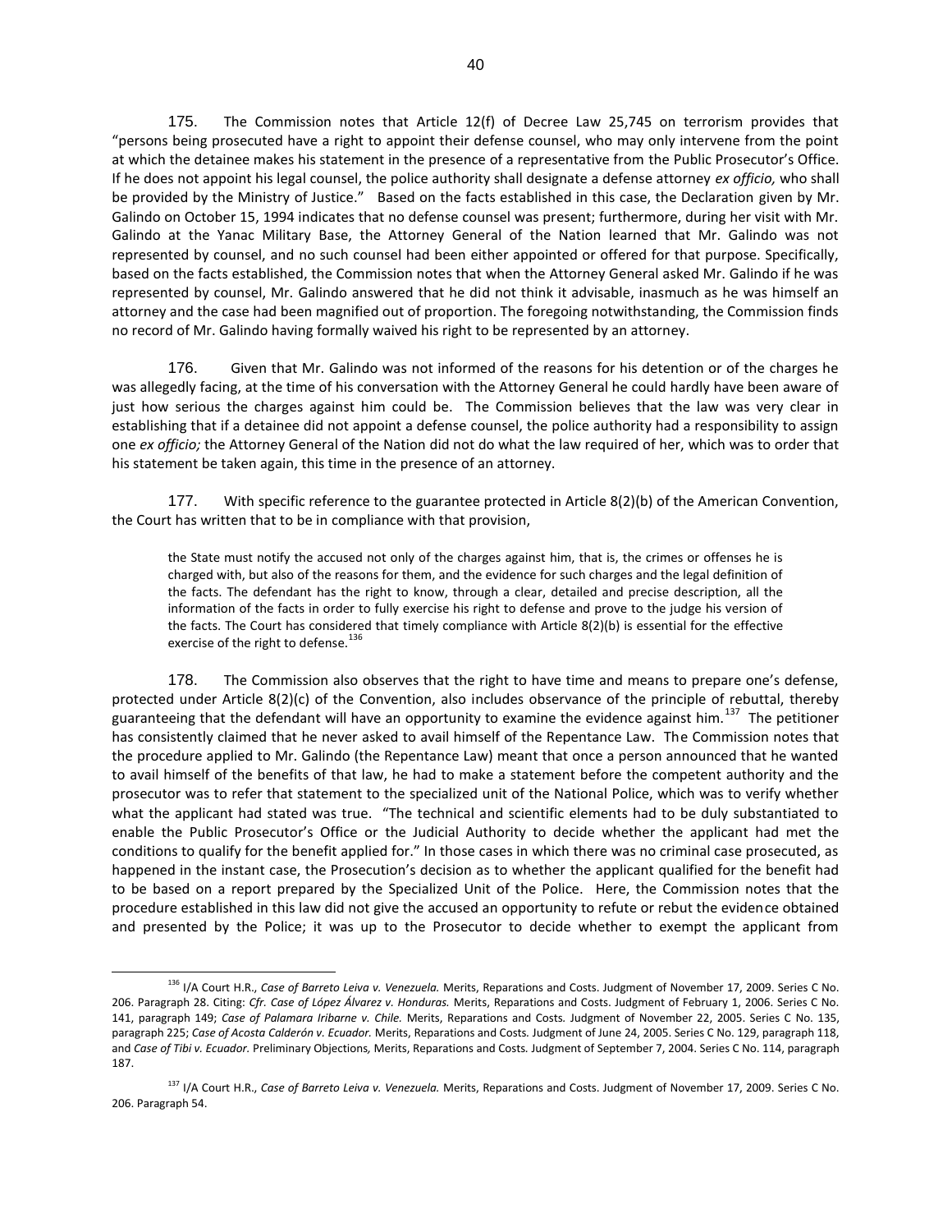175. The Commission notes that Article 12(f) of Decree Law 25,745 on terrorism provides that "persons being prosecuted have a right to appoint their defense counsel, who may only intervene from the point at which the detainee makes his statement in the presence of a representative from the Public Prosecutor's Office. If he does not appoint his legal counsel, the police authority shall designate a defense attorney *ex officio,* who shall be provided by the Ministry of Justice." Based on the facts established in this case, the Declaration given by Mr. Galindo on October 15, 1994 indicates that no defense counsel was present; furthermore, during her visit with Mr. Galindo at the Yanac Military Base, the Attorney General of the Nation learned that Mr. Galindo was not represented by counsel, and no such counsel had been either appointed or offered for that purpose. Specifically, based on the facts established, the Commission notes that when the Attorney General asked Mr. Galindo if he was represented by counsel, Mr. Galindo answered that he did not think it advisable, inasmuch as he was himself an attorney and the case had been magnified out of proportion. The foregoing notwithstanding, the Commission finds no record of Mr. Galindo having formally waived his right to be represented by an attorney.

176. Given that Mr. Galindo was not informed of the reasons for his detention or of the charges he was allegedly facing, at the time of his conversation with the Attorney General he could hardly have been aware of just how serious the charges against him could be. The Commission believes that the law was very clear in establishing that if a detainee did not appoint a defense counsel, the police authority had a responsibility to assign one *ex officio;* the Attorney General of the Nation did not do what the law required of her, which was to order that his statement be taken again, this time in the presence of an attorney.

177. With specific reference to the guarantee protected in Article 8(2)(b) of the American Convention, the Court has written that to be in compliance with that provision,

> the State must notify the accused not only of the charges against him, that is, the crimes or offenses he is charged with, but also of the reasons for them, and the evidence for such charges and the legal definition of the facts. The defendant has the right to know, through a clear, detailed and precise description, all the information of the facts in order to fully exercise his right to defense and prove to the judge his version of the facts. The Court has considered that timely compliance with Article 8(2)(b) is essential for the effective exercise of the right to defense.[136]

178. The Commission also observes that the right to have time and means to prepare one's defense, protected under Article 8(2)(c) of the Convention, also includes observance of the principle of rebuttal, thereby guaranteeing that the defendant will have an opportunity to examine the evidence against him.[137] The petitioner has consistently claimed that he never asked to avail himself of the Repentance Law. The Commission notes that the procedure applied to Mr. Galindo (the Repentance Law) meant that once a person announced that he wanted to avail himself of the benefits of that law, he had to make a statement before the competent authority and the prosecutor was to refer that statement to the specialized unit of the National Police, which was to verify whether what the applicant had stated was true. "The technical and scientific elements had to be duly substantiated to enable the Public Prosecutor's Office or the Judicial Authority to decide whether the applicant had met the conditions to qualify for the benefit applied for." In those cases in which there was no criminal case prosecuted, as happened in the instant case, the Prosecution's decision as to whether the applicant qualified for the benefit had to be based on a report prepared by the Specialized Unit of the Police. Here, the Commission notes that the procedure established in this law did not give the accused an opportunity to refute or rebut the evidence obtained and presented by the Police; it was up to the Prosecutor to decide whether to exempt the applicant from

---

[136] I/A Court H.R., *Case of Barreto Leiva v. Venezuela.* Merits, Reparations and Costs. Judgment of November 17, 2009. Series C No. 206. Paragraph 28. Citing: *Cfr. Case of López Álvarez v. Honduras.* Merits, Reparations and Costs. Judgment of February 1, 2006. Series C No. 141, paragraph 149; *Case of Palamara Iribarne v. Chile.* Merits, Reparations and Costs. Judgment of November 22, 2005. Series C No. 135, paragraph 225; *Case of Acosta Calderón v. Ecuador.* Merits, Reparations and Costs. Judgment of June 24, 2005. Series C No. 129, paragraph 118, and *Case of Tibi v. Ecuador.* Preliminary Objections, Merits, Reparations and Costs. Judgment of September 7, 2004. Series C No. 114, paragraph 187.

[137] I/A Court H.R., *Case of Barreto Leiva v. Venezuela.* Merits, Reparations and Costs. Judgment of November 17, 2009. Series C No. 206. Paragraph 54.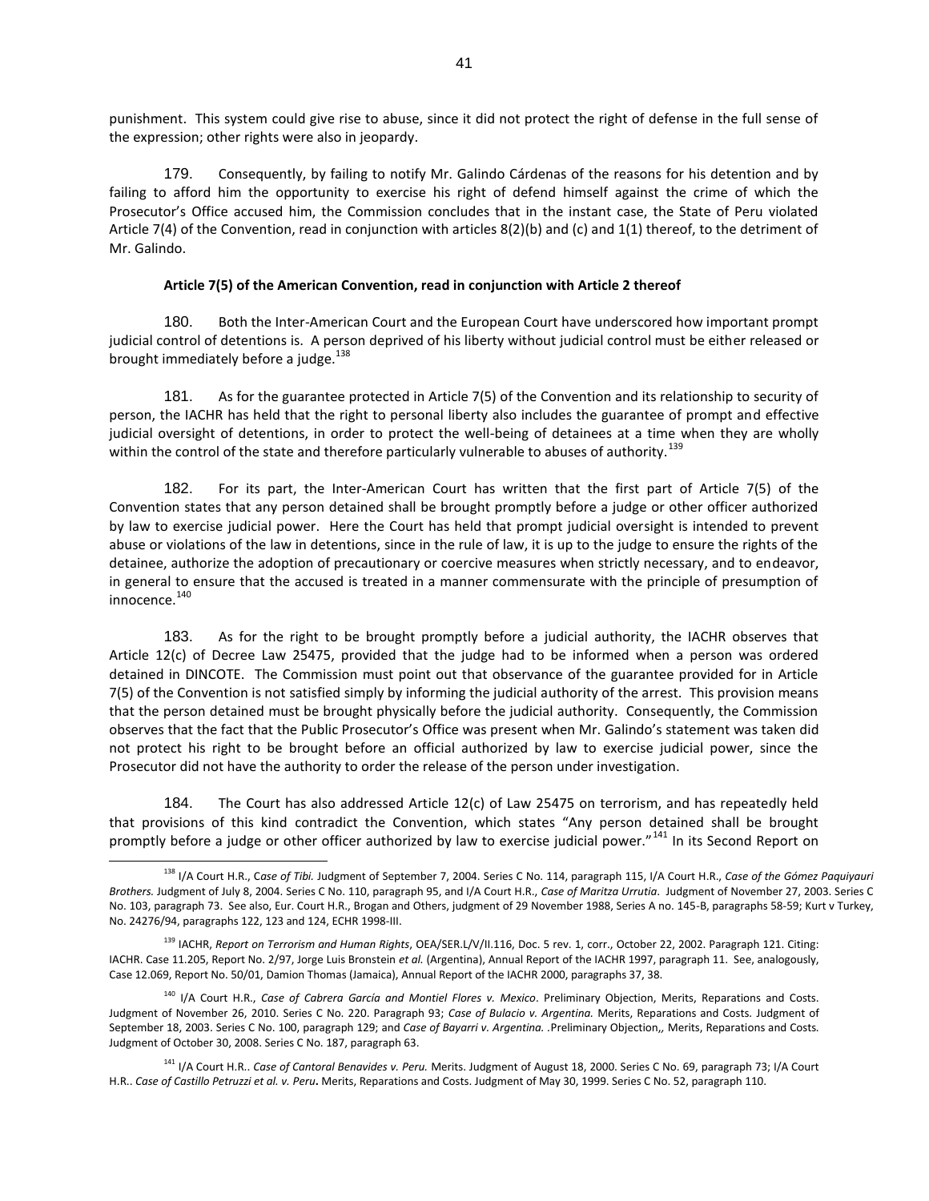punishment. This system could give rise to abuse, since it did not protect the right of defense in the full sense of the expression; other rights were also in jeopardy.

179. Consequently, by failing to notify Mr. Galindo Cárdenas of the reasons for his detention and by failing to afford him the opportunity to exercise his right of defend himself against the crime of which the Prosecutor's Office accused him, the Commission concludes that in the instant case, the State of Peru violated Article 7(4) of the Convention, read in conjunction with articles 8(2)(b) and (c) and 1(1) thereof, to the detriment of Mr. Galindo.

**Article 7(5) of the American Convention, read in conjunction with Article 2 thereof**

180. Both the Inter-American Court and the European Court have underscored how important prompt judicial control of detentions is. A person deprived of his liberty without judicial control must be either released or brought immediately before a judge.[138]

181. As for the guarantee protected in Article 7(5) of the Convention and its relationship to security of person, the IACHR has held that the right to personal liberty also includes the guarantee of prompt and effective judicial oversight of detentions, in order to protect the well-being of detainees at a time when they are wholly within the control of the state and therefore particularly vulnerable to abuses of authority.[139]

182. For its part, the Inter-American Court has written that the first part of Article 7(5) of the Convention states that any person detained shall be brought promptly before a judge or other officer authorized by law to exercise judicial power. Here the Court has held that prompt judicial oversight is intended to prevent abuse or violations of the law in detentions, since in the rule of law, it is up to the judge to ensure the rights of the detainee, authorize the adoption of precautionary or coercive measures when strictly necessary, and to endeavor, in general to ensure that the accused is treated in a manner commensurate with the principle of presumption of innocence.[140]

183. As for the right to be brought promptly before a judicial authority, the IACHR observes that Article 12(c) of Decree Law 25475, provided that the judge had to be informed when a person was ordered detained in DINCOTE. The Commission must point out that observance of the guarantee provided for in Article 7(5) of the Convention is not satisfied simply by informing the judicial authority of the arrest. This provision means that the person detained must be brought physically before the judicial authority. Consequently, the Commission observes that the fact that the Public Prosecutor's Office was present when Mr. Galindo's statement was taken did not protect his right to be brought before an official authorized by law to exercise judicial power, since the Prosecutor did not have the authority to order the release of the person under investigation.

184. The Court has also addressed Article 12(c) of Law 25475 on terrorism, and has repeatedly held that provisions of this kind contradict the Convention, which states "Any person detained shall be brought promptly before a judge or other officer authorized by law to exercise judicial power."[141] In its Second Report on

---

[138] I/A Court H.R., C*ase of Tibi.* Judgment of September 7, 2004. Series C No. 114, paragraph 115, I/A Court H.R., *Case of the Gómez Paquiyauri Brothers.* Judgment of July 8, 2004. Series C No. 110, paragraph 95, and I/A Court H.R., *Case of Maritza Urrutia*. Judgment of November 27, 2003. Series C No. 103, paragraph 73. See also, Eur. Court H.R., Brogan and Others, judgment of 29 November 1988, Series A no. 145-B, paragraphs 58-59; Kurt v Turkey, No. 24276/94, paragraphs 122, 123 and 124, ECHR 1998-III.

[139] IACHR, *Report on Terrorism and Human Rights*, OEA/SER.L/V/II.116, Doc. 5 rev. 1, corr., October 22, 2002. Paragraph 121. Citing: IACHR. Case 11.205, Report No. 2/97, Jorge Luis Bronstein *et al.* (Argentina), Annual Report of the IACHR 1997, paragraph 11. See, analogously, Case 12.069, Report No. 50/01, Damion Thomas (Jamaica), Annual Report of the IACHR 2000, paragraphs 37, 38.

[140] I/A Court H.R., *Case of Cabrera García and Montiel Flores v. Mexico*. Preliminary Objection, Merits, Reparations and Costs. Judgment of November 26, 2010. Series C No. 220. Paragraph 93; *Case of Bulacio v. Argentina.* Merits, Reparations and Costs. Judgment of September 18, 2003. Series C No. 100, paragraph 129; and *Case of Bayarri v. Argentina.* .Preliminary Objection,, Merits, Reparations and Costs. Judgment of October 30, 2008. Series C No. 187, paragraph 63.

[141] I/A Court H.R.. *Case of Cantoral Benavides v. Peru.* Merits. Judgment of August 18, 2000. Series C No. 69, paragraph 73; I/A Court H.R.. *Case of Castillo Petruzzi et al. v. Peru***.** Merits, Reparations and Costs. Judgment of May 30, 1999. Series C No. 52, paragraph 110.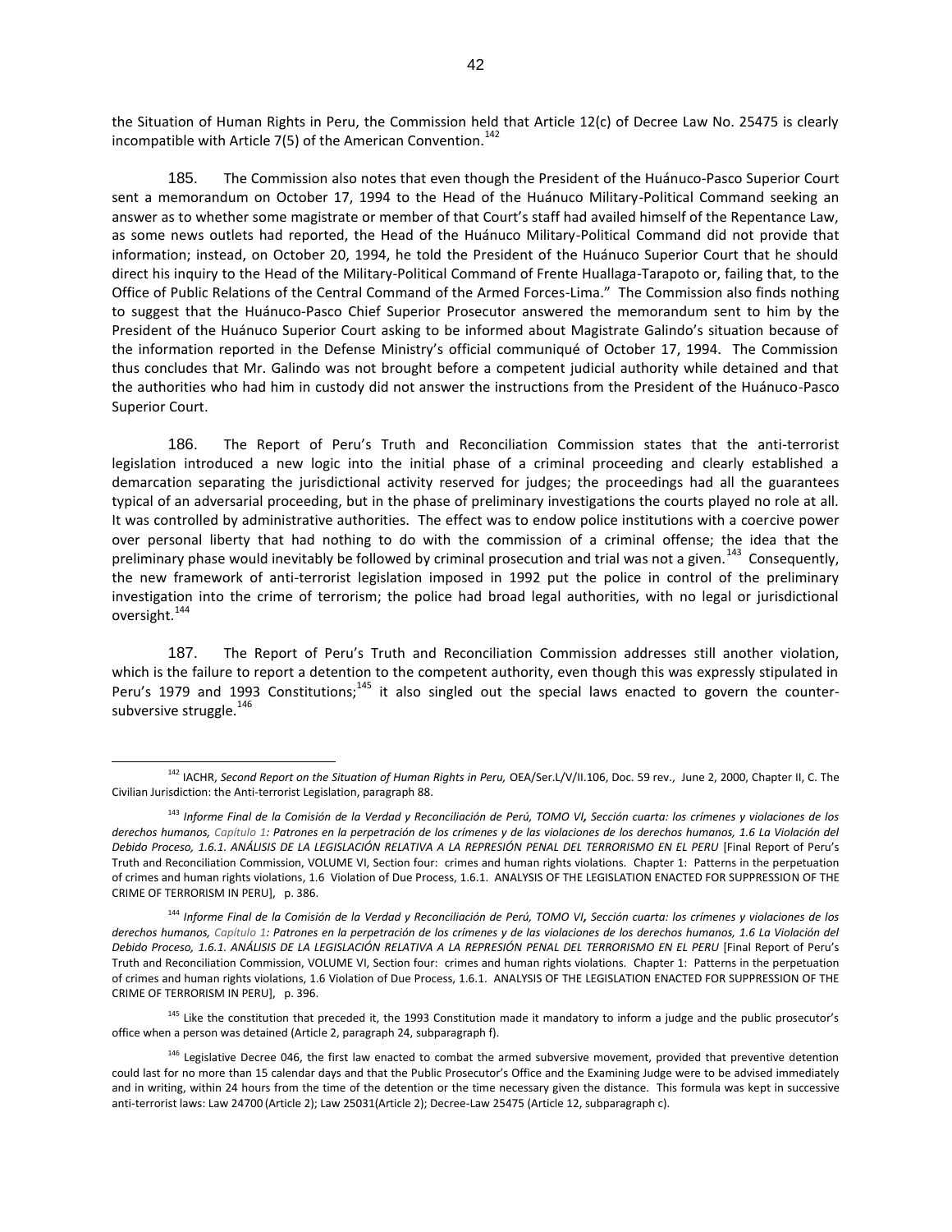the Situation of Human Rights in Peru, the Commission held that Article 12(c) of Decree Law No. 25475 is clearly incompatible with Article 7(5) of the American Convention.[142]

185. The Commission also notes that even though the President of the Huánuco-Pasco Superior Court sent a memorandum on October 17, 1994 to the Head of the Huánuco Military-Political Command seeking an answer as to whether some magistrate or member of that Court's staff had availed himself of the Repentance Law, as some news outlets had reported, the Head of the Huánuco Military-Political Command did not provide that information; instead, on October 20, 1994, he told the President of the Huánuco Superior Court that he should direct his inquiry to the Head of the Military-Political Command of Frente Huallaga-Tarapoto or, failing that, to the Office of Public Relations of the Central Command of the Armed Forces-Lima." The Commission also finds nothing to suggest that the Huánuco-Pasco Chief Superior Prosecutor answered the memorandum sent to him by the President of the Huánuco Superior Court asking to be informed about Magistrate Galindo's situation because of the information reported in the Defense Ministry's official communiqué of October 17, 1994. The Commission thus concludes that Mr. Galindo was not brought before a competent judicial authority while detained and that the authorities who had him in custody did not answer the instructions from the President of the Huánuco-Pasco Superior Court.

186. The Report of Peru's Truth and Reconciliation Commission states that the anti-terrorist legislation introduced a new logic into the initial phase of a criminal proceeding and clearly established a demarcation separating the jurisdictional activity reserved for judges; the proceedings had all the guarantees typical of an adversarial proceeding, but in the phase of preliminary investigations the courts played no role at all. It was controlled by administrative authorities. The effect was to endow police institutions with a coercive power over personal liberty that had nothing to do with the commission of a criminal offense; the idea that the preliminary phase would inevitably be followed by criminal prosecution and trial was not a given.[143] Consequently, the new framework of anti-terrorist legislation imposed in 1992 put the police in control of the preliminary investigation into the crime of terrorism; the police had broad legal authorities, with no legal or jurisdictional oversight.[144]

187. The Report of Peru's Truth and Reconciliation Commission addresses still another violation, which is the failure to report a detention to the competent authority, even though this was expressly stipulated in Peru's 1979 and 1993 Constitutions;[145] it also singled out the special laws enacted to govern the counter-subversive struggle.[146]

---

[142] IACHR, *Second Report on the Situation of Human Rights in Peru,* OEA/Ser.L/V/II.106, Doc. 59 rev., June 2, 2000, Chapter II, C. The Civilian Jurisdiction: the Anti-terrorist Legislation, paragraph 88.

[143] *Informe Final de la Comisión de la Verdad y Reconciliación de Perú, TOMO VI, Sección cuarta: los crímenes y violaciones de los derechos humanos, Capítulo 1: Patrones en la perpetración de los crímenes y de las violaciones de los derechos humanos, 1.6 La Violación del Debido Proceso, 1.6.1. ANÁLISIS DE LA LEGISLACIÓN RELATIVA A LA REPRESIÓN PENAL DEL TERRORISMO EN EL PERU* [Final Report of Peru's Truth and Reconciliation Commission, VOLUME VI, Section four: crimes and human rights violations. Chapter 1: Patterns in the perpetuation of crimes and human rights violations, 1.6 Violation of Due Process, 1.6.1. ANALYSIS OF THE LEGISLATION ENACTED FOR SUPPRESSION OF THE CRIME OF TERRORISM IN PERU], p. 386.

[144] *Informe Final de la Comisión de la Verdad y Reconciliación de Perú, TOMO VI, Sección cuarta: los crímenes y violaciones de los derechos humanos, Capítulo 1: Patrones en la perpetración de los crímenes y de las violaciones de los derechos humanos, 1.6 La Violación del Debido Proceso, 1.6.1. ANÁLISIS DE LA LEGISLACIÓN RELATIVA A LA REPRESIÓN PENAL DEL TERRORISMO EN EL PERU* [Final Report of Peru's Truth and Reconciliation Commission, VOLUME VI, Section four: crimes and human rights violations. Chapter 1: Patterns in the perpetuation of crimes and human rights violations, 1.6 Violation of Due Process, 1.6.1. ANALYSIS OF THE LEGISLATION ENACTED FOR SUPPRESSION OF THE CRIME OF TERRORISM IN PERU], p. 396.

[145] Like the constitution that preceded it, the 1993 Constitution made it mandatory to inform a judge and the public prosecutor's office when a person was detained (Article 2, paragraph 24, subparagraph f).

[146] Legislative Decree 046, the first law enacted to combat the armed subversive movement, provided that preventive detention could last for no more than 15 calendar days and that the Public Prosecutor's Office and the Examining Judge were to be advised immediately and in writing, within 24 hours from the time of the detention or the time necessary given the distance. This formula was kept in successive anti-terrorist laws: Law 24700 (Article 2); Law 25031(Article 2); Decree-Law 25475 (Article 12, subparagraph c).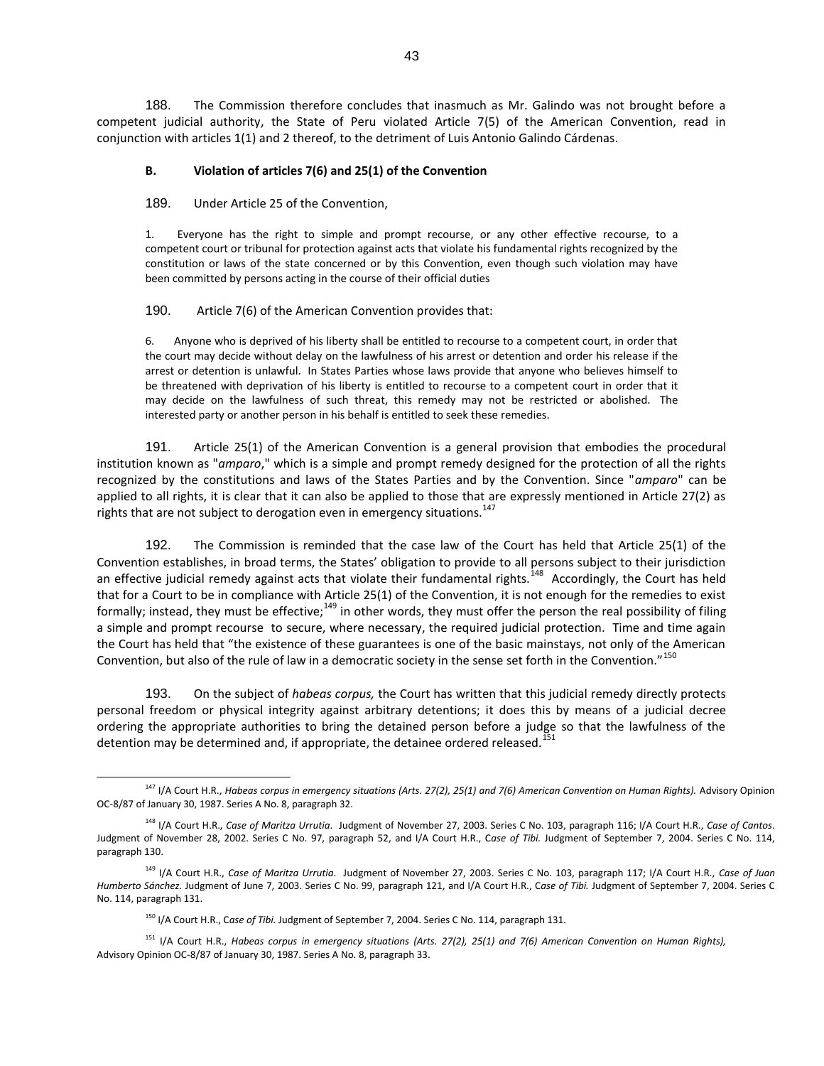188. The Commission therefore concludes that inasmuch as Mr. Galindo was not brought before a competent judicial authority, the State of Peru violated Article 7(5) of the American Convention, read in conjunction with articles 1(1) and 2 thereof, to the detriment of Luis Antonio Galindo Cárdenas.

### B. Violation of articles 7(6) and 25(1) of the Convention

189. Under Article 25 of the Convention,

> 1. Everyone has the right to simple and prompt recourse, or any other effective recourse, to a competent court or tribunal for protection against acts that violate his fundamental rights recognized by the constitution or laws of the state concerned or by this Convention, even though such violation may have been committed by persons acting in the course of their official duties

190. Article 7(6) of the American Convention provides that:

> 6. Anyone who is deprived of his liberty shall be entitled to recourse to a competent court, in order that the court may decide without delay on the lawfulness of his arrest or detention and order his release if the arrest or detention is unlawful. In States Parties whose laws provide that anyone who believes himself to be threatened with deprivation of his liberty is entitled to recourse to a competent court in order that it may decide on the lawfulness of such threat, this remedy may not be restricted or abolished. The interested party or another person in his behalf is entitled to seek these remedies.

191. Article 25(1) of the American Convention is a general provision that embodies the procedural institution known as "*amparo*," which is a simple and prompt remedy designed for the protection of all the rights recognized by the constitutions and laws of the States Parties and by the Convention. Since "*amparo*" can be applied to all rights, it is clear that it can also be applied to those that are expressly mentioned in Article 27(2) as rights that are not subject to derogation even in emergency situations.[147]

192. The Commission is reminded that the case law of the Court has held that Article 25(1) of the Convention establishes, in broad terms, the States' obligation to provide to all persons subject to their jurisdiction an effective judicial remedy against acts that violate their fundamental rights.[148] Accordingly, the Court has held that for a Court to be in compliance with Article 25(1) of the Convention, it is not enough for the remedies to exist formally; instead, they must be effective;[149] in other words, they must offer the person the real possibility of filing a simple and prompt recourse to secure, where necessary, the required judicial protection. Time and time again the Court has held that "the existence of these guarantees is one of the basic mainstays, not only of the American Convention, but also of the rule of law in a democratic society in the sense set forth in the Convention."[150]

193. On the subject of *habeas corpus,* the Court has written that this judicial remedy directly protects personal freedom or physical integrity against arbitrary detentions; it does this by means of a judicial decree ordering the appropriate authorities to bring the detained person before a judge so that the lawfulness of the detention may be determined and, if appropriate, the detainee ordered released.[151]

---

[147] I/A Court H.R., *Habeas corpus in emergency situations (Arts. 27(2), 25(1) and 7(6) American Convention on Human Rights).* Advisory Opinion OC-8/87 of January 30, 1987. Series A No. 8, paragraph 32.

[148] I/A Court H.R., *Case of Maritza Urrutia*. Judgment of November 27, 2003. Series C No. 103, paragraph 116; I/A Court H.R., *Case of Cantos*. Judgment of November 28, 2002. Series C No. 97, paragraph 52, and I/A Court H.R., *Case of Tibi.* Judgment of September 7, 2004. Series C No. 114, paragraph 130.

[149] I/A Court H.R., *Case of Maritza Urrutia*. Judgment of November 27, 2003. Series C No. 103, paragraph 117; I/A Court H.R., *Case of Juan Humberto Sánchez.* Judgment of June 7, 2003. Series C No. 99, paragraph 121, and I/A Court H.R., *Case of Tibi.* Judgment of September 7, 2004. Series C No. 114, paragraph 131.

[150] I/A Court H.R., *Case of Tibi.* Judgment of September 7, 2004. Series C No. 114, paragraph 131.

[151] I/A Court H.R., *Habeas corpus in emergency situations (Arts. 27(2), 25(1) and 7(6) American Convention on Human Rights),* Advisory Opinion OC-8/87 of January 30, 1987. Series A No. 8, paragraph 33.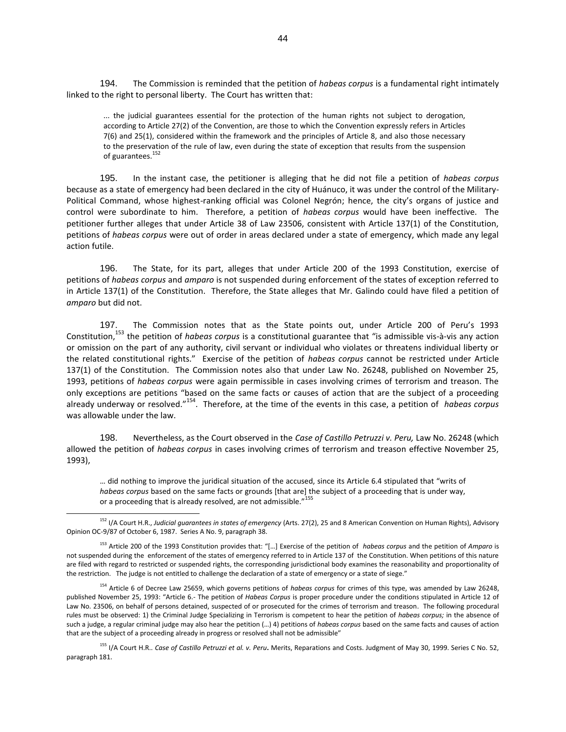194. The Commission is reminded that the petition of *habeas corpus* is a fundamental right intimately linked to the right to personal liberty. The Court has written that:

> ... the judicial guarantees essential for the protection of the human rights not subject to derogation, according to Article 27(2) of the Convention, are those to which the Convention expressly refers in Articles 7(6) and 25(1), considered within the framework and the principles of Article 8, and also those necessary to the preservation of the rule of law, even during the state of exception that results from the suspension of guarantees.[152]

195. In the instant case, the petitioner is alleging that he did not file a petition of *habeas corpus* because as a state of emergency had been declared in the city of Huánuco, it was under the control of the Military-Political Command, whose highest-ranking official was Colonel Negrón; hence, the city's organs of justice and control were subordinate to him. Therefore, a petition of *habeas corpus* would have been ineffective. The petitioner further alleges that under Article 38 of Law 23506, consistent with Article 137(1) of the Constitution, petitions of *habeas corpus* were out of order in areas declared under a state of emergency, which made any legal action futile.

196. The State, for its part, alleges that under Article 200 of the 1993 Constitution, exercise of petitions of *habeas corpus* and *amparo* is not suspended during enforcement of the states of exception referred to in Article 137(1) of the Constitution. Therefore, the State alleges that Mr. Galindo could have filed a petition of *amparo* but did not.

197. The Commission notes that as the State points out, under Article 200 of Peru's 1993 Constitution,[153] the petition of *habeas corpus* is a constitutional guarantee that "is admissible vis-à-vis any action or omission on the part of any authority, civil servant or individual who violates or threatens individual liberty or the related constitutional rights." Exercise of the petition of *habeas corpus* cannot be restricted under Article 137(1) of the Constitution. The Commission notes also that under Law No. 26248, published on November 25, 1993, petitions of *habeas corpus* were again permissible in cases involving crimes of terrorism and treason. The only exceptions are petitions "based on the same facts or causes of action that are the subject of a proceeding already underway or resolved."[154]. Therefore, at the time of the events in this case, a petition of *habeas corpus* was allowable under the law.

198. Nevertheless, as the Court observed in the *Case of Castillo Petruzzi v. Peru,* Law No. 26248 (which allowed the petition of *habeas corpus* in cases involving crimes of terrorism and treason effective November 25, 1993),

> … did nothing to improve the juridical situation of the accused, since its Article 6.4 stipulated that "writs of *habeas corpus* based on the same facts or grounds [that are] the subject of a proceeding that is under way, or a proceeding that is already resolved, are not admissible."[155]

---

[152] I/A Court H.R., *Judicial guarantees in states of emergency* (Arts. 27(2), 25 and 8 American Convention on Human Rights), Advisory Opinion OC-9/87 of October 6, 1987. Series A No. 9, paragraph 38.

[153] Article 200 of the 1993 Constitution provides that: "[…] Exercise of the petition of *habeas corpus* and the petition of *Amparo* is not suspended during the enforcement of the states of emergency referred to in Article 137 of the Constitution. When petitions of this nature are filed with regard to restricted or suspended rights, the corresponding jurisdictional body examines the reasonability and proportionality of the restriction. The judge is not entitled to challenge the declaration of a state of emergency or a state of siege."

[154] Article 6 of Decree Law 25659, which governs petitions of *habeas corpus* for crimes of this type, was amended by Law 26248, published November 25, 1993: "Article 6.- The petition of *Habeas Corpus* is proper procedure under the conditions stipulated in Article 12 of Law No. 23506, on behalf of persons detained, suspected of or prosecuted for the crimes of terrorism and treason. The following procedural rules must be observed: 1) the Criminal Judge Specializing in Terrorism is competent to hear the petition of *habeas corpus;* in the absence of such a judge, a regular criminal judge may also hear the petition (…) 4) petitions of *habeas corpus* based on the same facts and causes of action that are the subject of a proceeding already in progress or resolved shall not be admissible"

[155] I/A Court H.R.. *Case of Castillo Petruzzi et al. v. Peru***.** Merits, Reparations and Costs. Judgment of May 30, 1999. Series C No. 52, paragraph 181.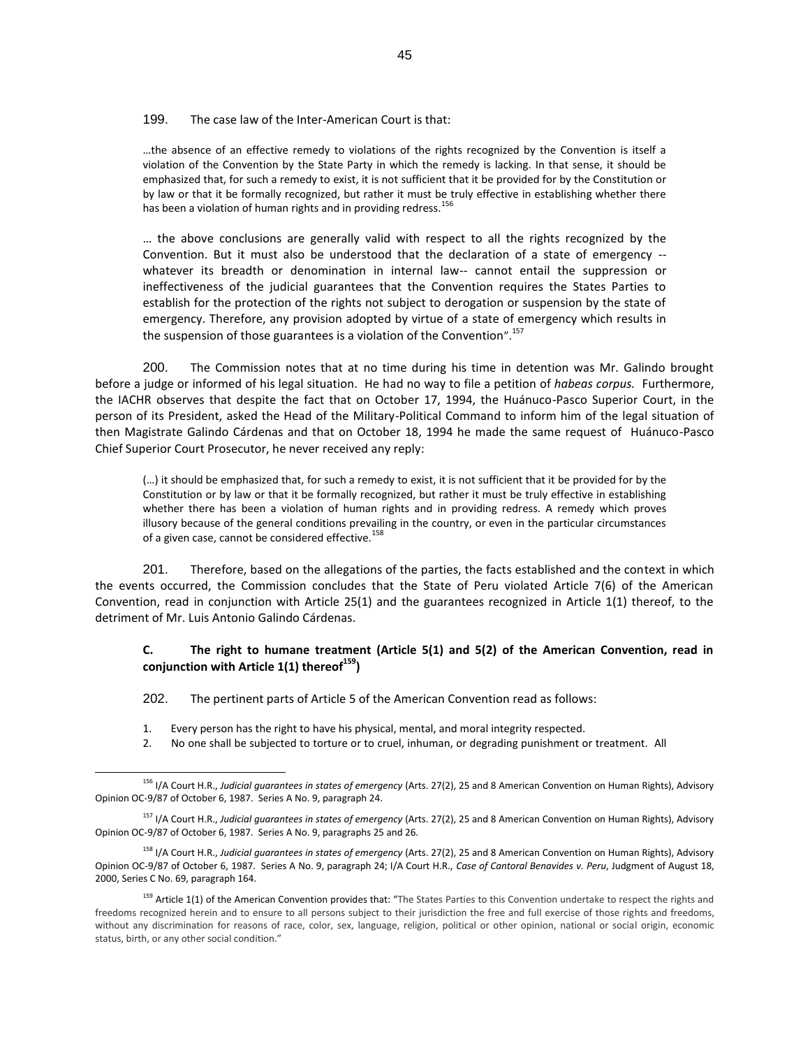199. The case law of the Inter-American Court is that:

> …the absence of an effective remedy to violations of the rights recognized by the Convention is itself a violation of the Convention by the State Party in which the remedy is lacking. In that sense, it should be emphasized that, for such a remedy to exist, it is not sufficient that it be provided for by the Constitution or by law or that it be formally recognized, but rather it must be truly effective in establishing whether there has been a violation of human rights and in providing redress.[156]
>
> … the above conclusions are generally valid with respect to all the rights recognized by the Convention. But it must also be understood that the declaration of a state of emergency --whatever its breadth or denomination in internal law-- cannot entail the suppression or ineffectiveness of the judicial guarantees that the Convention requires the States Parties to establish for the protection of the rights not subject to derogation or suspension by the state of emergency. Therefore, any provision adopted by virtue of a state of emergency which results in the suspension of those guarantees is a violation of the Convention".[157]

200. The Commission notes that at no time during his time in detention was Mr. Galindo brought before a judge or informed of his legal situation. He had no way to file a petition of *habeas corpus.* Furthermore, the IACHR observes that despite the fact that on October 17, 1994, the Huánuco-Pasco Superior Court, in the person of its President, asked the Head of the Military-Political Command to inform him of the legal situation of then Magistrate Galindo Cárdenas and that on October 18, 1994 he made the same request of Huánuco-Pasco Chief Superior Court Prosecutor, he never received any reply:

> (…) it should be emphasized that, for such a remedy to exist, it is not sufficient that it be provided for by the Constitution or by law or that it be formally recognized, but rather it must be truly effective in establishing whether there has been a violation of human rights and in providing redress. A remedy which proves illusory because of the general conditions prevailing in the country, or even in the particular circumstances of a given case, cannot be considered effective.[158]

201. Therefore, based on the allegations of the parties, the facts established and the context in which the events occurred, the Commission concludes that the State of Peru violated Article 7(6) of the American Convention, read in conjunction with Article 25(1) and the guarantees recognized in Article 1(1) thereof, to the detriment of Mr. Luis Antonio Galindo Cárdenas.

### C. The right to humane treatment (Article 5(1) and 5(2) of the American Convention, read in conjunction with Article 1(1) thereof[159])

202. The pertinent parts of Article 5 of the American Convention read as follows:

1. Every person has the right to have his physical, mental, and moral integrity respected.
2. No one shall be subjected to torture or to cruel, inhuman, or degrading punishment or treatment. All

---

[156] I/A Court H.R., *Judicial guarantees in states of emergency* (Arts. 27(2), 25 and 8 American Convention on Human Rights), Advisory Opinion OC-9/87 of October 6, 1987. Series A No. 9, paragraph 24.

[157] I/A Court H.R., *Judicial guarantees in states of emergency* (Arts. 27(2), 25 and 8 American Convention on Human Rights), Advisory Opinion OC-9/87 of October 6, 1987. Series A No. 9, paragraphs 25 and 26.

[158] I/A Court H.R., *Judicial guarantees in states of emergency* (Arts. 27(2), 25 and 8 American Convention on Human Rights), Advisory Opinion OC-9/87 of October 6, 1987. Series A No. 9, paragraph 24; I/A Court H.R., *Case of Cantoral Benavides v. Peru*, Judgment of August 18, 2000, Series C No. 69, paragraph 164.

[159] Article 1(1) of the American Convention provides that: "The States Parties to this Convention undertake to respect the rights and freedoms recognized herein and to ensure to all persons subject to their jurisdiction the free and full exercise of those rights and freedoms, without any discrimination for reasons of race, color, sex, language, religion, political or other opinion, national or social origin, economic status, birth, or any other social condition."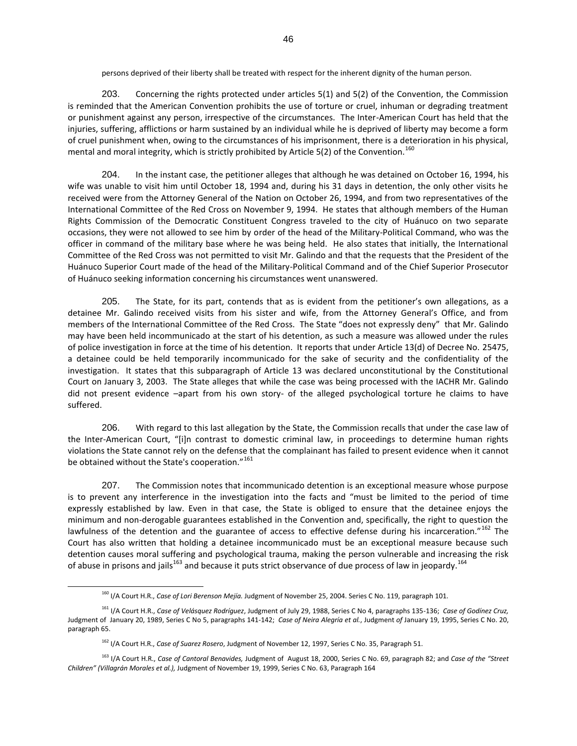persons deprived of their liberty shall be treated with respect for the inherent dignity of the human person.

203. Concerning the rights protected under articles 5(1) and 5(2) of the Convention, the Commission is reminded that the American Convention prohibits the use of torture or cruel, inhuman or degrading treatment or punishment against any person, irrespective of the circumstances. The Inter-American Court has held that the injuries, suffering, afflictions or harm sustained by an individual while he is deprived of liberty may become a form of cruel punishment when, owing to the circumstances of his imprisonment, there is a deterioration in his physical, mental and moral integrity, which is strictly prohibited by Article 5(2) of the Convention.[160]

204. In the instant case, the petitioner alleges that although he was detained on October 16, 1994, his wife was unable to visit him until October 18, 1994 and, during his 31 days in detention, the only other visits he received were from the Attorney General of the Nation on October 26, 1994, and from two representatives of the International Committee of the Red Cross on November 9, 1994. He states that although members of the Human Rights Commission of the Democratic Constituent Congress traveled to the city of Huánuco on two separate occasions, they were not allowed to see him by order of the head of the Military-Political Command, who was the officer in command of the military base where he was being held. He also states that initially, the International Committee of the Red Cross was not permitted to visit Mr. Galindo and that the requests that the President of the Huánuco Superior Court made of the head of the Military-Political Command and of the Chief Superior Prosecutor of Huánuco seeking information concerning his circumstances went unanswered.

205. The State, for its part, contends that as is evident from the petitioner's own allegations, as a detainee Mr. Galindo received visits from his sister and wife, from the Attorney General's Office, and from members of the International Committee of the Red Cross. The State "does not expressly deny" that Mr. Galindo may have been held incommunicado at the start of his detention, as such a measure was allowed under the rules of police investigation in force at the time of his detention. It reports that under Article 13(d) of Decree No. 25475, a detainee could be held temporarily incommunicado for the sake of security and the confidentiality of the investigation. It states that this subparagraph of Article 13 was declared unconstitutional by the Constitutional Court on January 3, 2003. The State alleges that while the case was being processed with the IACHR Mr. Galindo did not present evidence –apart from his own story- of the alleged psychological torture he claims to have suffered.

206. With regard to this last allegation by the State, the Commission recalls that under the case law of the Inter-American Court, "[i]n contrast to domestic criminal law, in proceedings to determine human rights violations the State cannot rely on the defense that the complainant has failed to present evidence when it cannot be obtained without the State's cooperation."[161]

207. The Commission notes that incommunicado detention is an exceptional measure whose purpose is to prevent any interference in the investigation into the facts and "must be limited to the period of time expressly established by law. Even in that case, the State is obliged to ensure that the detainee enjoys the minimum and non-derogable guarantees established in the Convention and, specifically, the right to question the lawfulness of the detention and the guarantee of access to effective defense during his incarceration."[162] The Court has also written that holding a detainee incommunicado must be an exceptional measure because such detention causes moral suffering and psychological trauma, making the person vulnerable and increasing the risk of abuse in prisons and jails[163] and because it puts strict observance of due process of law in jeopardy.[164]

---

[160] I/A Court H.R., *Case of Lori Berenson Mejía.* Judgment of November 25, 2004. Series C No. 119, paragraph 101.

[161] I/A Court H.R., *Case of Velásquez Rodríguez*, Judgment of July 29, 1988, Series C No 4, paragraphs 135-136; *Case of Godínez Cruz,* Judgment of January 20, 1989, Series C No 5, paragraphs 141-142; *Case of Neira Alegría et al.*, Judgment *of* January 19, 1995, Series C No. 20, paragraph 65.

[162] I/A Court H.R., *Case of Suarez Rosero*, Judgment of November 12, 1997, Series C No. 35, Paragraph 51.

[163] I/A Court H.R., *Case of Cantoral Benavides,* Judgment of August 18, 2000, Series C No. 69, paragraph 82; and *Case of the "Street Children" (Villagrán Morales et al.),* Judgment of November 19, 1999, Series C No. 63, Paragraph 164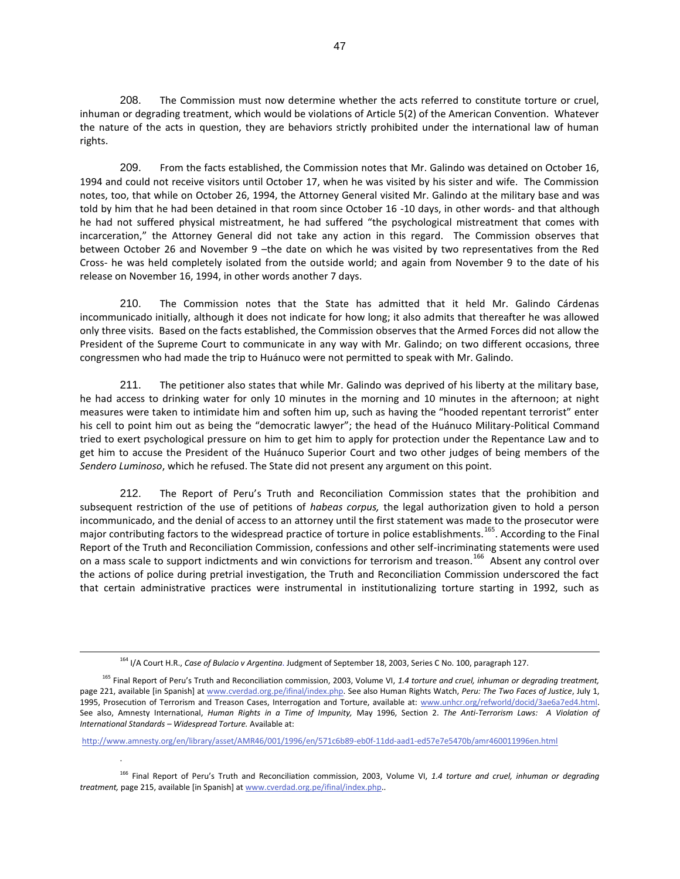208. The Commission must now determine whether the acts referred to constitute torture or cruel, inhuman or degrading treatment, which would be violations of Article 5(2) of the American Convention. Whatever the nature of the acts in question, they are behaviors strictly prohibited under the international law of human rights.

209. From the facts established, the Commission notes that Mr. Galindo was detained on October 16, 1994 and could not receive visitors until October 17, when he was visited by his sister and wife. The Commission notes, too, that while on October 26, 1994, the Attorney General visited Mr. Galindo at the military base and was told by him that he had been detained in that room since October 16 -10 days, in other words- and that although he had not suffered physical mistreatment, he had suffered "the psychological mistreatment that comes with incarceration," the Attorney General did not take any action in this regard. The Commission observes that between October 26 and November 9 –the date on which he was visited by two representatives from the Red Cross- he was held completely isolated from the outside world; and again from November 9 to the date of his release on November 16, 1994, in other words another 7 days.

210. The Commission notes that the State has admitted that it held Mr. Galindo Cárdenas incommunicado initially, although it does not indicate for how long; it also admits that thereafter he was allowed only three visits. Based on the facts established, the Commission observes that the Armed Forces did not allow the President of the Supreme Court to communicate in any way with Mr. Galindo; on two different occasions, three congressmen who had made the trip to Huánuco were not permitted to speak with Mr. Galindo.

211. The petitioner also states that while Mr. Galindo was deprived of his liberty at the military base, he had access to drinking water for only 10 minutes in the morning and 10 minutes in the afternoon; at night measures were taken to intimidate him and soften him up, such as having the "hooded repentant terrorist" enter his cell to point him out as being the "democratic lawyer"; the head of the Huánuco Military-Political Command tried to exert psychological pressure on him to get him to apply for protection under the Repentance Law and to get him to accuse the President of the Huánuco Superior Court and two other judges of being members of the *Sendero Luminoso*, which he refused. The State did not present any argument on this point.

212. The Report of Peru's Truth and Reconciliation Commission states that the prohibition and subsequent restriction of the use of petitions of *habeas corpus,* the legal authorization given to hold a person incommunicado, and the denial of access to an attorney until the first statement was made to the prosecutor were major contributing factors to the widespread practice of torture in police establishments.[165]. According to the Final Report of the Truth and Reconciliation Commission, confessions and other self-incriminating statements were used on a mass scale to support indictments and win convictions for terrorism and treason.[166] Absent any control over the actions of police during pretrial investigation, the Truth and Reconciliation Commission underscored the fact that certain administrative practices were instrumental in institutionalizing torture starting in 1992, such as

---

[164] I/A Court H.R., *Case of Bulacio v Argentina*. Judgment of September 18, 2003, Series C No. 100, paragraph 127.

[165] Final Report of Peru's Truth and Reconciliation commission, 2003, Volume VI, *1.4 torture and cruel, inhuman or degrading treatment,* page 221, available [in Spanish] at www.cverdad.org.pe/ifinal/index.php. See also Human Rights Watch, *Peru: The Two Faces of Justice*, July 1, 1995, Prosecution of Terrorism and Treason Cases, Interrogation and Torture, available at: www.unhcr.org/refworld/docid/3ae6a7ed4.html. See also, Amnesty International, *Human Rights in a Time of Impunity,* May 1996, Section 2. *The Anti-Terrorism Laws: A Violation of International Standards – Widespread Torture.* Available at:

http://www.amnesty.org/en/library/asset/AMR46/001/1996/en/571c6b89-eb0f-11dd-aad1-ed57e7e5470b/amr460011996en.html

[166] Final Report of Peru's Truth and Reconciliation commission, 2003, Volume VI, *1.4 torture and cruel, inhuman or degrading treatment,* page 215, available [in Spanish] at www.cverdad.org.pe/ifinal/index.php..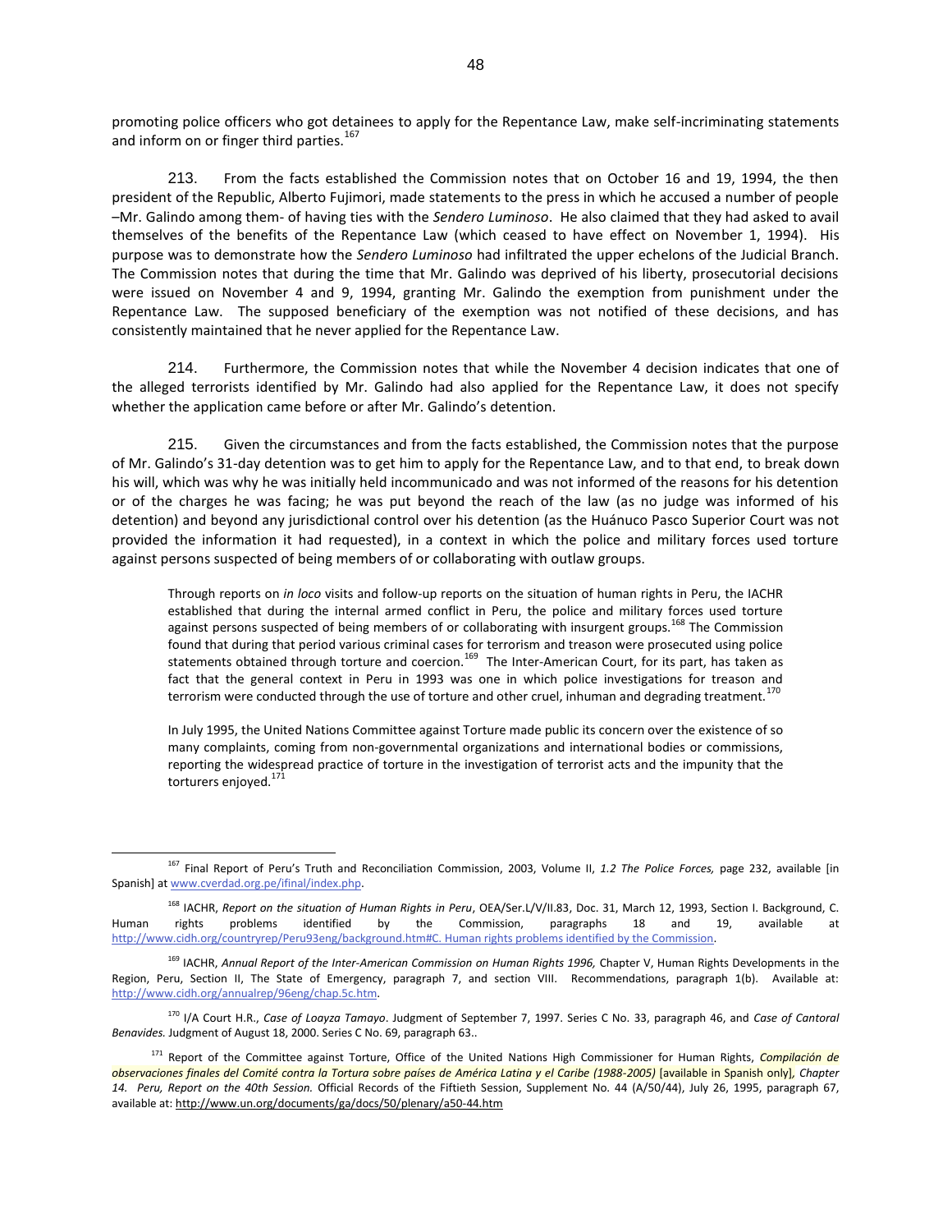promoting police officers who got detainees to apply for the Repentance Law, make self-incriminating statements and inform on or finger third parties.[167]

213. From the facts established the Commission notes that on October 16 and 19, 1994, the then president of the Republic, Alberto Fujimori, made statements to the press in which he accused a number of people –Mr. Galindo among them- of having ties with the *Sendero Luminoso*. He also claimed that they had asked to avail themselves of the benefits of the Repentance Law (which ceased to have effect on November 1, 1994). His purpose was to demonstrate how the *Sendero Luminoso* had infiltrated the upper echelons of the Judicial Branch. The Commission notes that during the time that Mr. Galindo was deprived of his liberty, prosecutorial decisions were issued on November 4 and 9, 1994, granting Mr. Galindo the exemption from punishment under the Repentance Law. The supposed beneficiary of the exemption was not notified of these decisions, and has consistently maintained that he never applied for the Repentance Law.

214. Furthermore, the Commission notes that while the November 4 decision indicates that one of the alleged terrorists identified by Mr. Galindo had also applied for the Repentance Law, it does not specify whether the application came before or after Mr. Galindo's detention.

215. Given the circumstances and from the facts established, the Commission notes that the purpose of Mr. Galindo's 31-day detention was to get him to apply for the Repentance Law, and to that end, to break down his will, which was why he was initially held incommunicado and was not informed of the reasons for his detention or of the charges he was facing; he was put beyond the reach of the law (as no judge was informed of his detention) and beyond any jurisdictional control over his detention (as the Huánuco Pasco Superior Court was not provided the information it had requested), in a context in which the police and military forces used torture against persons suspected of being members of or collaborating with outlaw groups.

> Through reports on *in loco* visits and follow-up reports on the situation of human rights in Peru, the IACHR established that during the internal armed conflict in Peru, the police and military forces used torture against persons suspected of being members of or collaborating with insurgent groups.[168] The Commission found that during that period various criminal cases for terrorism and treason were prosecuted using police statements obtained through torture and coercion.[169] The Inter-American Court, for its part, has taken as fact that the general context in Peru in 1993 was one in which police investigations for treason and terrorism were conducted through the use of torture and other cruel, inhuman and degrading treatment.[170]
>
> In July 1995, the United Nations Committee against Torture made public its concern over the existence of so many complaints, coming from non-governmental organizations and international bodies or commissions, reporting the widespread practice of torture in the investigation of terrorist acts and the impunity that the torturers enjoyed.[171]

---

[167] Final Report of Peru's Truth and Reconciliation Commission, 2003, Volume II, *1.2 The Police Forces,* page 232, available [in Spanish] at www.cverdad.org.pe/ifinal/index.php.

[168] IACHR, *Report on the situation of Human Rights in Peru*, OEA/Ser.L/V/II.83, Doc. 31, March 12, 1993, Section I. Background, C. Human rights problems identified by the Commission, paragraphs 18 and 19, available at http://www.cidh.org/countryrep/Peru93eng/background.htm#C. Human rights problems identified by the Commission.

[169] IACHR, *Annual Report of the Inter-American Commission on Human Rights 1996,* Chapter V, Human Rights Developments in the Region, Peru, Section II, The State of Emergency, paragraph 7, and section VIII. Recommendations, paragraph 1(b). Available at: http://www.cidh.org/annualrep/96eng/chap.5c.htm.

[170] I/A Court H.R., *Case of Loayza Tamayo*. Judgment of September 7, 1997. Series C No. 33, paragraph 46, and *Case of Cantoral Benavides.* Judgment of August 18, 2000. Series C No. 69, paragraph 63..

[171] Report of the Committee against Torture, Office of the United Nations High Commissioner for Human Rights, *Compilación de observaciones finales del Comité contra la Tortura sobre países de América Latina y el Caribe (1988-2005)* [available in Spanish only], *Chapter 14. Peru, Report on the 40th Session.* Official Records of the Fiftieth Session, Supplement No. 44 (A/50/44), July 26, 1995, paragraph 67, available at: http://www.un.org/documents/ga/docs/50/plenary/a50-44.htm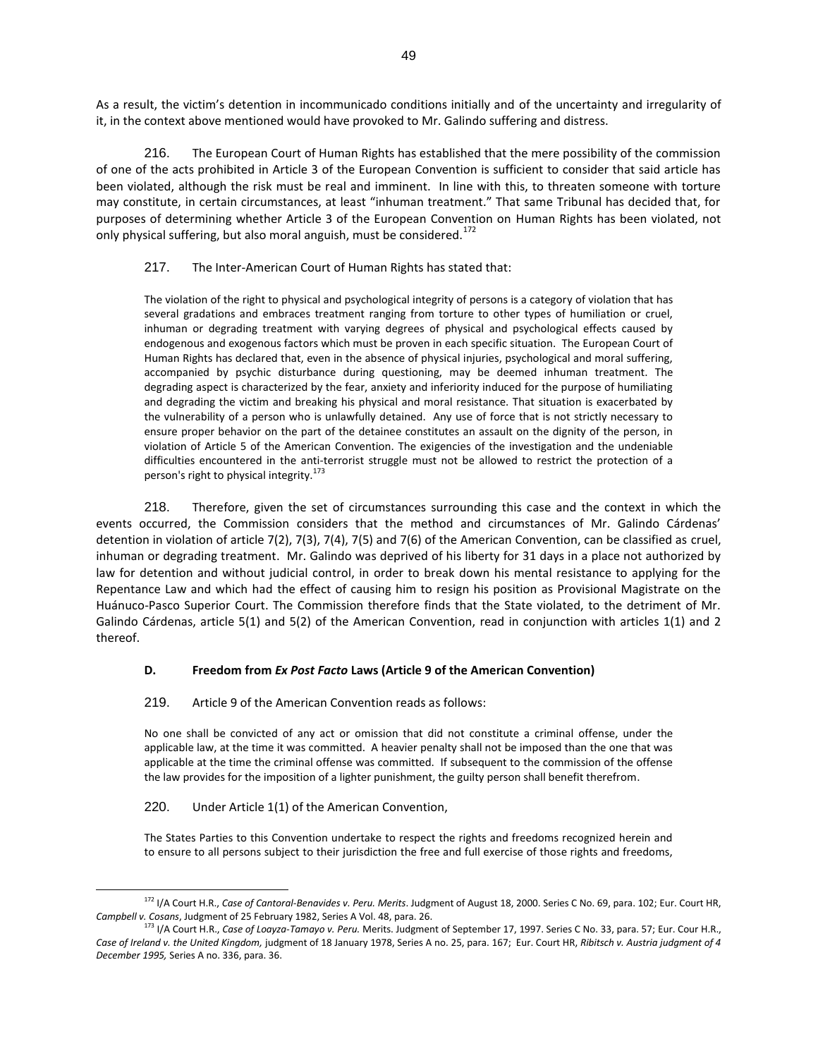As a result, the victim's detention in incommunicado conditions initially and of the uncertainty and irregularity of it, in the context above mentioned would have provoked to Mr. Galindo suffering and distress.

216. The European Court of Human Rights has established that the mere possibility of the commission of one of the acts prohibited in Article 3 of the European Convention is sufficient to consider that said article has been violated, although the risk must be real and imminent. In line with this, to threaten someone with torture may constitute, in certain circumstances, at least "inhuman treatment." That same Tribunal has decided that, for purposes of determining whether Article 3 of the European Convention on Human Rights has been violated, not only physical suffering, but also moral anguish, must be considered.[172]

217. The Inter-American Court of Human Rights has stated that:

> The violation of the right to physical and psychological integrity of persons is a category of violation that has several gradations and embraces treatment ranging from torture to other types of humiliation or cruel, inhuman or degrading treatment with varying degrees of physical and psychological effects caused by endogenous and exogenous factors which must be proven in each specific situation. The European Court of Human Rights has declared that, even in the absence of physical injuries, psychological and moral suffering, accompanied by psychic disturbance during questioning, may be deemed inhuman treatment. The degrading aspect is characterized by the fear, anxiety and inferiority induced for the purpose of humiliating and degrading the victim and breaking his physical and moral resistance. That situation is exacerbated by the vulnerability of a person who is unlawfully detained. Any use of force that is not strictly necessary to ensure proper behavior on the part of the detainee constitutes an assault on the dignity of the person, in violation of Article 5 of the American Convention. The exigencies of the investigation and the undeniable difficulties encountered in the anti-terrorist struggle must not be allowed to restrict the protection of a person's right to physical integrity.[173]

218. Therefore, given the set of circumstances surrounding this case and the context in which the events occurred, the Commission considers that the method and circumstances of Mr. Galindo Cárdenas' detention in violation of article 7(2), 7(3), 7(4), 7(5) and 7(6) of the American Convention, can be classified as cruel, inhuman or degrading treatment. Mr. Galindo was deprived of his liberty for 31 days in a place not authorized by law for detention and without judicial control, in order to break down his mental resistance to applying for the Repentance Law and which had the effect of causing him to resign his position as Provisional Magistrate on the Huánuco-Pasco Superior Court. The Commission therefore finds that the State violated, to the detriment of Mr. Galindo Cárdenas, article 5(1) and 5(2) of the American Convention, read in conjunction with articles 1(1) and 2 thereof.

### D. Freedom from *Ex Post Facto* Laws (Article 9 of the American Convention)

219. Article 9 of the American Convention reads as follows:

> No one shall be convicted of any act or omission that did not constitute a criminal offense, under the applicable law, at the time it was committed. A heavier penalty shall not be imposed than the one that was applicable at the time the criminal offense was committed. If subsequent to the commission of the offense the law provides for the imposition of a lighter punishment, the guilty person shall benefit therefrom.

220. Under Article 1(1) of the American Convention,

> The States Parties to this Convention undertake to respect the rights and freedoms recognized herein and to ensure to all persons subject to their jurisdiction the free and full exercise of those rights and freedoms,

---

[172] I/A Court H.R., *Case of Cantoral-Benavides v. Peru. Merits*. Judgment of August 18, 2000. Series C No. 69, para. 102; Eur. Court HR, *Campbell v. Cosans*, Judgment of 25 February 1982, Series A Vol. 48, para. 26.

[173] I/A Court H.R., *Case of Loayza-Tamayo v. Peru.* Merits. Judgment of September 17, 1997. Series C No. 33, para. 57; Eur. Cour H.R., *Case of Ireland v. the United Kingdom,* judgment of 18 January 1978, Series A no. 25, para. 167; Eur. Court HR, *Ribitsch v. Austria judgment of 4 December 1995,* Series A no. 336, para. 36.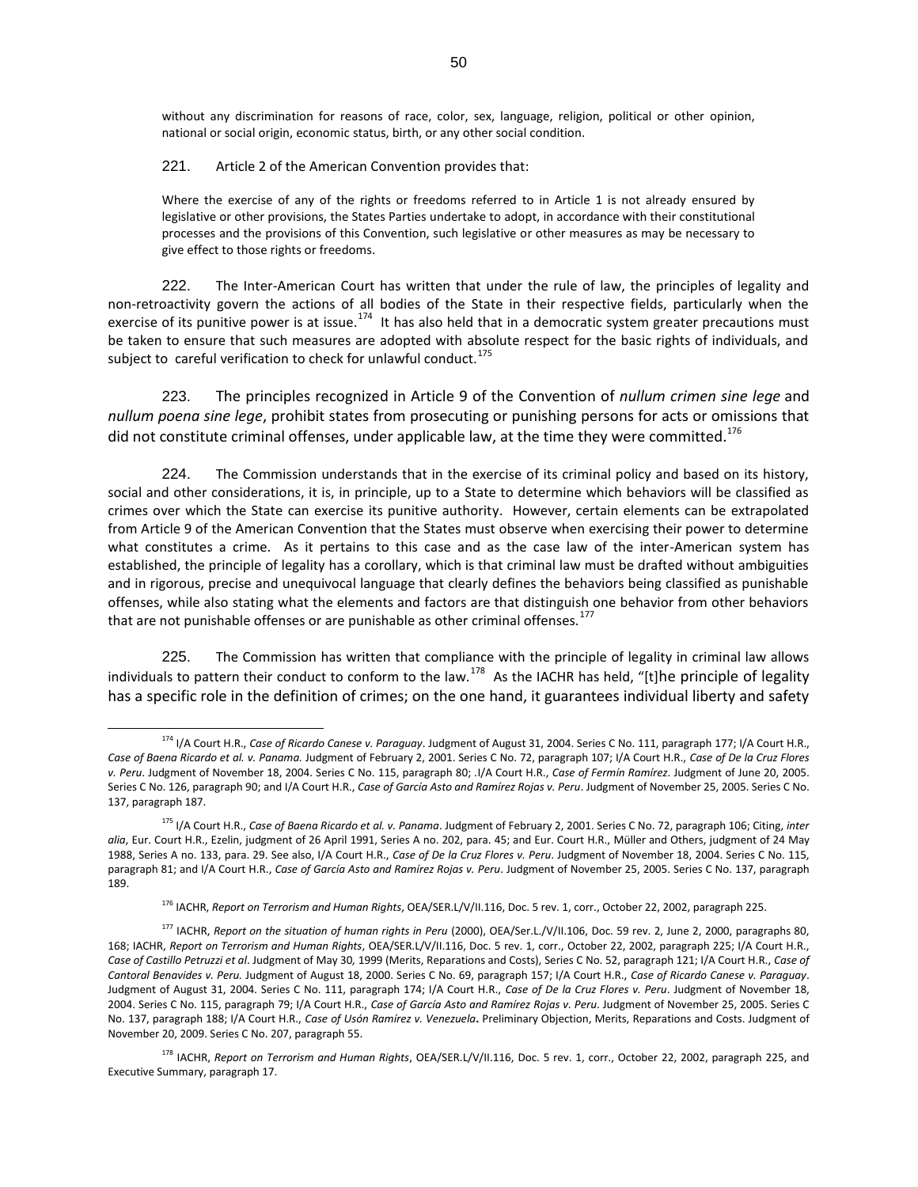> without any discrimination for reasons of race, color, sex, language, religion, political or other opinion, national or social origin, economic status, birth, or any other social condition.

221. Article 2 of the American Convention provides that:

> Where the exercise of any of the rights or freedoms referred to in Article 1 is not already ensured by legislative or other provisions, the States Parties undertake to adopt, in accordance with their constitutional processes and the provisions of this Convention, such legislative or other measures as may be necessary to give effect to those rights or freedoms.

222. The Inter-American Court has written that under the rule of law, the principles of legality and non-retroactivity govern the actions of all bodies of the State in their respective fields, particularly when the exercise of its punitive power is at issue.[174] It has also held that in a democratic system greater precautions must be taken to ensure that such measures are adopted with absolute respect for the basic rights of individuals, and subject to careful verification to check for unlawful conduct.[175]

223. The principles recognized in Article 9 of the Convention of *nullum crimen sine lege* and *nullum poena sine lege*, prohibit states from prosecuting or punishing persons for acts or omissions that did not constitute criminal offenses, under applicable law, at the time they were committed.[176]

224. The Commission understands that in the exercise of its criminal policy and based on its history, social and other considerations, it is, in principle, up to a State to determine which behaviors will be classified as crimes over which the State can exercise its punitive authority. However, certain elements can be extrapolated from Article 9 of the American Convention that the States must observe when exercising their power to determine what constitutes a crime. As it pertains to this case and as the case law of the inter-American system has established, the principle of legality has a corollary, which is that criminal law must be drafted without ambiguities and in rigorous, precise and unequivocal language that clearly defines the behaviors being classified as punishable offenses, while also stating what the elements and factors are that distinguish one behavior from other behaviors that are not punishable offenses or are punishable as other criminal offenses.[177]

225. The Commission has written that compliance with the principle of legality in criminal law allows individuals to pattern their conduct to conform to the law.[178] As the IACHR has held, "[t]he principle of legality has a specific role in the definition of crimes; on the one hand, it guarantees individual liberty and safety

---

[174] I/A Court H.R., *Case of Ricardo Canese v. Paraguay*. Judgment of August 31, 2004. Series C No. 111, paragraph 177; I/A Court H.R., *Case of Baena Ricardo et al. v. Panama.* Judgment of February 2, 2001. Series C No. 72, paragraph 107; I/A Court H.R., *Case of De la Cruz Flores v. Peru*. Judgment of November 18, 2004. Series C No. 115, paragraph 80; .I/A Court H.R., *Case of Fermín Ramírez*. Judgment of June 20, 2005. Series C No. 126, paragraph 90; and I/A Court H.R., *Case of García Asto and Ramírez Rojas v. Peru*. Judgment of November 25, 2005. Series C No. 137, paragraph 187.

[175] I/A Court H.R., *Case of Baena Ricardo et al. v. Panama*. Judgment of February 2, 2001. Series C No. 72, paragraph 106; Citing, *inter alia*, Eur. Court H.R., Ezelin, judgment of 26 April 1991, Series A no. 202, para. 45; and Eur. Court H.R., Müller and Others, judgment of 24 May 1988, Series A no. 133, para. 29. See also, I/A Court H.R., *Case of De la Cruz Flores v. Peru*. Judgment of November 18, 2004. Series C No. 115, paragraph 81; and I/A Court H.R., *Case of García Asto and Ramírez Rojas v. Peru*. Judgment of November 25, 2005. Series C No. 137, paragraph 189.

[176] IACHR, *Report on Terrorism and Human Rights*, OEA/SER.L/V/II.116, Doc. 5 rev. 1, corr., October 22, 2002, paragraph 225.

[177] IACHR, *Report on the situation of human rights in Peru* (2000), OEA/Ser.L./V/II.106, Doc. 59 rev. 2, June 2, 2000, paragraphs 80, 168; IACHR, *Report on Terrorism and Human Rights*, OEA/SER.L/V/II.116, Doc. 5 rev. 1, corr., October 22, 2002, paragraph 225; I/A Court H.R., *Case of Castillo Petruzzi et al*. Judgment of May 30, 1999 (Merits, Reparations and Costs), Series C No. 52, paragraph 121; I/A Court H.R., *Case of Cantoral Benavides v. Peru.* Judgment of August 18, 2000. Series C No. 69, paragraph 157; I/A Court H.R., *Case of Ricardo Canese v. Paraguay*. Judgment of August 31, 2004. Series C No. 111, paragraph 174; I/A Court H.R., *Case of De la Cruz Flores v. Peru*. Judgment of November 18, 2004. Series C No. 115, paragraph 79; I/A Court H.R., *Case of García Asto and Ramírez Rojas v. Peru*. Judgment of November 25, 2005. Series C No. 137, paragraph 188; I/A Court H.R., *Case of Usón Ramírez v. Venezuela***.** Preliminary Objection, Merits, Reparations and Costs. Judgment of November 20, 2009. Series C No. 207, paragraph 55.

[178] IACHR, *Report on Terrorism and Human Rights*, OEA/SER.L/V/II.116, Doc. 5 rev. 1, corr., October 22, 2002, paragraph 225, and Executive Summary, paragraph 17.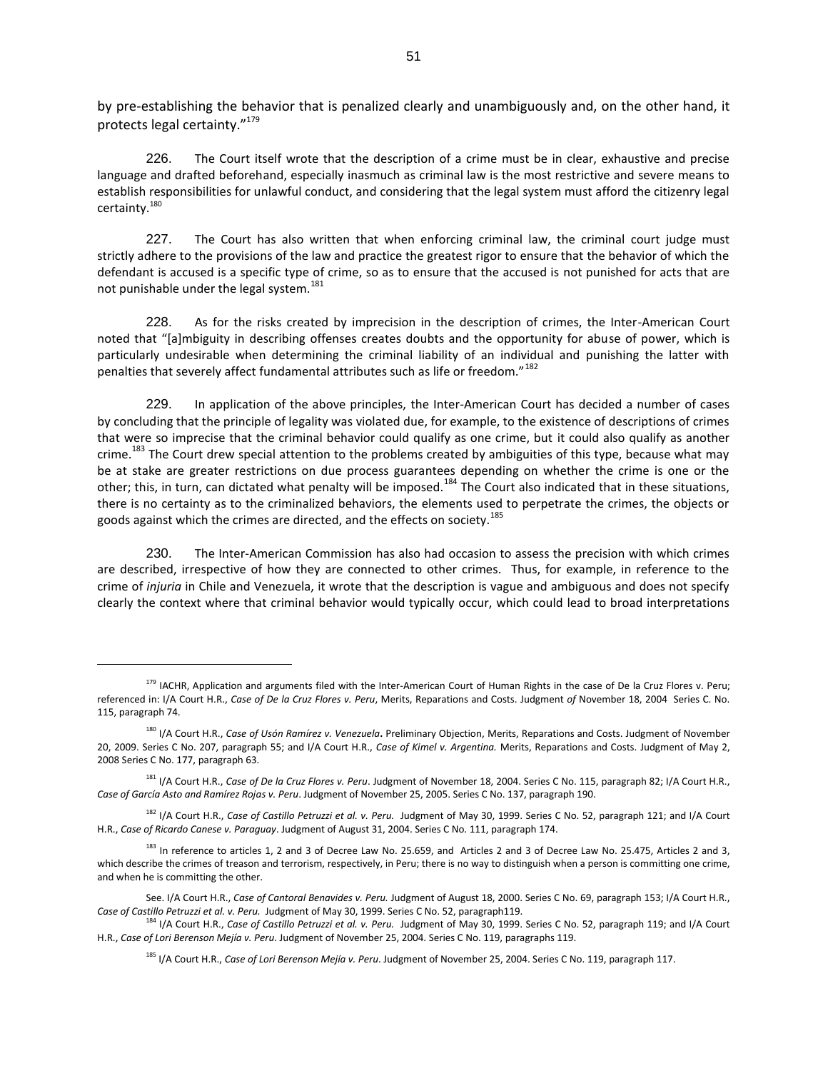by pre-establishing the behavior that is penalized clearly and unambiguously and, on the other hand, it protects legal certainty."[179]

226. The Court itself wrote that the description of a crime must be in clear, exhaustive and precise language and drafted beforehand, especially inasmuch as criminal law is the most restrictive and severe means to establish responsibilities for unlawful conduct, and considering that the legal system must afford the citizenry legal certainty.[180]

227. The Court has also written that when enforcing criminal law, the criminal court judge must strictly adhere to the provisions of the law and practice the greatest rigor to ensure that the behavior of which the defendant is accused is a specific type of crime, so as to ensure that the accused is not punished for acts that are not punishable under the legal system.[181]

228. As for the risks created by imprecision in the description of crimes, the Inter-American Court noted that "[a]mbiguity in describing offenses creates doubts and the opportunity for abuse of power, which is particularly undesirable when determining the criminal liability of an individual and punishing the latter with penalties that severely affect fundamental attributes such as life or freedom."[182]

229. In application of the above principles, the Inter-American Court has decided a number of cases by concluding that the principle of legality was violated due, for example, to the existence of descriptions of crimes that were so imprecise that the criminal behavior could qualify as one crime, but it could also qualify as another crime.[183] The Court drew special attention to the problems created by ambiguities of this type, because what may be at stake are greater restrictions on due process guarantees depending on whether the crime is one or the other; this, in turn, can dictated what penalty will be imposed.[184] The Court also indicated that in these situations, there is no certainty as to the criminalized behaviors, the elements used to perpetrate the crimes, the objects or goods against which the crimes are directed, and the effects on society.[185]

230. The Inter-American Commission has also had occasion to assess the precision with which crimes are described, irrespective of how they are connected to other crimes. Thus, for example, in reference to the crime of *injuria* in Chile and Venezuela, it wrote that the description is vague and ambiguous and does not specify clearly the context where that criminal behavior would typically occur, which could lead to broad interpretations

---

[179] IACHR, Application and arguments filed with the Inter-American Court of Human Rights in the case of De la Cruz Flores v. Peru; referenced in: I/A Court H.R., *Case of De la Cruz Flores v. Peru*, Merits, Reparations and Costs. Judgment *of* November 18, 2004 Series C. No. 115, paragraph 74.

[180] I/A Court H.R., *Case of Usón Ramírez v. Venezuela*. Preliminary Objection, Merits, Reparations and Costs. Judgment of November 20, 2009. Series C No. 207, paragraph 55; and I/A Court H.R., *Case of Kimel v. Argentina.* Merits, Reparations and Costs. Judgment of May 2, 2008 Series C No. 177, paragraph 63.

[181] I/A Court H.R., *Case of De la Cruz Flores v. Peru*. Judgment of November 18, 2004. Series C No. 115, paragraph 82; I/A Court H.R., *Case of García Asto and Ramírez Rojas v. Peru*. Judgment of November 25, 2005. Series C No. 137, paragraph 190.

[182] I/A Court H.R., *Case of Castillo Petruzzi et al. v. Peru.* Judgment of May 30, 1999. Series C No. 52, paragraph 121; and I/A Court H.R., *Case of Ricardo Canese v. Paraguay*. Judgment of August 31, 2004. Series C No. 111, paragraph 174.

[183] In reference to articles 1, 2 and 3 of Decree Law No. 25.659, and Articles 2 and 3 of Decree Law No. 25.475, Articles 2 and 3, which describe the crimes of treason and terrorism, respectively, in Peru; there is no way to distinguish when a person is committing one crime, and when he is committing the other.

See. I/A Court H.R., *Case of Cantoral Benavides v. Peru.* Judgment of August 18, 2000. Series C No. 69, paragraph 153; I/A Court H.R., *Case of Castillo Petruzzi et al. v. Peru.* Judgment of May 30, 1999. Series C No. 52, paragraph119.

[184] I/A Court H.R., *Case of Castillo Petruzzi et al. v. Peru.* Judgment of May 30, 1999. Series C No. 52, paragraph 119; and I/A Court H.R., *Case of Lori Berenson Mejía v. Peru*. Judgment of November 25, 2004. Series C No. 119, paragraphs 119.

[185] I/A Court H.R., *Case of Lori Berenson Mejía v. Peru*. Judgment of November 25, 2004. Series C No. 119, paragraph 117.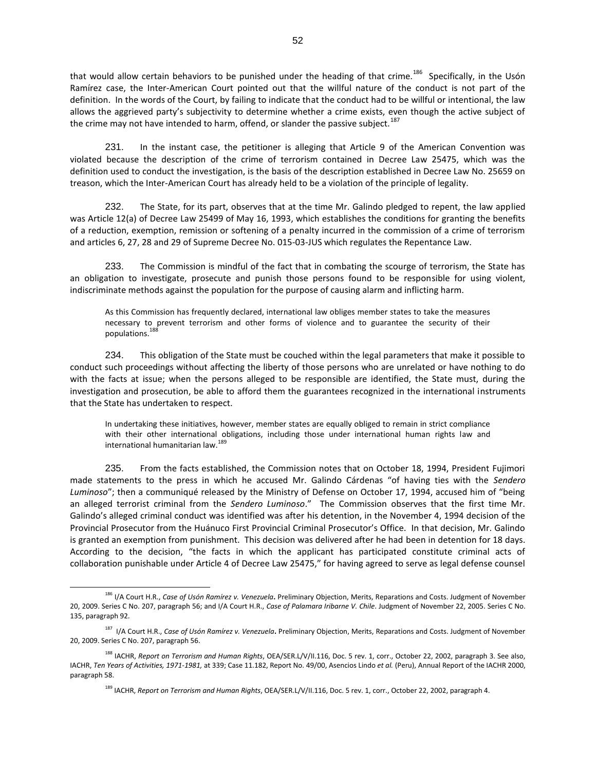that would allow certain behaviors to be punished under the heading of that crime.[186] Specifically, in the Usón Ramírez case, the Inter-American Court pointed out that the willful nature of the conduct is not part of the definition. In the words of the Court, by failing to indicate that the conduct had to be willful or intentional, the law allows the aggrieved party's subjectivity to determine whether a crime exists, even though the active subject of the crime may not have intended to harm, offend, or slander the passive subject.[187]

231. In the instant case, the petitioner is alleging that Article 9 of the American Convention was violated because the description of the crime of terrorism contained in Decree Law 25475, which was the definition used to conduct the investigation, is the basis of the description established in Decree Law No. 25659 on treason, which the Inter-American Court has already held to be a violation of the principle of legality.

232. The State, for its part, observes that at the time Mr. Galindo pledged to repent, the law applied was Article 12(a) of Decree Law 25499 of May 16, 1993, which establishes the conditions for granting the benefits of a reduction, exemption, remission or softening of a penalty incurred in the commission of a crime of terrorism and articles 6, 27, 28 and 29 of Supreme Decree No. 015-03-JUS which regulates the Repentance Law.

233. The Commission is mindful of the fact that in combating the scourge of terrorism, the State has an obligation to investigate, prosecute and punish those persons found to be responsible for using violent, indiscriminate methods against the population for the purpose of causing alarm and inflicting harm.

> As this Commission has frequently declared, international law obliges member states to take the measures necessary to prevent terrorism and other forms of violence and to guarantee the security of their populations.[188]

234. This obligation of the State must be couched within the legal parameters that make it possible to conduct such proceedings without affecting the liberty of those persons who are unrelated or have nothing to do with the facts at issue; when the persons alleged to be responsible are identified, the State must, during the investigation and prosecution, be able to afford them the guarantees recognized in the international instruments that the State has undertaken to respect.

> In undertaking these initiatives, however, member states are equally obliged to remain in strict compliance with their other international obligations, including those under international human rights law and international humanitarian law.[189]

235. From the facts established, the Commission notes that on October 18, 1994, President Fujimori made statements to the press in which he accused Mr. Galindo Cárdenas "of having ties with the *Sendero Luminoso*"; then a communiqué released by the Ministry of Defense on October 17, 1994, accused him of "being an alleged terrorist criminal from the *Sendero Luminoso*." The Commission observes that the first time Mr. Galindo's alleged criminal conduct was identified was after his detention, in the November 4, 1994 decision of the Provincial Prosecutor from the Huánuco First Provincial Criminal Prosecutor's Office. In that decision, Mr. Galindo is granted an exemption from punishment. This decision was delivered after he had been in detention for 18 days. According to the decision, "the facts in which the applicant has participated constitute criminal acts of collaboration punishable under Article 4 of Decree Law 25475," for having agreed to serve as legal defense counsel

---

[186] I/A Court H.R., *Case of Usón Ramírez v. Venezuela*. Preliminary Objection, Merits, Reparations and Costs. Judgment of November 20, 2009. Series C No. 207, paragraph 56; and I/A Court H.R., *Case of Palamara Iribarne V. Chile.* Judgment of November 22, 2005. Series C No. 135, paragraph 92.

[187] I/A Court H.R., *Case of Usón Ramírez v. Venezuela*. Preliminary Objection, Merits, Reparations and Costs. Judgment of November 20, 2009. Series C No. 207, paragraph 56.

[188] IACHR, *Report on Terrorism and Human Rights*, OEA/SER.L/V/II.116, Doc. 5 rev. 1, corr., October 22, 2002, paragraph 3. See also, IACHR, *Ten Years of Activities, 1971-1981,* at 339; Case 11.182, Report No. 49/00, Asencios Lindo *et al.* (Peru), Annual Report of the IACHR 2000, paragraph 58.

[189] IACHR, *Report on Terrorism and Human Rights*, OEA/SER.L/V/II.116, Doc. 5 rev. 1, corr., October 22, 2002, paragraph 4.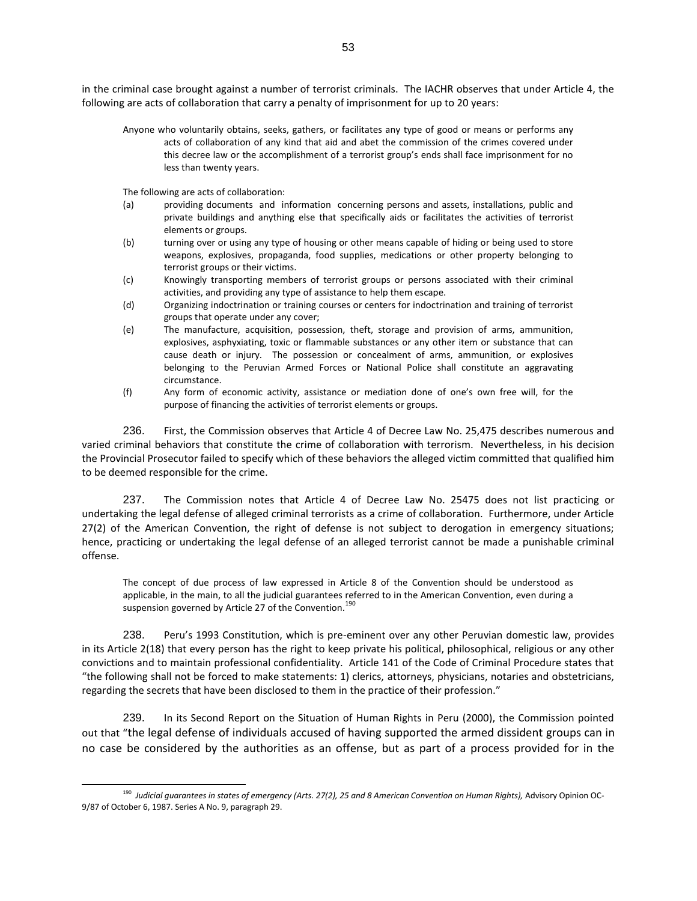in the criminal case brought against a number of terrorist criminals. The IACHR observes that under Article 4, the following are acts of collaboration that carry a penalty of imprisonment for up to 20 years:

> Anyone who voluntarily obtains, seeks, gathers, or facilitates any type of good or means or performs any acts of collaboration of any kind that aid and abet the commission of the crimes covered under this decree law or the accomplishment of a terrorist group's ends shall face imprisonment for no less than twenty years.
>
> The following are acts of collaboration:
>
> (a) providing documents and information concerning persons and assets, installations, public and private buildings and anything else that specifically aids or facilitates the activities of terrorist elements or groups.
>
> (b) turning over or using any type of housing or other means capable of hiding or being used to store weapons, explosives, propaganda, food supplies, medications or other property belonging to terrorist groups or their victims.
>
> (c) Knowingly transporting members of terrorist groups or persons associated with their criminal activities, and providing any type of assistance to help them escape.
>
> (d) Organizing indoctrination or training courses or centers for indoctrination and training of terrorist groups that operate under any cover;
>
> (e) The manufacture, acquisition, possession, theft, storage and provision of arms, ammunition, explosives, asphyxiating, toxic or flammable substances or any other item or substance that can cause death or injury. The possession or concealment of arms, ammunition, or explosives belonging to the Peruvian Armed Forces or National Police shall constitute an aggravating circumstance.
>
> (f) Any form of economic activity, assistance or mediation done of one's own free will, for the purpose of financing the activities of terrorist elements or groups.

236. First, the Commission observes that Article 4 of Decree Law No. 25,475 describes numerous and varied criminal behaviors that constitute the crime of collaboration with terrorism. Nevertheless, in his decision the Provincial Prosecutor failed to specify which of these behaviors the alleged victim committed that qualified him to be deemed responsible for the crime.

237. The Commission notes that Article 4 of Decree Law No. 25475 does not list practicing or undertaking the legal defense of alleged criminal terrorists as a crime of collaboration. Furthermore, under Article 27(2) of the American Convention, the right of defense is not subject to derogation in emergency situations; hence, practicing or undertaking the legal defense of an alleged terrorist cannot be made a punishable criminal offense.

> The concept of due process of law expressed in Article 8 of the Convention should be understood as applicable, in the main, to all the judicial guarantees referred to in the American Convention, even during a suspension governed by Article 27 of the Convention.[190]

238. Peru's 1993 Constitution, which is pre-eminent over any other Peruvian domestic law, provides in its Article 2(18) that every person has the right to keep private his political, philosophical, religious or any other convictions and to maintain professional confidentiality. Article 141 of the Code of Criminal Procedure states that "the following shall not be forced to make statements: 1) clerics, attorneys, physicians, notaries and obstetricians, regarding the secrets that have been disclosed to them in the practice of their profession."

239. In its Second Report on the Situation of Human Rights in Peru (2000), the Commission pointed out that "the legal defense of individuals accused of having supported the armed dissident groups can in no case be considered by the authorities as an offense, but as part of a process provided for in the

---

[190] *Judicial guarantees in states of emergency (Arts. 27(2), 25 and 8 American Convention on Human Rights),* Advisory Opinion OC-9/87 of October 6, 1987. Series A No. 9, paragraph 29.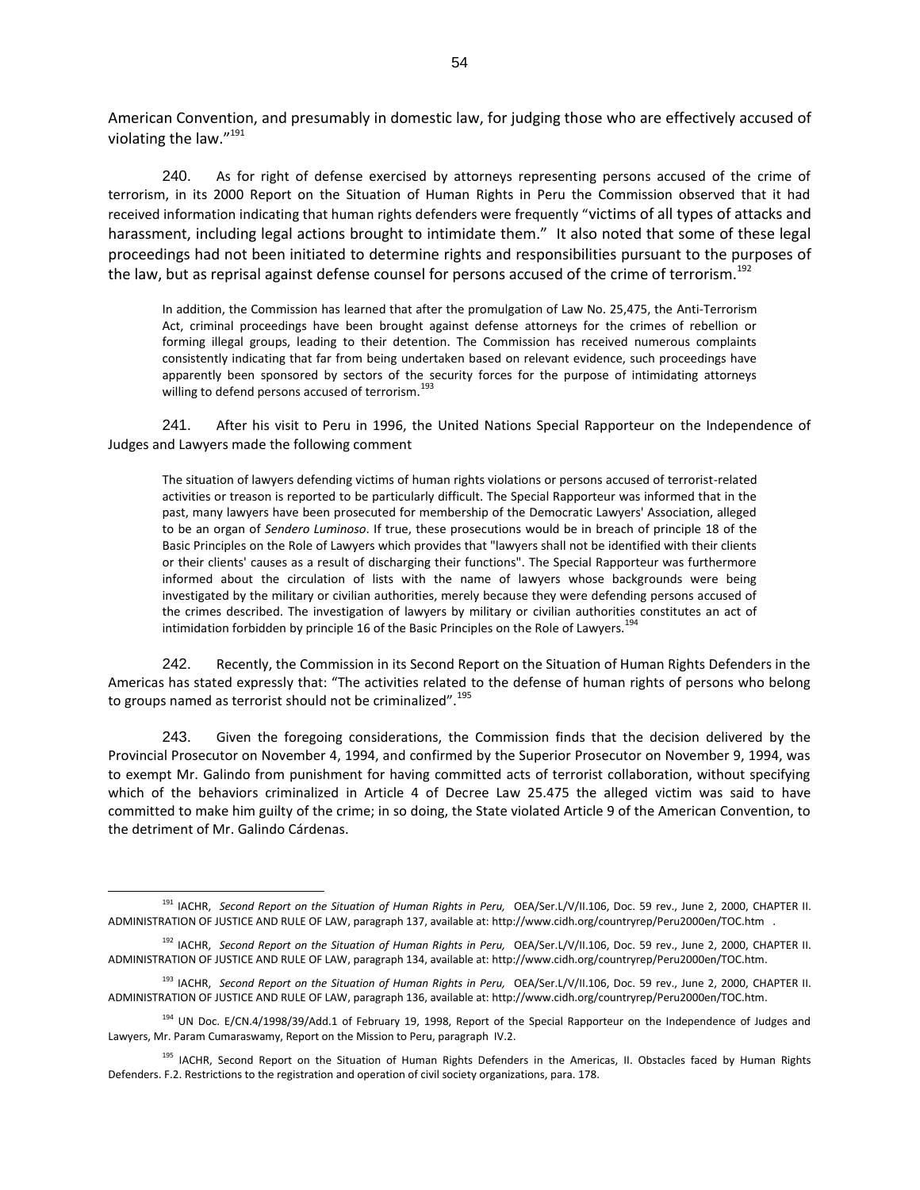American Convention, and presumably in domestic law, for judging those who are effectively accused of violating the law."[191]

240. As for right of defense exercised by attorneys representing persons accused of the crime of terrorism, in its 2000 Report on the Situation of Human Rights in Peru the Commission observed that it had received information indicating that human rights defenders were frequently "victims of all types of attacks and harassment, including legal actions brought to intimidate them." It also noted that some of these legal proceedings had not been initiated to determine rights and responsibilities pursuant to the purposes of the law, but as reprisal against defense counsel for persons accused of the crime of terrorism.[192]

> In addition, the Commission has learned that after the promulgation of Law No. 25,475, the Anti-Terrorism Act, criminal proceedings have been brought against defense attorneys for the crimes of rebellion or forming illegal groups, leading to their detention. The Commission has received numerous complaints consistently indicating that far from being undertaken based on relevant evidence, such proceedings have apparently been sponsored by sectors of the security forces for the purpose of intimidating attorneys willing to defend persons accused of terrorism.[193]

241. After his visit to Peru in 1996, the United Nations Special Rapporteur on the Independence of Judges and Lawyers made the following comment

> The situation of lawyers defending victims of human rights violations or persons accused of terrorist-related activities or treason is reported to be particularly difficult. The Special Rapporteur was informed that in the past, many lawyers have been prosecuted for membership of the Democratic Lawyers' Association, alleged to be an organ of *Sendero Luminoso*. If true, these prosecutions would be in breach of principle 18 of the Basic Principles on the Role of Lawyers which provides that "lawyers shall not be identified with their clients or their clients' causes as a result of discharging their functions". The Special Rapporteur was furthermore informed about the circulation of lists with the name of lawyers whose backgrounds were being investigated by the military or civilian authorities, merely because they were defending persons accused of the crimes described. The investigation of lawyers by military or civilian authorities constitutes an act of intimidation forbidden by principle 16 of the Basic Principles on the Role of Lawyers.[194]

242. Recently, the Commission in its Second Report on the Situation of Human Rights Defenders in the Americas has stated expressly that: "The activities related to the defense of human rights of persons who belong to groups named as terrorist should not be criminalized".[195]

243. Given the foregoing considerations, the Commission finds that the decision delivered by the Provincial Prosecutor on November 4, 1994, and confirmed by the Superior Prosecutor on November 9, 1994, was to exempt Mr. Galindo from punishment for having committed acts of terrorist collaboration, without specifying which of the behaviors criminalized in Article 4 of Decree Law 25.475 the alleged victim was said to have committed to make him guilty of the crime; in so doing, the State violated Article 9 of the American Convention, to the detriment of Mr. Galindo Cárdenas.

---

[191] IACHR, *Second Report on the Situation of Human Rights in Peru,* OEA/Ser.L/V/II.106, Doc. 59 rev., June 2, 2000, CHAPTER II. ADMINISTRATION OF JUSTICE AND RULE OF LAW, paragraph 137, available at: http://www.cidh.org/countryrep/Peru2000en/TOC.htm .

[192] IACHR, *Second Report on the Situation of Human Rights in Peru,* OEA/Ser.L/V/II.106, Doc. 59 rev., June 2, 2000, CHAPTER II. ADMINISTRATION OF JUSTICE AND RULE OF LAW, paragraph 134, available at: http://www.cidh.org/countryrep/Peru2000en/TOC.htm.

[193] IACHR, *Second Report on the Situation of Human Rights in Peru,* OEA/Ser.L/V/II.106, Doc. 59 rev., June 2, 2000, CHAPTER II. ADMINISTRATION OF JUSTICE AND RULE OF LAW, paragraph 136, available at: http://www.cidh.org/countryrep/Peru2000en/TOC.htm.

[194] UN Doc. E/CN.4/1998/39/Add.1 of February 19, 1998, Report of the Special Rapporteur on the Independence of Judges and Lawyers, Mr. Param Cumaraswamy, Report on the Mission to Peru, paragraph IV.2.

[195] IACHR, Second Report on the Situation of Human Rights Defenders in the Americas, II. Obstacles faced by Human Rights Defenders. F.2. Restrictions to the registration and operation of civil society organizations, para. 178.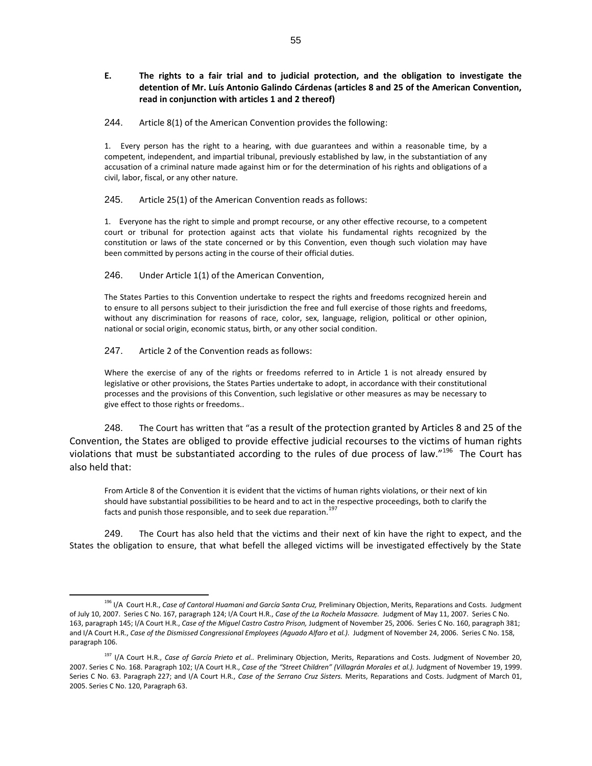### E. The rights to a fair trial and to judicial protection, and the obligation to investigate the detention of Mr. Luís Antonio Galindo Cárdenas (articles 8 and 25 of the American Convention, read in conjunction with articles 1 and 2 thereof)

244. Article 8(1) of the American Convention provides the following:

> 1. Every person has the right to a hearing, with due guarantees and within a reasonable time, by a competent, independent, and impartial tribunal, previously established by law, in the substantiation of any accusation of a criminal nature made against him or for the determination of his rights and obligations of a civil, labor, fiscal, or any other nature.

245. Article 25(1) of the American Convention reads as follows:

> 1. Everyone has the right to simple and prompt recourse, or any other effective recourse, to a competent court or tribunal for protection against acts that violate his fundamental rights recognized by the constitution or laws of the state concerned or by this Convention, even though such violation may have been committed by persons acting in the course of their official duties.

246. Under Article 1(1) of the American Convention,

> The States Parties to this Convention undertake to respect the rights and freedoms recognized herein and to ensure to all persons subject to their jurisdiction the free and full exercise of those rights and freedoms, without any discrimination for reasons of race, color, sex, language, religion, political or other opinion, national or social origin, economic status, birth, or any other social condition.

247. Article 2 of the Convention reads as follows:

> Where the exercise of any of the rights or freedoms referred to in Article 1 is not already ensured by legislative or other provisions, the States Parties undertake to adopt, in accordance with their constitutional processes and the provisions of this Convention, such legislative or other measures as may be necessary to give effect to those rights or freedoms..

248. The Court has written that "as a result of the protection granted by Articles 8 and 25 of the Convention, the States are obliged to provide effective judicial recourses to the victims of human rights violations that must be substantiated according to the rules of due process of law."[196] The Court has also held that:

> From Article 8 of the Convention it is evident that the victims of human rights violations, or their next of kin should have substantial possibilities to be heard and to act in the respective proceedings, both to clarify the facts and punish those responsible, and to seek due reparation.[197]

249. The Court has also held that the victims and their next of kin have the right to expect, and the States the obligation to ensure, that what befell the alleged victims will be investigated effectively by the State

---

[196] I/A Court H.R., *Case of Cantoral Huamani and García Santa Cruz,* Preliminary Objection, Merits, Reparations and Costs. Judgment of July 10, 2007. Series C No. 167, paragraph 124; I/A Court H.R., *Case of the La Rochela Massacre.* Judgment of May 11, 2007. Series C No. 163, paragraph 145; I/A Court H.R., *Case of the Miguel Castro Castro Prison,* Judgment of November 25, 2006. Series C No. 160, paragraph 381; and I/A Court H.R., *Case of the Dismissed Congressional Employees (Aguado Alfaro et al.).* Judgment of November 24, 2006. Series C No. 158, paragraph 106.

[197] I/A Court H.R., *Case of García Prieto et al..* Preliminary Objection, Merits, Reparations and Costs. Judgment of November 20, 2007. Series C No. 168. Paragraph 102; I/A Court H.R., *Case of the "Street Children" (Villagrán Morales et al.).* Judgment of November 19, 1999. Series C No. 63. Paragraph 227; and I/A Court H.R., *Case of the Serrano Cruz Sisters.* Merits, Reparations and Costs. Judgment of March 01, 2005. Series C No. 120, Paragraph 63.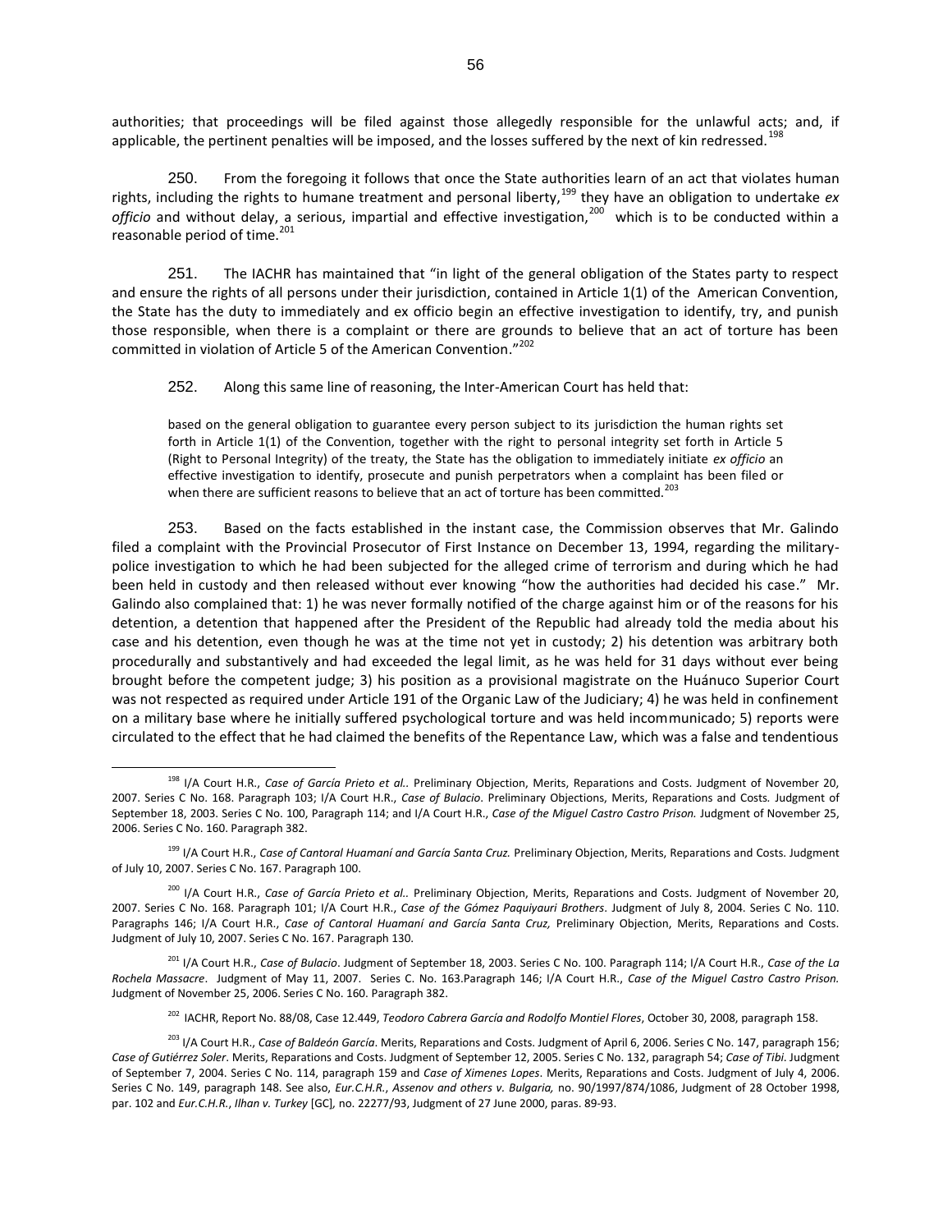authorities; that proceedings will be filed against those allegedly responsible for the unlawful acts; and, if applicable, the pertinent penalties will be imposed, and the losses suffered by the next of kin redressed.[198]

250. From the foregoing it follows that once the State authorities learn of an act that violates human rights, including the rights to humane treatment and personal liberty,[199] they have an obligation to undertake *ex officio* and without delay, a serious, impartial and effective investigation,[200] which is to be conducted within a reasonable period of time.[201]

251. The IACHR has maintained that "in light of the general obligation of the States party to respect and ensure the rights of all persons under their jurisdiction, contained in Article 1(1) of the American Convention, the State has the duty to immediately and ex officio begin an effective investigation to identify, try, and punish those responsible, when there is a complaint or there are grounds to believe that an act of torture has been committed in violation of Article 5 of the American Convention."[202]

252. Along this same line of reasoning, the Inter-American Court has held that:

> based on the general obligation to guarantee every person subject to its jurisdiction the human rights set forth in Article 1(1) of the Convention, together with the right to personal integrity set forth in Article 5 (Right to Personal Integrity) of the treaty, the State has the obligation to immediately initiate *ex officio* an effective investigation to identify, prosecute and punish perpetrators when a complaint has been filed or when there are sufficient reasons to believe that an act of torture has been committed.[203]

253. Based on the facts established in the instant case, the Commission observes that Mr. Galindo filed a complaint with the Provincial Prosecutor of First Instance on December 13, 1994, regarding the military-police investigation to which he had been subjected for the alleged crime of terrorism and during which he had been held in custody and then released without ever knowing "how the authorities had decided his case." Mr. Galindo also complained that: 1) he was never formally notified of the charge against him or of the reasons for his detention, a detention that happened after the President of the Republic had already told the media about his case and his detention, even though he was at the time not yet in custody; 2) his detention was arbitrary both procedurally and substantively and had exceeded the legal limit, as he was held for 31 days without ever being brought before the competent judge; 3) his position as a provisional magistrate on the Huánuco Superior Court was not respected as required under Article 191 of the Organic Law of the Judiciary; 4) he was held in confinement on a military base where he initially suffered psychological torture and was held incommunicado; 5) reports were circulated to the effect that he had claimed the benefits of the Repentance Law, which was a false and tendentious

---

[198] I/A Court H.R., *Case of García Prieto et al.*. Preliminary Objection, Merits, Reparations and Costs. Judgment of November 20, 2007. Series C No. 168. Paragraph 103; I/A Court H.R., *Case of Bulacio*. Preliminary Objections, Merits, Reparations and Costs. Judgment of September 18, 2003. Series C No. 100, Paragraph 114; and I/A Court H.R., *Case of the Miguel Castro Castro Prison.* Judgment of November 25, 2006. Series C No. 160. Paragraph 382.

[199] I/A Court H.R., *Case of Cantoral Huamaní and García Santa Cruz.* Preliminary Objection, Merits, Reparations and Costs. Judgment of July 10, 2007. Series C No. 167. Paragraph 100.

[200] I/A Court H.R., *Case of García Prieto et al.*. Preliminary Objection, Merits, Reparations and Costs. Judgment of November 20, 2007. Series C No. 168. Paragraph 101; I/A Court H.R., *Case of the Gómez Paquiyauri Brothers*. Judgment of July 8, 2004. Series C No. 110. Paragraphs 146; I/A Court H.R., *Case of Cantoral Huamaní and García Santa Cruz,* Preliminary Objection, Merits, Reparations and Costs. Judgment of July 10, 2007. Series C No. 167. Paragraph 130.

[201] I/A Court H.R., *Case of Bulacio*. Judgment of September 18, 2003. Series C No. 100. Paragraph 114; I/A Court H.R., *Case of the La Rochela Massacre*. Judgment of May 11, 2007. Series C. No. 163.Paragraph 146; I/A Court H.R., *Case of the Miguel Castro Castro Prison.* Judgment of November 25, 2006. Series C No. 160. Paragraph 382.

[202] IACHR, Report No. 88/08, Case 12.449, *Teodoro Cabrera García and Rodolfo Montiel Flores*, October 30, 2008, paragraph 158.

[203] I/A Court H.R., *Case of Baldeón García*. Merits, Reparations and Costs. Judgment of April 6, 2006. Series C No. 147, paragraph 156; *Case of Gutiérrez Soler*. Merits, Reparations and Costs. Judgment of September 12, 2005. Series C No. 132, paragraph 54; *Case of Tibi*. Judgment of September 7, 2004. Series C No. 114, paragraph 159 and *Case of Ximenes Lopes*. Merits, Reparations and Costs. Judgment of July 4, 2006. Series C No. 149, paragraph 148. See also, *Eur.C.H.R.*, *Assenov and others v. Bulgaria,* no. 90/1997/874/1086, Judgment of 28 October 1998, par. 102 and *Eur.C.H.R.*, *Ilhan v. Turkey* [GC], no. 22277/93, Judgment of 27 June 2000, paras. 89-93.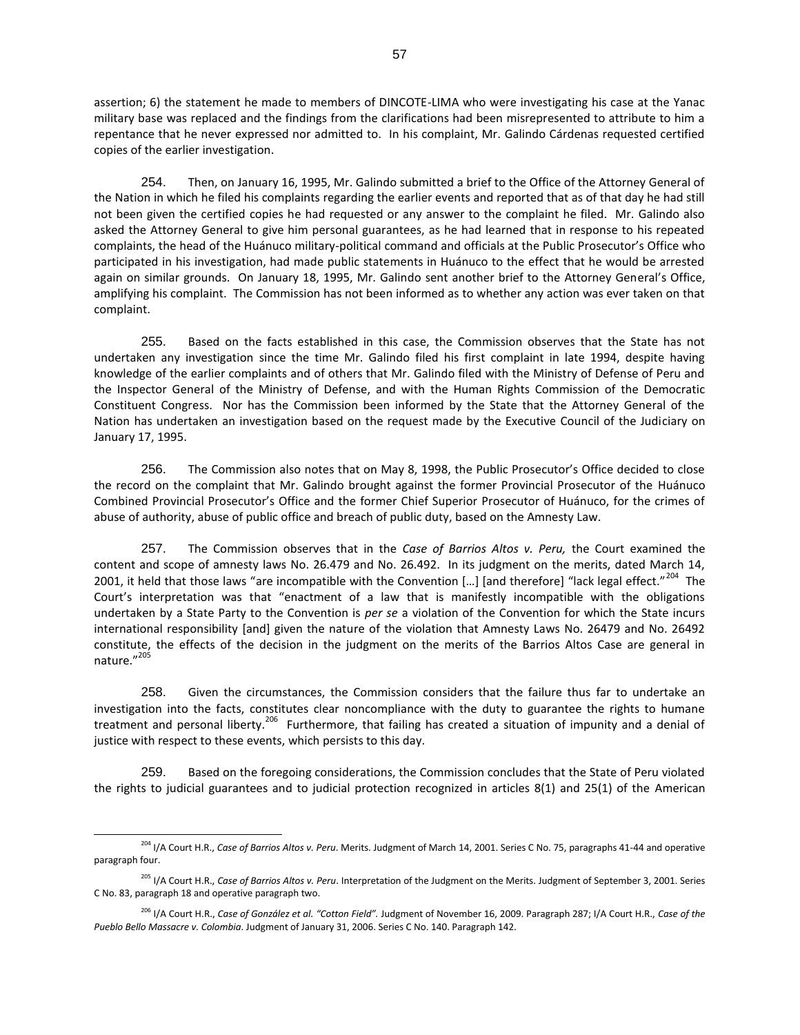assertion; 6) the statement he made to members of DINCOTE-LIMA who were investigating his case at the Yanac military base was replaced and the findings from the clarifications had been misrepresented to attribute to him a repentance that he never expressed nor admitted to. In his complaint, Mr. Galindo Cárdenas requested certified copies of the earlier investigation.

254. Then, on January 16, 1995, Mr. Galindo submitted a brief to the Office of the Attorney General of the Nation in which he filed his complaints regarding the earlier events and reported that as of that day he had still not been given the certified copies he had requested or any answer to the complaint he filed. Mr. Galindo also asked the Attorney General to give him personal guarantees, as he had learned that in response to his repeated complaints, the head of the Huánuco military-political command and officials at the Public Prosecutor's Office who participated in his investigation, had made public statements in Huánuco to the effect that he would be arrested again on similar grounds. On January 18, 1995, Mr. Galindo sent another brief to the Attorney General's Office, amplifying his complaint. The Commission has not been informed as to whether any action was ever taken on that complaint.

255. Based on the facts established in this case, the Commission observes that the State has not undertaken any investigation since the time Mr. Galindo filed his first complaint in late 1994, despite having knowledge of the earlier complaints and of others that Mr. Galindo filed with the Ministry of Defense of Peru and the Inspector General of the Ministry of Defense, and with the Human Rights Commission of the Democratic Constituent Congress. Nor has the Commission been informed by the State that the Attorney General of the Nation has undertaken an investigation based on the request made by the Executive Council of the Judiciary on January 17, 1995.

256. The Commission also notes that on May 8, 1998, the Public Prosecutor's Office decided to close the record on the complaint that Mr. Galindo brought against the former Provincial Prosecutor of the Huánuco Combined Provincial Prosecutor's Office and the former Chief Superior Prosecutor of Huánuco, for the crimes of abuse of authority, abuse of public office and breach of public duty, based on the Amnesty Law.

257. The Commission observes that in the *Case of Barrios Altos v. Peru,* the Court examined the content and scope of amnesty laws No. 26.479 and No. 26.492. In its judgment on the merits, dated March 14, 2001, it held that those laws "are incompatible with the Convention […] [and therefore] "lack legal effect."[204] The Court's interpretation was that "enactment of a law that is manifestly incompatible with the obligations undertaken by a State Party to the Convention is *per se* a violation of the Convention for which the State incurs international responsibility [and] given the nature of the violation that Amnesty Laws No. 26479 and No. 26492 constitute, the effects of the decision in the judgment on the merits of the Barrios Altos Case are general in nature."[205]

258. Given the circumstances, the Commission considers that the failure thus far to undertake an investigation into the facts, constitutes clear noncompliance with the duty to guarantee the rights to humane treatment and personal liberty.[206] Furthermore, that failing has created a situation of impunity and a denial of justice with respect to these events, which persists to this day.

259. Based on the foregoing considerations, the Commission concludes that the State of Peru violated the rights to judicial guarantees and to judicial protection recognized in articles 8(1) and 25(1) of the American

---

[204] I/A Court H.R., *Case of Barrios Altos v. Peru*. Merits. Judgment of March 14, 2001. Series C No. 75, paragraphs 41-44 and operative paragraph four.

[205] I/A Court H.R., *Case of Barrios Altos v. Peru*. Interpretation of the Judgment on the Merits. Judgment of September 3, 2001. Series C No. 83, paragraph 18 and operative paragraph two.

[206] I/A Court H.R., *Case of González et al. "Cotton Field".* Judgment of November 16, 2009. Paragraph 287; I/A Court H.R., *Case of the Pueblo Bello Massacre v. Colombia*. Judgment of January 31, 2006. Series C No. 140. Paragraph 142.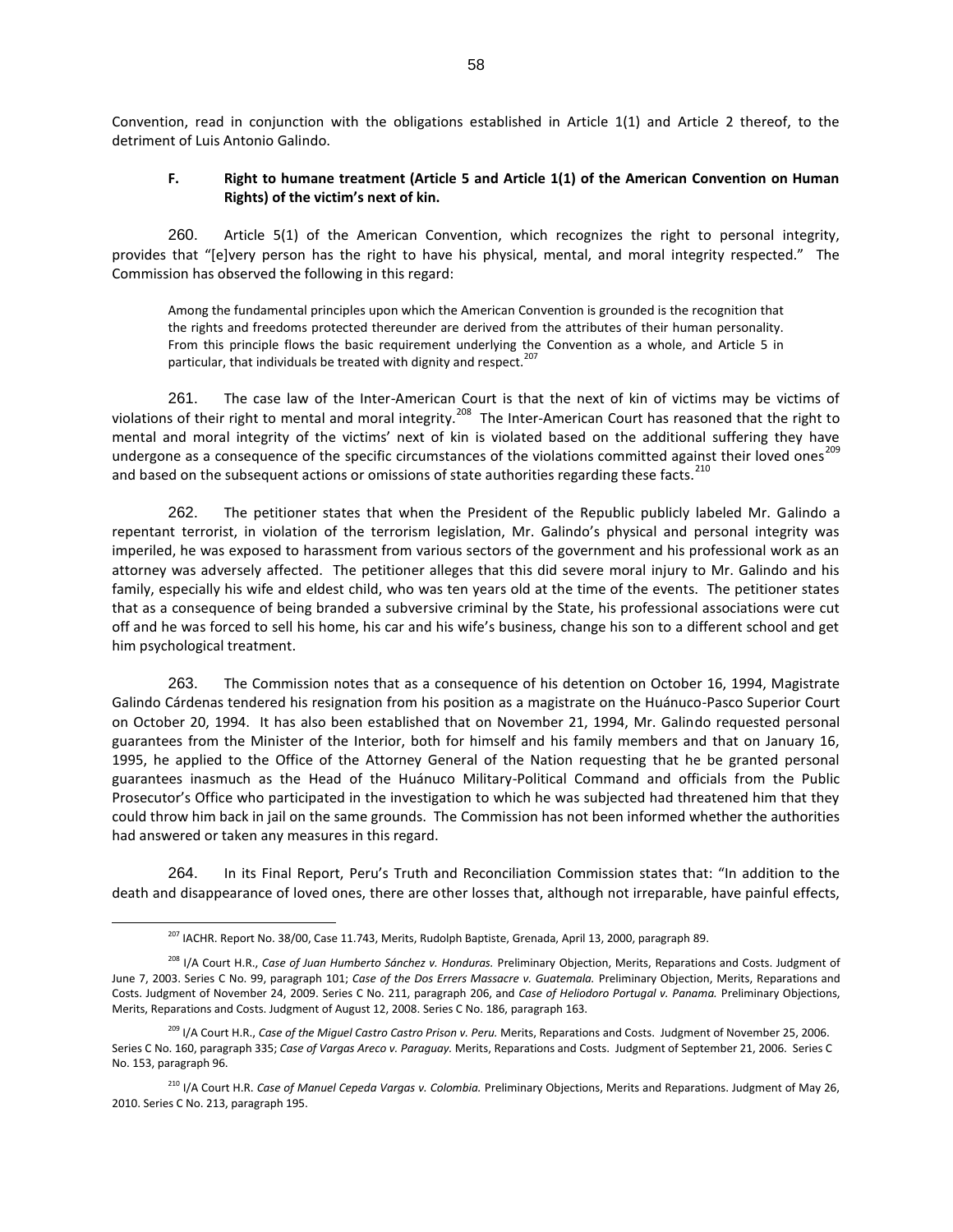Convention, read in conjunction with the obligations established in Article 1(1) and Article 2 thereof, to the detriment of Luis Antonio Galindo.

### F. Right to humane treatment (Article 5 and Article 1(1) of the American Convention on Human Rights) of the victim's next of kin.

260. Article 5(1) of the American Convention, which recognizes the right to personal integrity, provides that "[e]very person has the right to have his physical, mental, and moral integrity respected." The Commission has observed the following in this regard:

> Among the fundamental principles upon which the American Convention is grounded is the recognition that the rights and freedoms protected thereunder are derived from the attributes of their human personality. From this principle flows the basic requirement underlying the Convention as a whole, and Article 5 in particular, that individuals be treated with dignity and respect.[207]

261. The case law of the Inter-American Court is that the next of kin of victims may be victims of violations of their right to mental and moral integrity.[208] The Inter-American Court has reasoned that the right to mental and moral integrity of the victims' next of kin is violated based on the additional suffering they have undergone as a consequence of the specific circumstances of the violations committed against their loved ones[209] and based on the subsequent actions or omissions of state authorities regarding these facts.[210]

262. The petitioner states that when the President of the Republic publicly labeled Mr. Galindo a repentant terrorist, in violation of the terrorism legislation, Mr. Galindo's physical and personal integrity was imperiled, he was exposed to harassment from various sectors of the government and his professional work as an attorney was adversely affected. The petitioner alleges that this did severe moral injury to Mr. Galindo and his family, especially his wife and eldest child, who was ten years old at the time of the events. The petitioner states that as a consequence of being branded a subversive criminal by the State, his professional associations were cut off and he was forced to sell his home, his car and his wife's business, change his son to a different school and get him psychological treatment.

263. The Commission notes that as a consequence of his detention on October 16, 1994, Magistrate Galindo Cárdenas tendered his resignation from his position as a magistrate on the Huánuco-Pasco Superior Court on October 20, 1994. It has also been established that on November 21, 1994, Mr. Galindo requested personal guarantees from the Minister of the Interior, both for himself and his family members and that on January 16, 1995, he applied to the Office of the Attorney General of the Nation requesting that he be granted personal guarantees inasmuch as the Head of the Huánuco Military-Political Command and officials from the Public Prosecutor's Office who participated in the investigation to which he was subjected had threatened him that they could throw him back in jail on the same grounds. The Commission has not been informed whether the authorities had answered or taken any measures in this regard.

264. In its Final Report, Peru's Truth and Reconciliation Commission states that: "In addition to the death and disappearance of loved ones, there are other losses that, although not irreparable, have painful effects,

---

[207] IACHR. Report No. 38/00, Case 11.743, Merits, Rudolph Baptiste, Grenada, April 13, 2000, paragraph 89.

[208] I/A Court H.R., *Case of Juan Humberto Sánchez v. Honduras.* Preliminary Objection, Merits, Reparations and Costs. Judgment of June 7, 2003. Series C No. 99, paragraph 101; *Case of the Dos Erres Massacre v. Guatemala.* Preliminary Objection, Merits, Reparations and Costs. Judgment of November 24, 2009. Series C No. 211, paragraph 206, and *Case of Heliodoro Portugal v. Panama.* Preliminary Objections, Merits, Reparations and Costs. Judgment of August 12, 2008. Series C No. 186, paragraph 163.

[209] I/A Court H.R., *Case of the Miguel Castro Castro Prison v. Peru.* Merits, Reparations and Costs. Judgment of November 25, 2006. Series C No. 160, paragraph 335; *Case of Vargas Areco v. Paraguay.* Merits, Reparations and Costs. Judgment of September 21, 2006. Series C No. 153, paragraph 96.

[210] I/A Court H.R. *Case of Manuel Cepeda Vargas v. Colombia.* Preliminary Objections, Merits and Reparations. Judgment of May 26, 2010. Series C No. 213, paragraph 195.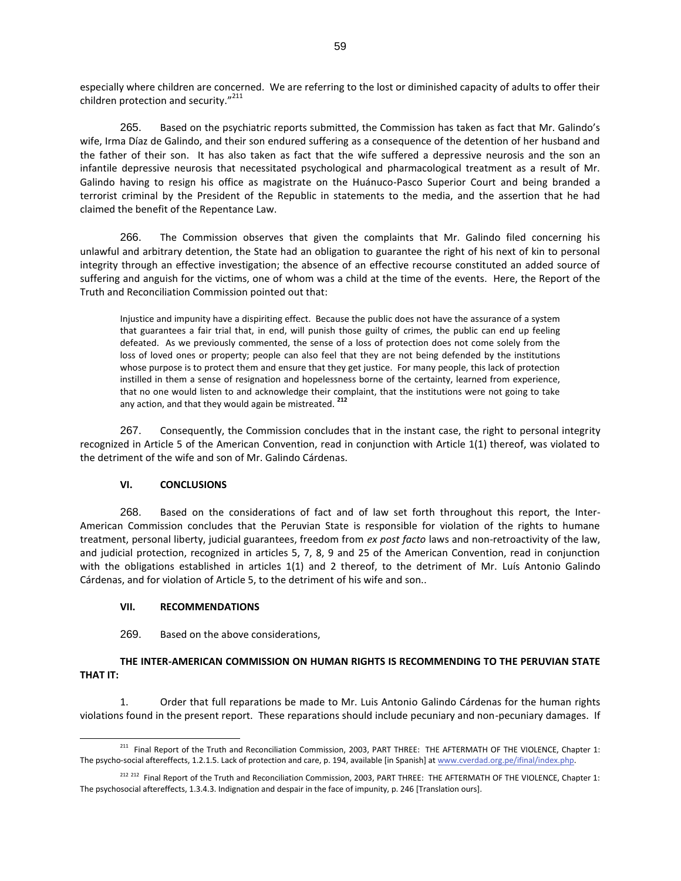especially where children are concerned. We are referring to the lost or diminished capacity of adults to offer their children protection and security."[211]

265. Based on the psychiatric reports submitted, the Commission has taken as fact that Mr. Galindo's wife, Irma Díaz de Galindo, and their son endured suffering as a consequence of the detention of her husband and the father of their son. It has also taken as fact that the wife suffered a depressive neurosis and the son an infantile depressive neurosis that necessitated psychological and pharmacological treatment as a result of Mr. Galindo having to resign his office as magistrate on the Huánuco-Pasco Superior Court and being branded a terrorist criminal by the President of the Republic in statements to the media, and the assertion that he had claimed the benefit of the Repentance Law.

266. The Commission observes that given the complaints that Mr. Galindo filed concerning his unlawful and arbitrary detention, the State had an obligation to guarantee the right of his next of kin to personal integrity through an effective investigation; the absence of an effective recourse constituted an added source of suffering and anguish for the victims, one of whom was a child at the time of the events. Here, the Report of the Truth and Reconciliation Commission pointed out that:

> Injustice and impunity have a dispiriting effect. Because the public does not have the assurance of a system that guarantees a fair trial that, in end, will punish those guilty of crimes, the public can end up feeling defeated. As we previously commented, the sense of a loss of protection does not come solely from the loss of loved ones or property; people can also feel that they are not being defended by the institutions whose purpose is to protect them and ensure that they get justice. For many people, this lack of protection instilled in them a sense of resignation and hopelessness borne of the certainty, learned from experience, that no one would listen to and acknowledge their complaint, that the institutions were not going to take any action, and that they would again be mistreated. [212]

267. Consequently, the Commission concludes that in the instant case, the right to personal integrity recognized in Article 5 of the American Convention, read in conjunction with Article 1(1) thereof, was violated to the detriment of the wife and son of Mr. Galindo Cárdenas.

## VI. CONCLUSIONS

268. Based on the considerations of fact and of law set forth throughout this report, the Inter-American Commission concludes that the Peruvian State is responsible for violation of the rights to humane treatment, personal liberty, judicial guarantees, freedom from *ex post facto* laws and non-retroactivity of the law, and judicial protection, recognized in articles 5, 7, 8, 9 and 25 of the American Convention, read in conjunction with the obligations established in articles 1(1) and 2 thereof, to the detriment of Mr. Luís Antonio Galindo Cárdenas, and for violation of Article 5, to the detriment of his wife and son..

## VII. RECOMMENDATIONS

269. Based on the above considerations,

**THE INTER-AMERICAN COMMISSION ON HUMAN RIGHTS IS RECOMMENDING TO THE PERUVIAN STATE THAT IT:**

1. Order that full reparations be made to Mr. Luis Antonio Galindo Cárdenas for the human rights violations found in the present report. These reparations should include pecuniary and non-pecuniary damages. If

---

[211] Final Report of the Truth and Reconciliation Commission, 2003, PART THREE: THE AFTERMATH OF THE VIOLENCE, Chapter 1: The psycho-social aftereffects, 1.2.1.5. Lack of protection and care, p. 194, available [in Spanish] at www.cverdad.org.pe/ifinal/index.php.

[212 212] Final Report of the Truth and Reconciliation Commission, 2003, PART THREE: THE AFTERMATH OF THE VIOLENCE, Chapter 1: The psychosocial aftereffects, 1.3.4.3. Indignation and despair in the face of impunity, p. 246 [Translation ours].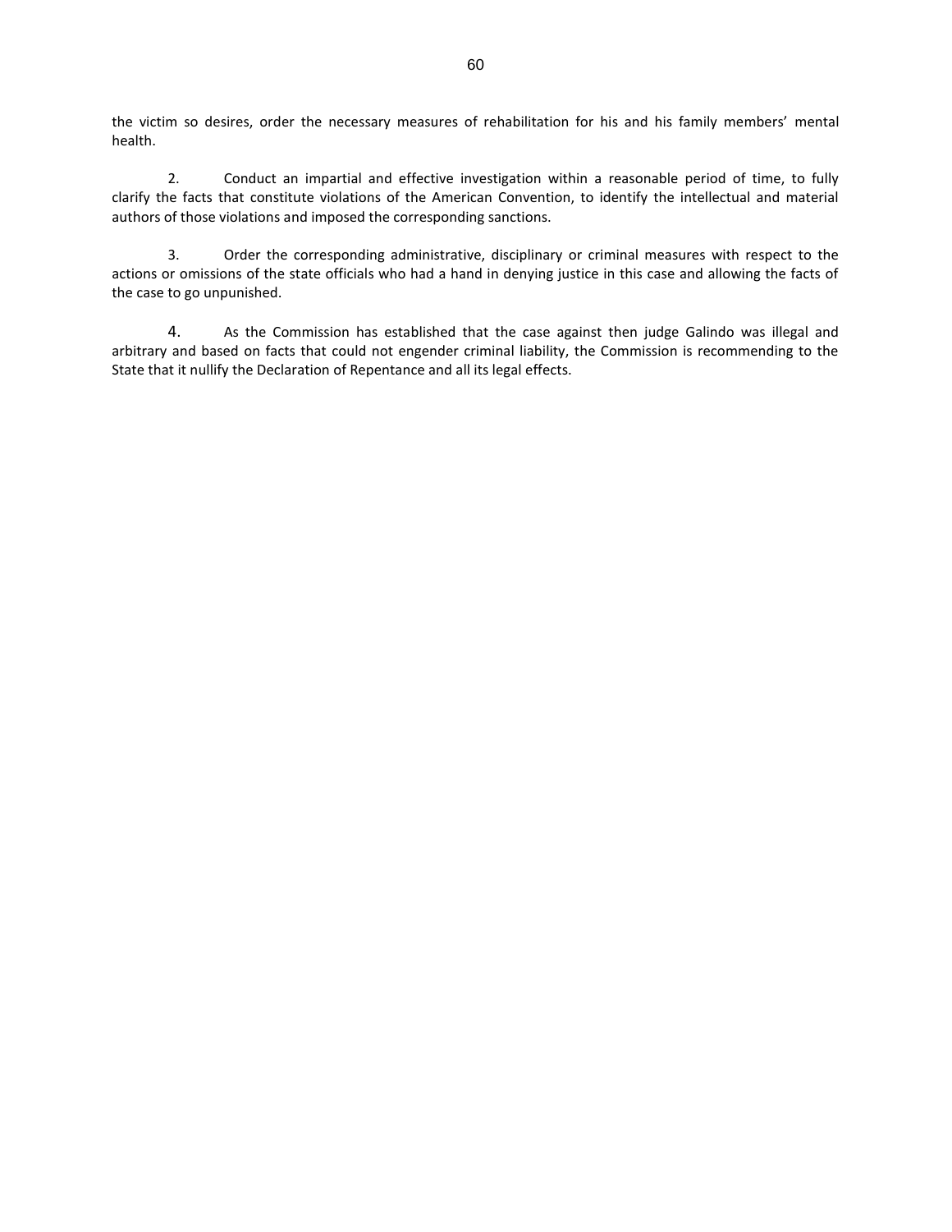the victim so desires, order the necessary measures of rehabilitation for his and his family members' mental health.

2. Conduct an impartial and effective investigation within a reasonable period of time, to fully clarify the facts that constitute violations of the American Convention, to identify the intellectual and material authors of those violations and imposed the corresponding sanctions.

3. Order the corresponding administrative, disciplinary or criminal measures with respect to the actions or omissions of the state officials who had a hand in denying justice in this case and allowing the facts of the case to go unpunished.

4. As the Commission has established that the case against then judge Galindo was illegal and arbitrary and based on facts that could not engender criminal liability, the Commission is recommending to the State that it nullify the Declaration of Repentance and all its legal effects.